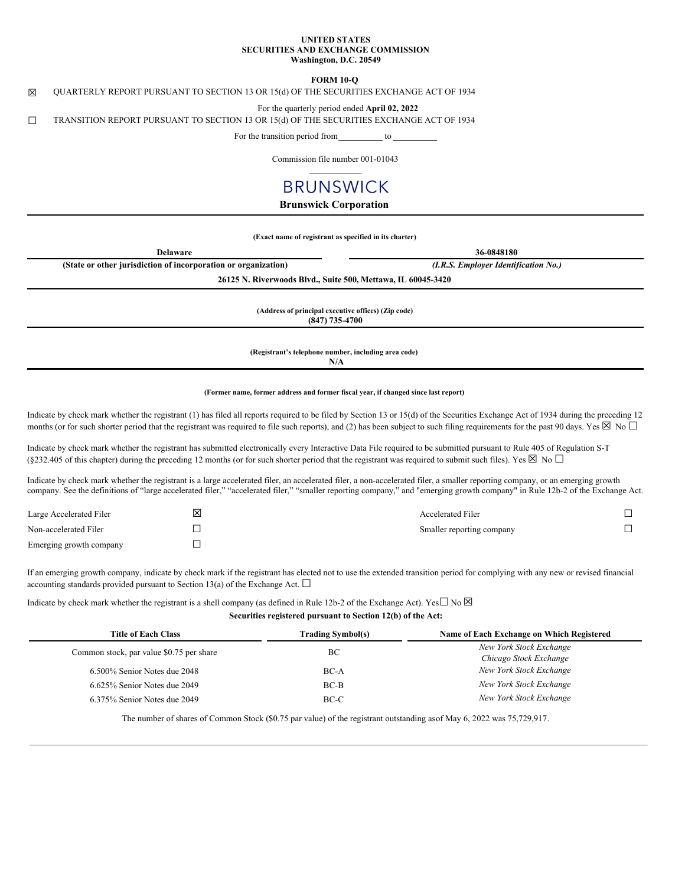**UNITED STATES**
**SECURITIES AND EXCHANGE COMMISSION**
**Washington, D.C. 20549**

**FORM 10-Q**

☒ QUARTERLY REPORT PURSUANT TO SECTION 13 OR 15(d) OF THE SECURITIES EXCHANGE ACT OF 1934

For the quarterly period ended **April 02, 2022**

☐ TRANSITION REPORT PURSUANT TO SECTION 13 OR 15(d) OF THE SECURITIES EXCHANGE ACT OF 1934

For the transition period from __________ to __________

Commission file number 001-01043

BRUNSWICK

**Brunswick Corporation**

**(Exact name of registrant as specified in its charter)**

| | |
|---|---|
| **Delaware** | **36-0848180** |
| **(State or other jurisdiction of incorporation or organization)** | ***(I.R.S. Employer Identification No.)*** |

**26125 N. Riverwoods Blvd., Suite 500, Mettawa, IL 60045-3420**

**(Address of principal executive offices) (Zip code)**

**(847) 735-4700**

**(Registrant's telephone number, including area code)**

**N/A**

**(Former name, former address and former fiscal year, if changed since last report)**

Indicate by check mark whether the registrant (1) has filed all reports required to be filed by Section 13 or 15(d) of the Securities Exchange Act of 1934 during the preceding 12 months (or for such shorter period that the registrant was required to file such reports), and (2) has been subject to such filing requirements for the past 90 days. Yes ☒ No ☐

Indicate by check mark whether the registrant has submitted electronically every Interactive Data File required to be submitted pursuant to Rule 405 of Regulation S-T (§232.405 of this chapter) during the preceding 12 months (or for such shorter period that the registrant was required to submit such files). Yes ☒ No ☐

Indicate by check mark whether the registrant is a large accelerated filer, an accelerated filer, a non-accelerated filer, a smaller reporting company, or an emerging growth company. See the definitions of "large accelerated filer," "accelerated filer," "smaller reporting company," and "emerging growth company" in Rule 12b-2 of the Exchange Act.

| | | | |
|---|---|---|---|
| Large Accelerated Filer | ☒ | Accelerated Filer | ☐ |
| Non-accelerated Filer | ☐ | Smaller reporting company | ☐ |
| Emerging growth company | ☐ | | |

If an emerging growth company, indicate by check mark if the registrant has elected not to use the extended transition period for complying with any new or revised financial accounting standards provided pursuant to Section 13(a) of the Exchange Act. ☐

Indicate by check mark whether the registrant is a shell company (as defined in Rule 12b-2 of the Exchange Act). Yes☐ No ☒

**Securities registered pursuant to Section 12(b) of the Act:**

| Title of Each Class | Trading Symbol(s) | Name of Each Exchange on Which Registered |
|---|---|---|
| Common stock, par value $0.75 per share | BC | *New York Stock Exchange*<br>*Chicago Stock Exchange* |
| 6.500% Senior Notes due 2048 | BC-A | *New York Stock Exchange* |
| 6.625% Senior Notes due 2049 | BC-B | *New York Stock Exchange* |
| 6.375% Senior Notes due 2049 | BC-C | *New York Stock Exchange* |

The number of shares of Common Stock ($0.75 par value) of the registrant outstanding as of May 6, 2022 was 75,729,917.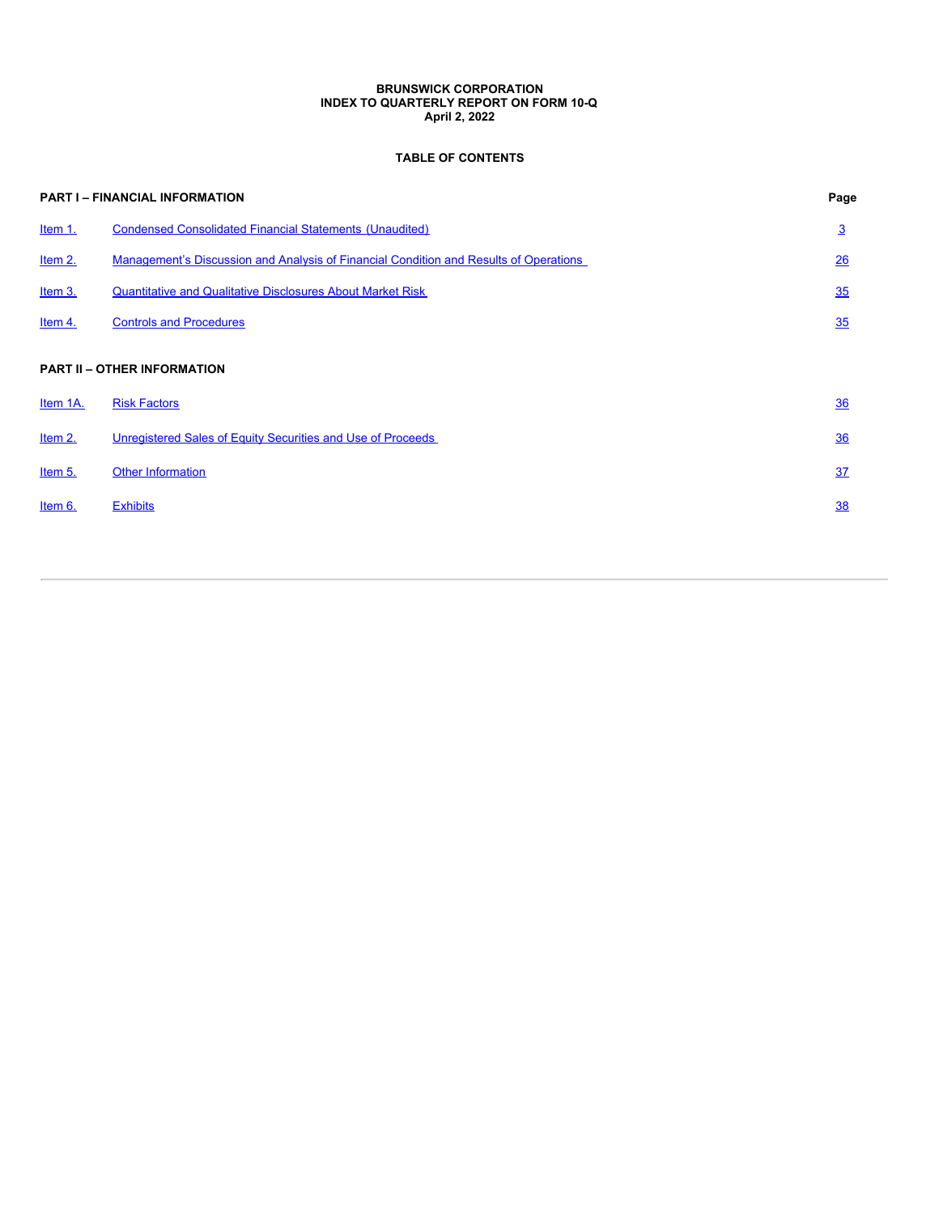**BRUNSWICK CORPORATION**
**INDEX TO QUARTERLY REPORT ON FORM 10-Q**
**April 2, 2022**

**TABLE OF CONTENTS**

| PART I – FINANCIAL INFORMATION | | Page |
|---|---|---|
| Item 1. | Condensed Consolidated Financial Statements (Unaudited) | 3 |
| Item 2. | Management's Discussion and Analysis of Financial Condition and Results of Operations | 26 |
| Item 3. | Quantitative and Qualitative Disclosures About Market Risk | 35 |
| Item 4. | Controls and Procedures | 35 |
| **PART II – OTHER INFORMATION** | | |
| Item 1A. | Risk Factors | 36 |
| Item 2. | Unregistered Sales of Equity Securities and Use of Proceeds | 36 |
| Item 5. | Other Information | 37 |
| Item 6. | Exhibits | 38 |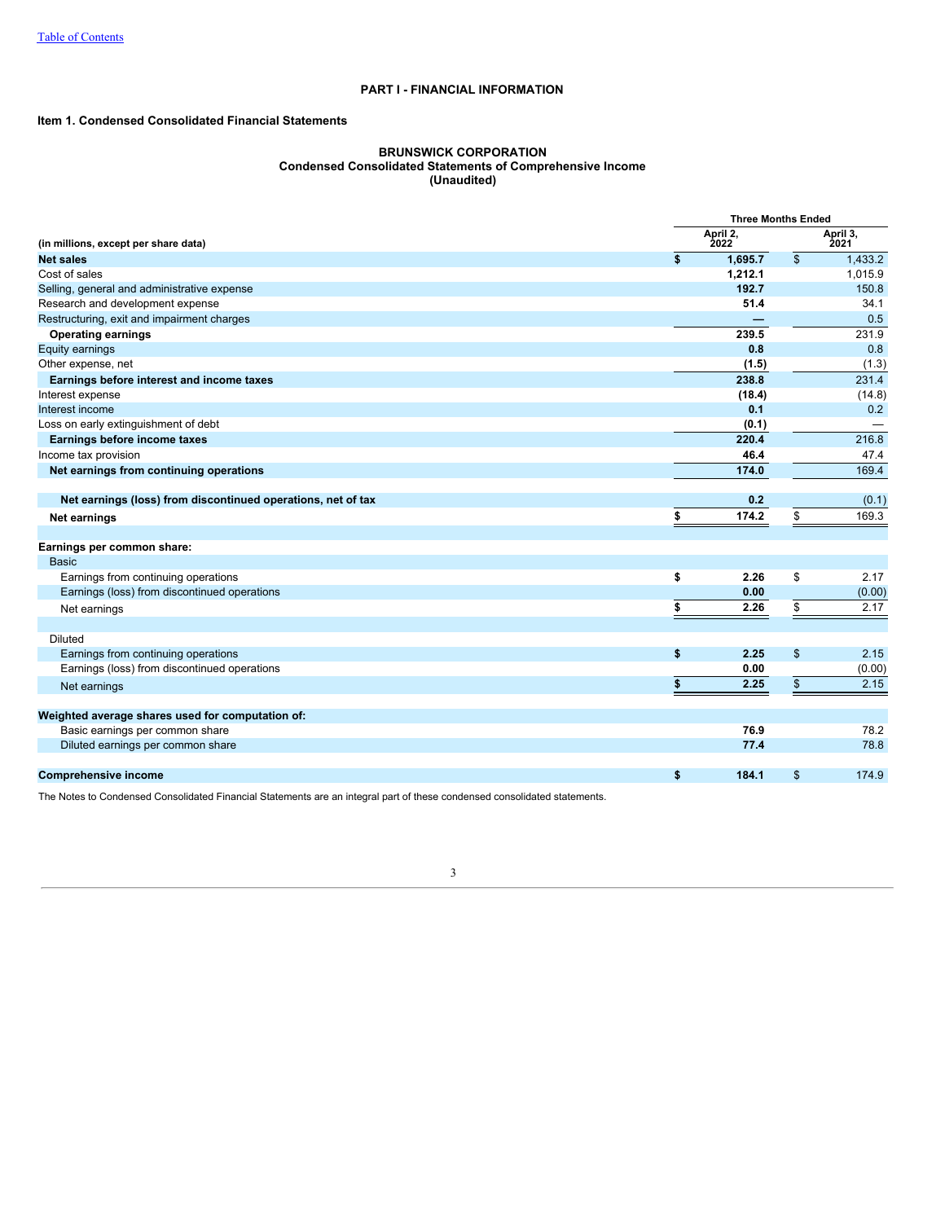[Table of Contents](#)

# PART I - FINANCIAL INFORMATION

## Item 1. Condensed Consolidated Financial Statements

### BRUNSWICK CORPORATION
### Condensed Consolidated Statements of Comprehensive Income
### (Unaudited)

| | Three Months Ended | |
|---|---|---|
| **(in millions, except per share data)** | **April 2, 2022** | **April 3, 2021** |
| **Net sales** | **$ 1,695.7** | $ 1,433.2 |
| Cost of sales | **1,212.1** | 1,015.9 |
| Selling, general and administrative expense | **192.7** | 150.8 |
| Research and development expense | **51.4** | 34.1 |
| Restructuring, exit and impairment charges | **—** | 0.5 |
| **Operating earnings** | **239.5** | 231.9 |
| Equity earnings | **0.8** | 0.8 |
| Other expense, net | **(1.5)** | (1.3) |
| **Earnings before interest and income taxes** | **238.8** | 231.4 |
| Interest expense | **(18.4)** | (14.8) |
| Interest income | **0.1** | 0.2 |
| Loss on early extinguishment of debt | **(0.1)** | — |
| **Earnings before income taxes** | **220.4** | 216.8 |
| Income tax provision | **46.4** | 47.4 |
| **Net earnings from continuing operations** | **174.0** | 169.4 |
| | | |
| **Net earnings (loss) from discontinued operations, net of tax** | **0.2** | (0.1) |
| **Net earnings** | **$ 174.2** | $ 169.3 |
| | | |
| **Earnings per common share:** | | |
| Basic | | |
| Earnings from continuing operations | **$ 2.26** | $ 2.17 |
| Earnings (loss) from discontinued operations | **0.00** | (0.00) |
| Net earnings | **$ 2.26** | $ 2.17 |
| | | |
| Diluted | | |
| Earnings from continuing operations | **$ 2.25** | $ 2.15 |
| Earnings (loss) from discontinued operations | **0.00** | (0.00) |
| Net earnings | **$ 2.25** | $ 2.15 |
| | | |
| **Weighted average shares used for computation of:** | | |
| Basic earnings per common share | **76.9** | 78.2 |
| Diluted earnings per common share | **77.4** | 78.8 |
| | | |
| **Comprehensive income** | **$ 184.1** | $ 174.9 |

The Notes to Condensed Consolidated Financial Statements are an integral part of these condensed consolidated statements.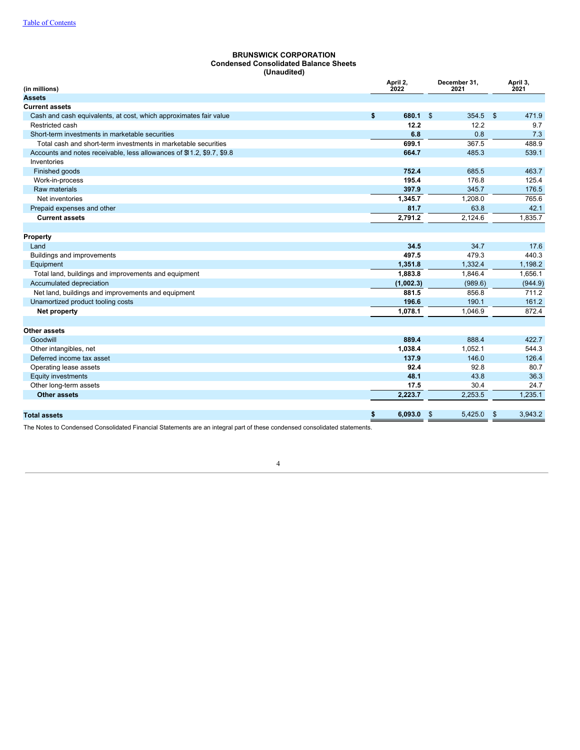[Table of Contents](#)

**BRUNSWICK CORPORATION**
**Condensed Consolidated Balance Sheets**
**(Unaudited)**

| (in millions) | April 2, 2022 | December 31, 2021 | April 3, 2021 |
|---|---|---|---|
| **Assets** | | | |
| **Current assets** | | | |
| Cash and cash equivalents, at cost, which approximates fair value | **$ 680.1** | $ 354.5 | $ 471.9 |
| Restricted cash | **12.2** | 12.2 | 9.7 |
| Short-term investments in marketable securities | **6.8** | 0.8 | 7.3 |
| Total cash and short-term investments in marketable securities | **699.1** | 367.5 | 488.9 |
| Accounts and notes receivable, less allowances of $11.2, $9.7, $9.8 | **664.7** | 485.3 | 539.1 |
| Inventories | | | |
| Finished goods | **752.4** | 685.5 | 463.7 |
| Work-in-process | **195.4** | 176.8 | 125.4 |
| Raw materials | **397.9** | 345.7 | 176.5 |
| Net inventories | **1,345.7** | 1,208.0 | 765.6 |
| Prepaid expenses and other | **81.7** | 63.8 | 42.1 |
| **Current assets** | **2,791.2** | 2,124.6 | 1,835.7 |
| | | | |
| **Property** | | | |
| Land | **34.5** | 34.7 | 17.6 |
| Buildings and improvements | **497.5** | 479.3 | 440.3 |
| Equipment | **1,351.8** | 1,332.4 | 1,198.2 |
| Total land, buildings and improvements and equipment | **1,883.8** | 1,846.4 | 1,656.1 |
| Accumulated depreciation | **(1,002.3)** | (989.6) | (944.9) |
| Net land, buildings and improvements and equipment | **881.5** | 856.8 | 711.2 |
| Unamortized product tooling costs | **196.6** | 190.1 | 161.2 |
| **Net property** | **1,078.1** | 1,046.9 | 872.4 |
| | | | |
| **Other assets** | | | |
| Goodwill | **889.4** | 888.4 | 422.7 |
| Other intangibles, net | **1,038.4** | 1,052.1 | 544.3 |
| Deferred income tax asset | **137.9** | 146.0 | 126.4 |
| Operating lease assets | **92.4** | 92.8 | 80.7 |
| Equity investments | **48.1** | 43.8 | 36.3 |
| Other long-term assets | **17.5** | 30.4 | 24.7 |
| **Other assets** | **2,223.7** | 2,253.5 | 1,235.1 |
| | | | |
| **Total assets** | **$ 6,093.0** | $ 5,425.0 | $ 3,943.2 |

The Notes to Condensed Consolidated Financial Statements are an integral part of these condensed consolidated statements.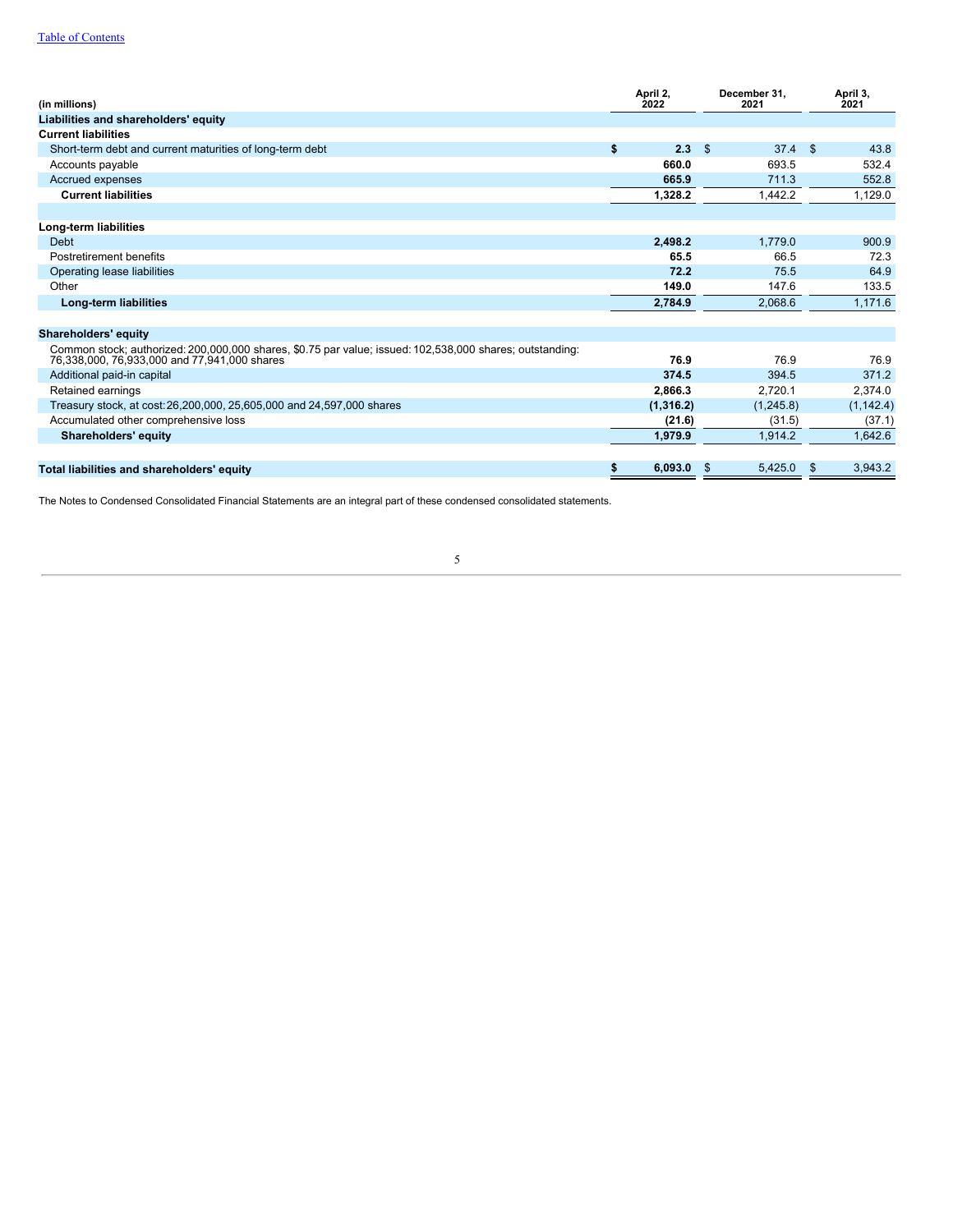[Table of Contents](#)

| (in millions) | April 2, 2022 | December 31, 2021 | April 3, 2021 |
|---|---|---|---|
| **Liabilities and shareholders' equity** | | | |
| **Current liabilities** | | | |
| Short-term debt and current maturities of long-term debt | **$ 2.3** | $ 37.4 | $ 43.8 |
| Accounts payable | **660.0** | 693.5 | 532.4 |
| Accrued expenses | **665.9** | 711.3 | 552.8 |
| **Current liabilities** | **1,328.2** | 1,442.2 | 1,129.0 |
| | | | |
| **Long-term liabilities** | | | |
| Debt | **2,498.2** | 1,779.0 | 900.9 |
| Postretirement benefits | **65.5** | 66.5 | 72.3 |
| Operating lease liabilities | **72.2** | 75.5 | 64.9 |
| Other | **149.0** | 147.6 | 133.5 |
| **Long-term liabilities** | **2,784.9** | 2,068.6 | 1,171.6 |
| | | | |
| **Shareholders' equity** | | | |
| Common stock; authorized: 200,000,000 shares, $0.75 par value; issued: 102,538,000 shares; outstanding: 76,338,000, 76,933,000 and 77,941,000 shares | **76.9** | 76.9 | 76.9 |
| Additional paid-in capital | **374.5** | 394.5 | 371.2 |
| Retained earnings | **2,866.3** | 2,720.1 | 2,374.0 |
| Treasury stock, at cost: 26,200,000, 25,605,000 and 24,597,000 shares | **(1,316.2)** | (1,245.8) | (1,142.4) |
| Accumulated other comprehensive loss | **(21.6)** | (31.5) | (37.1) |
| **Shareholders' equity** | **1,979.9** | 1,914.2 | 1,642.6 |
| | | | |
| **Total liabilities and shareholders' equity** | **$ 6,093.0** | $ 5,425.0 | $ 3,943.2 |

The Notes to Condensed Consolidated Financial Statements are an integral part of these condensed consolidated statements.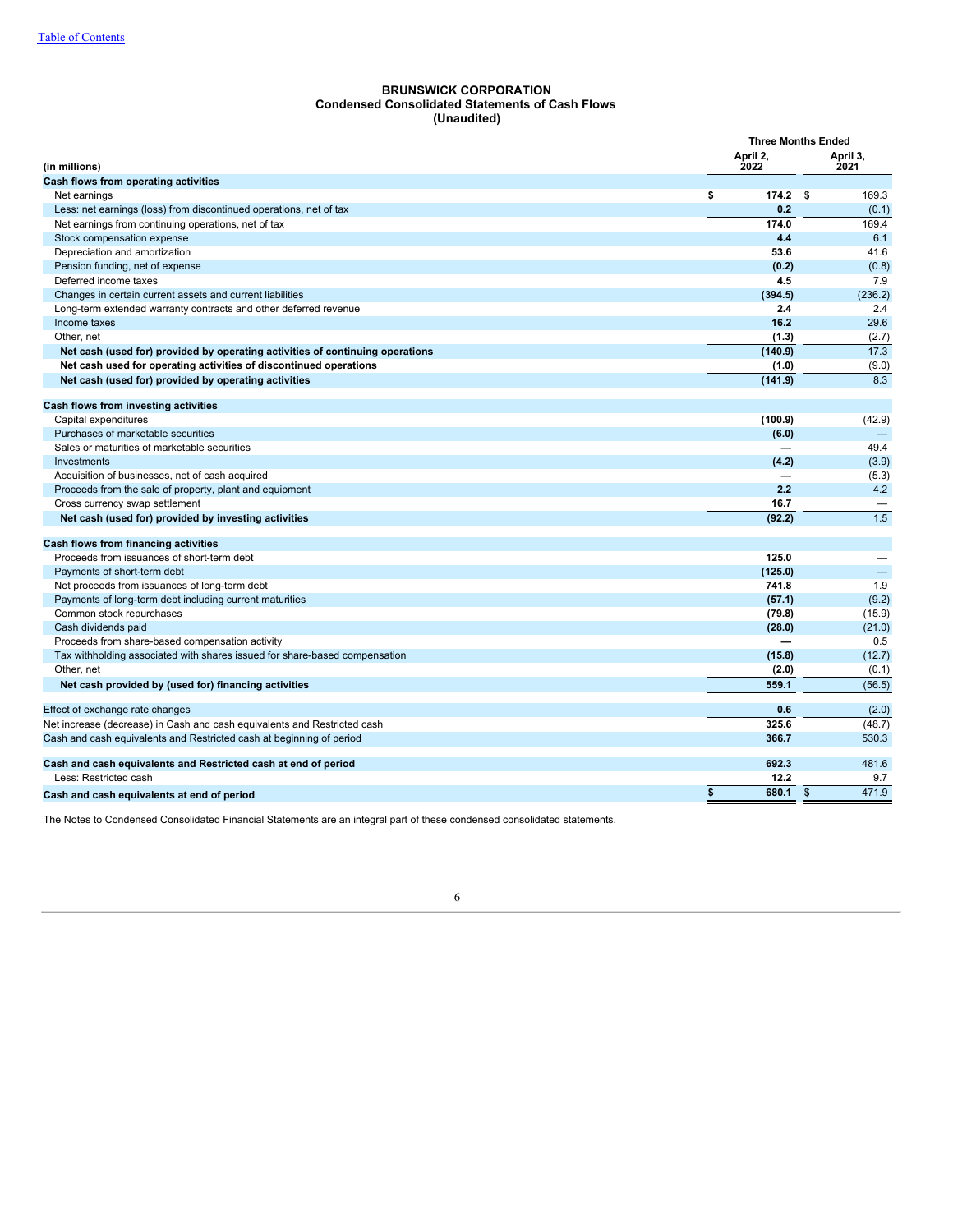[Table of Contents](#)

**BRUNSWICK CORPORATION**
**Condensed Consolidated Statements of Cash Flows**
**(Unaudited)**

| (in millions) | Three Months Ended April 2, 2022 | Three Months Ended April 3, 2021 |
|---|---|---|
| **Cash flows from operating activities** | | |
| Net earnings | $ 174.2 | $ 169.3 |
| Less: net earnings (loss) from discontinued operations, net of tax | 0.2 | (0.1) |
| Net earnings from continuing operations, net of tax | 174.0 | 169.4 |
| Stock compensation expense | 4.4 | 6.1 |
| Depreciation and amortization | 53.6 | 41.6 |
| Pension funding, net of expense | (0.2) | (0.8) |
| Deferred income taxes | 4.5 | 7.9 |
| Changes in certain current assets and current liabilities | (394.5) | (236.2) |
| Long-term extended warranty contracts and other deferred revenue | 2.4 | 2.4 |
| Income taxes | 16.2 | 29.6 |
| Other, net | (1.3) | (2.7) |
| **Net cash (used for) provided by operating activities of continuing operations** | (140.9) | 17.3 |
| **Net cash used for operating activities of discontinued operations** | (1.0) | (9.0) |
| **Net cash (used for) provided by operating activities** | (141.9) | 8.3 |
| **Cash flows from investing activities** | | |
| Capital expenditures | (100.9) | (42.9) |
| Purchases of marketable securities | (6.0) | — |
| Sales or maturities of marketable securities | — | 49.4 |
| Investments | (4.2) | (3.9) |
| Acquisition of businesses, net of cash acquired | — | (5.3) |
| Proceeds from the sale of property, plant and equipment | 2.2 | 4.2 |
| Cross currency swap settlement | 16.7 | — |
| **Net cash (used for) provided by investing activities** | (92.2) | 1.5 |
| **Cash flows from financing activities** | | |
| Proceeds from issuances of short-term debt | 125.0 | — |
| Payments of short-term debt | (125.0) | — |
| Net proceeds from issuances of long-term debt | 741.8 | 1.9 |
| Payments of long-term debt including current maturities | (57.1) | (9.2) |
| Common stock repurchases | (79.8) | (15.9) |
| Cash dividends paid | (28.0) | (21.0) |
| Proceeds from share-based compensation activity | — | 0.5 |
| Tax withholding associated with shares issued for share-based compensation | (15.8) | (12.7) |
| Other, net | (2.0) | (0.1) |
| **Net cash provided by (used for) financing activities** | 559.1 | (56.5) |
| Effect of exchange rate changes | 0.6 | (2.0) |
| Net increase (decrease) in Cash and cash equivalents and Restricted cash | 325.6 | (48.7) |
| Cash and cash equivalents and Restricted cash at beginning of period | 366.7 | 530.3 |
| **Cash and cash equivalents and Restricted cash at end of period** | 692.3 | 481.6 |
| Less: Restricted cash | 12.2 | 9.7 |
| **Cash and cash equivalents at end of period** | $ 680.1 | $ 471.9 |

The Notes to Condensed Consolidated Financial Statements are an integral part of these condensed consolidated statements.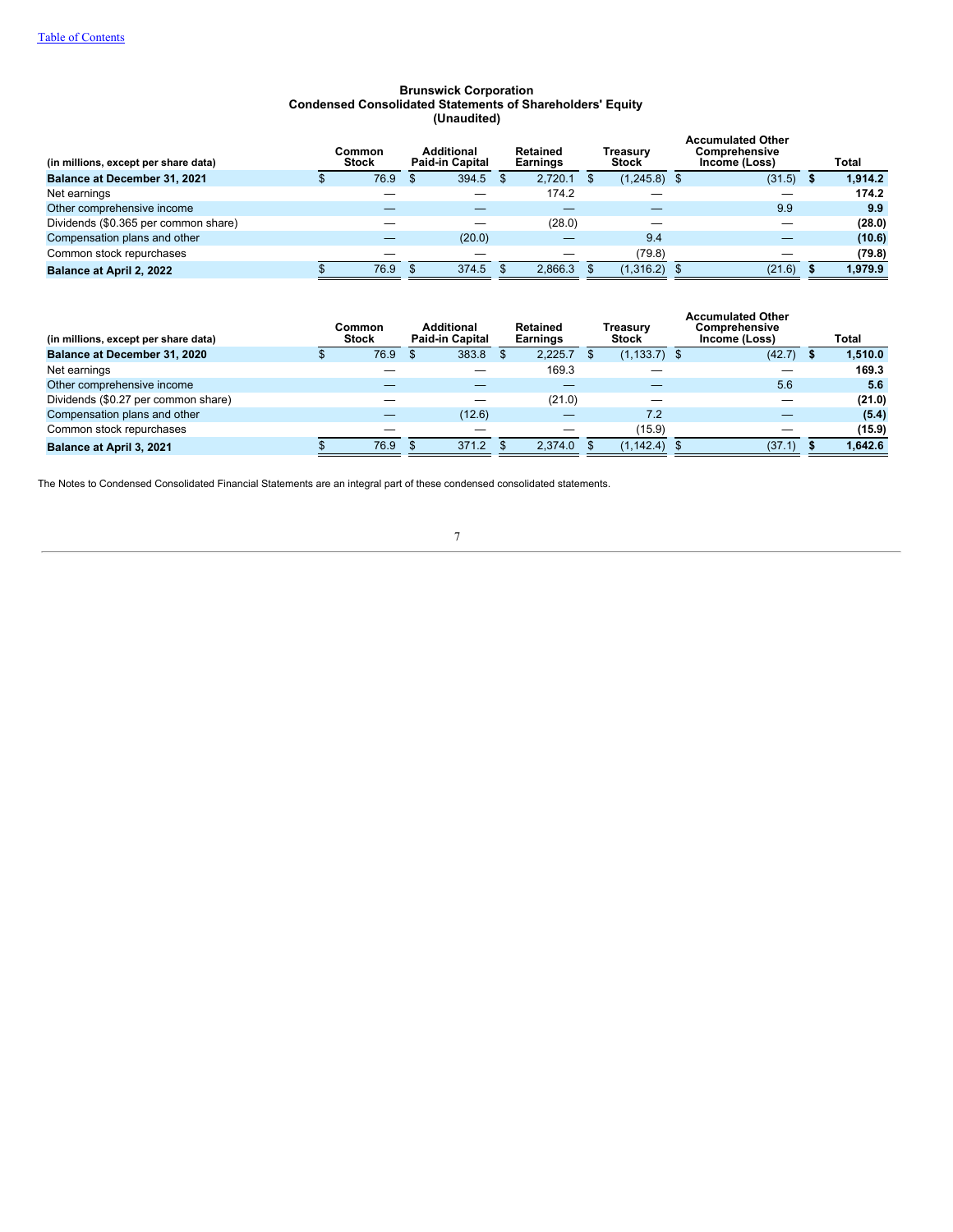**Brunswick Corporation**
**Condensed Consolidated Statements of Shareholders' Equity**
**(Unaudited)**

| (in millions, except per share data) | Common Stock | Additional Paid-in Capital | Retained Earnings | Treasury Stock | Accumulated Other Comprehensive Income (Loss) | Total |
|---|---|---|---|---|---|---|
| **Balance at December 31, 2021** | $ 76.9 | $ 394.5 | $ 2,720.1 | $ (1,245.8) | $ (31.5) | **$ 1,914.2** |
| Net earnings | — | — | 174.2 | — | — | **174.2** |
| Other comprehensive income | — | — | — | — | 9.9 | **9.9** |
| Dividends ($0.365 per common share) | — | — | (28.0) | — | — | **(28.0)** |
| Compensation plans and other | — | (20.0) | — | 9.4 | — | **(10.6)** |
| Common stock repurchases | — | — | — | (79.8) | — | **(79.8)** |
| **Balance at April 2, 2022** | $ 76.9 | $ 374.5 | $ 2,866.3 | $ (1,316.2) | $ (21.6) | **$ 1,979.9** |

| (in millions, except per share data) | Common Stock | Additional Paid-in Capital | Retained Earnings | Treasury Stock | Accumulated Other Comprehensive Income (Loss) | Total |
|---|---|---|---|---|---|---|
| **Balance at December 31, 2020** | $ 76.9 | $ 383.8 | $ 2,225.7 | $ (1,133.7) | $ (42.7) | **$ 1,510.0** |
| Net earnings | — | — | 169.3 | — | — | **169.3** |
| Other comprehensive income | — | — | — | — | 5.6 | **5.6** |
| Dividends ($0.27 per common share) | — | — | (21.0) | — | — | **(21.0)** |
| Compensation plans and other | — | (12.6) | — | 7.2 | — | **(5.4)** |
| Common stock repurchases | — | — | — | (15.9) | — | **(15.9)** |
| **Balance at April 3, 2021** | $ 76.9 | $ 371.2 | $ 2,374.0 | $ (1,142.4) | $ (37.1) | **$ 1,642.6** |

The Notes to Condensed Consolidated Financial Statements are an integral part of these condensed consolidated statements.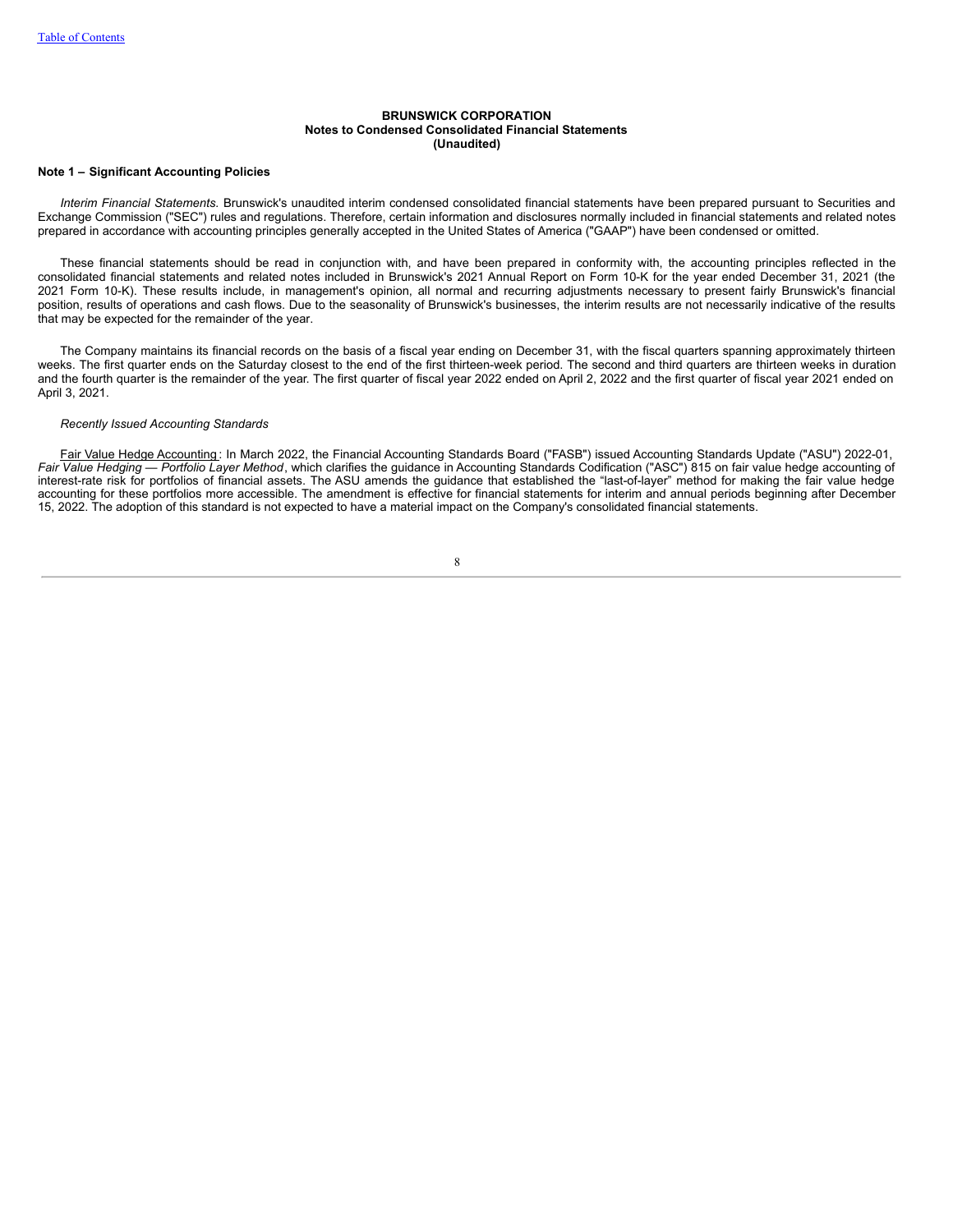# BRUNSWICK CORPORATION
## Notes to Condensed Consolidated Financial Statements
## (Unaudited)

### Note 1 – Significant Accounting Policies

*Interim Financial Statements.* Brunswick's unaudited interim condensed consolidated financial statements have been prepared pursuant to Securities and Exchange Commission ("SEC") rules and regulations. Therefore, certain information and disclosures normally included in financial statements and related notes prepared in accordance with accounting principles generally accepted in the United States of America ("GAAP") have been condensed or omitted.

These financial statements should be read in conjunction with, and have been prepared in conformity with, the accounting principles reflected in the consolidated financial statements and related notes included in Brunswick's 2021 Annual Report on Form 10-K for the year ended December 31, 2021 (the 2021 Form 10-K). These results include, in management's opinion, all normal and recurring adjustments necessary to present fairly Brunswick's financial position, results of operations and cash flows. Due to the seasonality of Brunswick's businesses, the interim results are not necessarily indicative of the results that may be expected for the remainder of the year.

The Company maintains its financial records on the basis of a fiscal year ending on December 31, with the fiscal quarters spanning approximately thirteen weeks. The first quarter ends on the Saturday closest to the end of the first thirteen-week period. The second and third quarters are thirteen weeks in duration and the fourth quarter is the remainder of the year. The first quarter of fiscal year 2022 ended on April 2, 2022 and the first quarter of fiscal year 2021 ended on April 3, 2021.

*Recently Issued Accounting Standards*

Fair Value Hedge Accounting: In March 2022, the Financial Accounting Standards Board ("FASB") issued Accounting Standards Update ("ASU") 2022-01, *Fair Value Hedging — Portfolio Layer Method*, which clarifies the guidance in Accounting Standards Codification ("ASC") 815 on fair value hedge accounting of interest-rate risk for portfolios of financial assets. The ASU amends the guidance that established the "last-of-layer" method for making the fair value hedge accounting for these portfolios more accessible. The amendment is effective for financial statements for interim and annual periods beginning after December 15, 2022. The adoption of this standard is not expected to have a material impact on the Company's consolidated financial statements.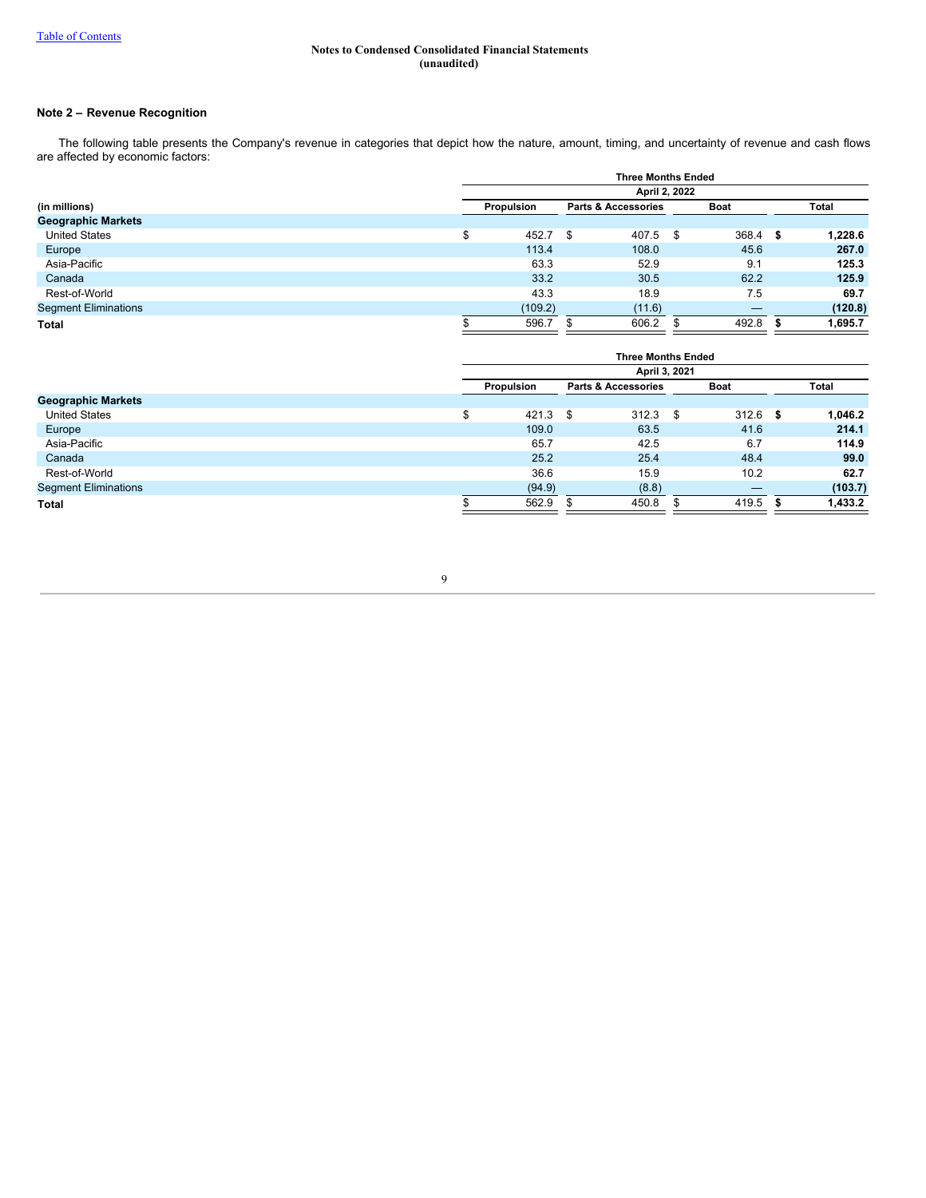Notes to Condensed Consolidated Financial Statements
(unaudited)

**Note 2 – Revenue Recognition**

The following table presents the Company's revenue in categories that depict how the nature, amount, timing, and uncertainty of revenue and cash flows are affected by economic factors:

| | Three Months Ended April 2, 2022 | | | |
|---|---|---|---|---|
| (in millions) | Propulsion | Parts & Accessories | Boat | Total |
| **Geographic Markets** | | | | |
| United States | $ 452.7 | $ 407.5 | $ 368.4 | **$ 1,228.6** |
| Europe | 113.4 | 108.0 | 45.6 | **267.0** |
| Asia-Pacific | 63.3 | 52.9 | 9.1 | **125.3** |
| Canada | 33.2 | 30.5 | 62.2 | **125.9** |
| Rest-of-World | 43.3 | 18.9 | 7.5 | **69.7** |
| Segment Eliminations | (109.2) | (11.6) | — | **(120.8)** |
| **Total** | $ 596.7 | $ 606.2 | $ 492.8 | **$ 1,695.7** |

| | Three Months Ended April 3, 2021 | | | |
|---|---|---|---|---|
| | Propulsion | Parts & Accessories | Boat | Total |
| **Geographic Markets** | | | | |
| United States | $ 421.3 | $ 312.3 | $ 312.6 | **$ 1,046.2** |
| Europe | 109.0 | 63.5 | 41.6 | **214.1** |
| Asia-Pacific | 65.7 | 42.5 | 6.7 | **114.9** |
| Canada | 25.2 | 25.4 | 48.4 | **99.0** |
| Rest-of-World | 36.6 | 15.9 | 10.2 | **62.7** |
| Segment Eliminations | (94.9) | (8.8) | — | **(103.7)** |
| **Total** | $ 562.9 | $ 450.8 | $ 419.5 | **$ 1,433.2** |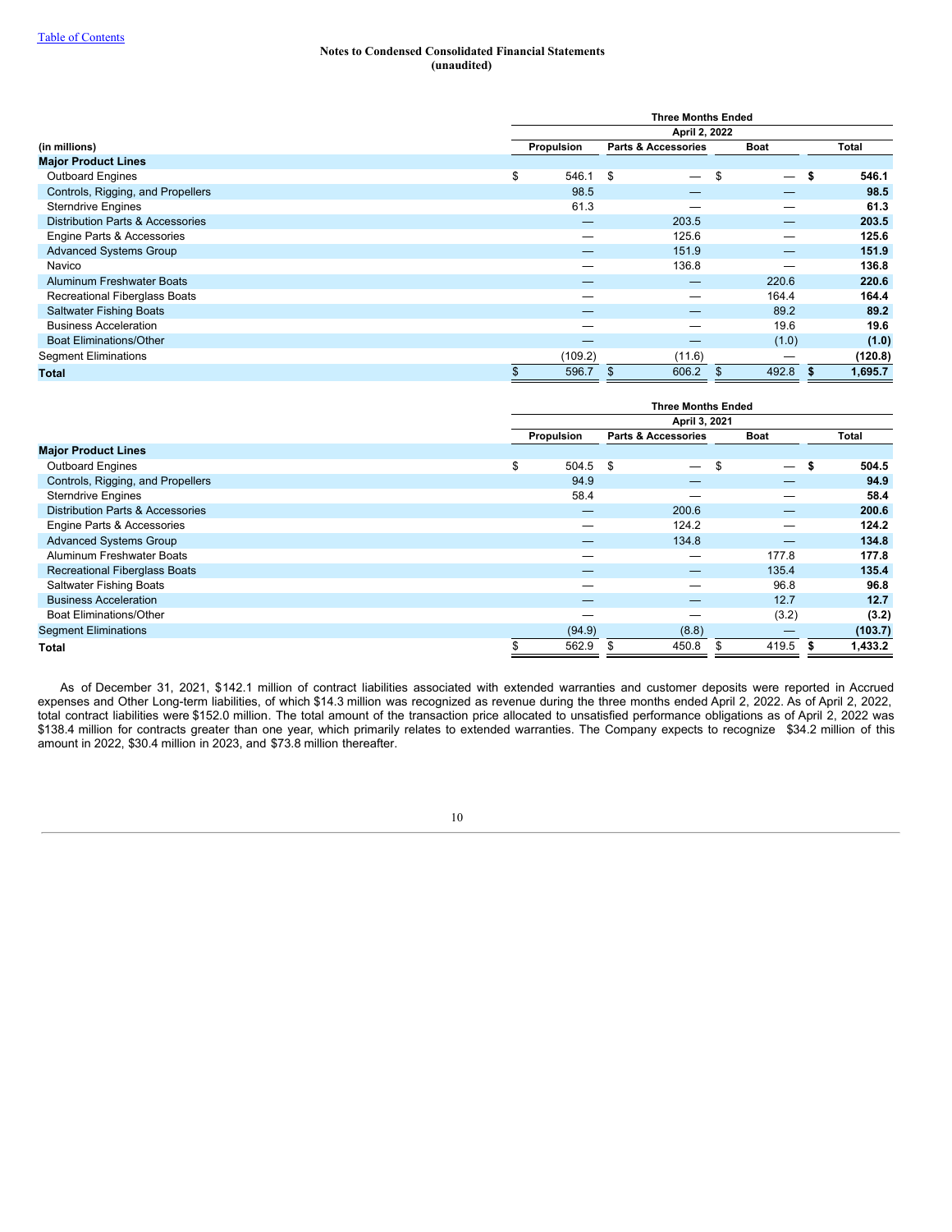Table of Contents

**Notes to Condensed Consolidated Financial Statements**
**(unaudited)**

| (in millions) | Three Months Ended April 2, 2022 Propulsion | Parts & Accessories | Boat | Total |
|---|---|---|---|---|
| **Major Product Lines** | | | | |
| Outboard Engines | $ 546.1 | $ — | $ — | **$ 546.1** |
| Controls, Rigging, and Propellers | 98.5 | — | — | **98.5** |
| Sterndrive Engines | 61.3 | — | — | **61.3** |
| Distribution Parts & Accessories | — | 203.5 | — | **203.5** |
| Engine Parts & Accessories | — | 125.6 | — | **125.6** |
| Advanced Systems Group | — | 151.9 | — | **151.9** |
| Navico | — | 136.8 | — | **136.8** |
| Aluminum Freshwater Boats | — | — | 220.6 | **220.6** |
| Recreational Fiberglass Boats | — | — | 164.4 | **164.4** |
| Saltwater Fishing Boats | — | — | 89.2 | **89.2** |
| Business Acceleration | — | — | 19.6 | **19.6** |
| Boat Eliminations/Other | — | — | (1.0) | **(1.0)** |
| Segment Eliminations | (109.2) | (11.6) | — | **(120.8)** |
| **Total** | $ 596.7 | $ 606.2 | $ 492.8 | **$ 1,695.7** |

| | Three Months Ended April 3, 2021 Propulsion | Parts & Accessories | Boat | Total |
|---|---|---|---|---|
| **Major Product Lines** | | | | |
| Outboard Engines | $ 504.5 | $ — | $ — | **$ 504.5** |
| Controls, Rigging, and Propellers | 94.9 | — | — | **94.9** |
| Sterndrive Engines | 58.4 | — | — | **58.4** |
| Distribution Parts & Accessories | — | 200.6 | — | **200.6** |
| Engine Parts & Accessories | — | 124.2 | — | **124.2** |
| Advanced Systems Group | — | 134.8 | — | **134.8** |
| Aluminum Freshwater Boats | — | — | 177.8 | **177.8** |
| Recreational Fiberglass Boats | — | — | 135.4 | **135.4** |
| Saltwater Fishing Boats | — | — | 96.8 | **96.8** |
| Business Acceleration | — | — | 12.7 | **12.7** |
| Boat Eliminations/Other | — | — | (3.2) | **(3.2)** |
| Segment Eliminations | (94.9) | (8.8) | — | **(103.7)** |
| **Total** | $ 562.9 | $ 450.8 | $ 419.5 | **$ 1,433.2** |

As of December 31, 2021, $142.1 million of contract liabilities associated with extended warranties and customer deposits were reported in Accrued expenses and Other Long-term liabilities, of which $14.3 million was recognized as revenue during the three months ended April 2, 2022. As of April 2, 2022, total contract liabilities were $152.0 million. The total amount of the transaction price allocated to unsatisfied performance obligations as of April 2, 2022 was $138.4 million for contracts greater than one year, which primarily relates to extended warranties. The Company expects to recognize $34.2 million of this amount in 2022, $30.4 million in 2023, and $73.8 million thereafter.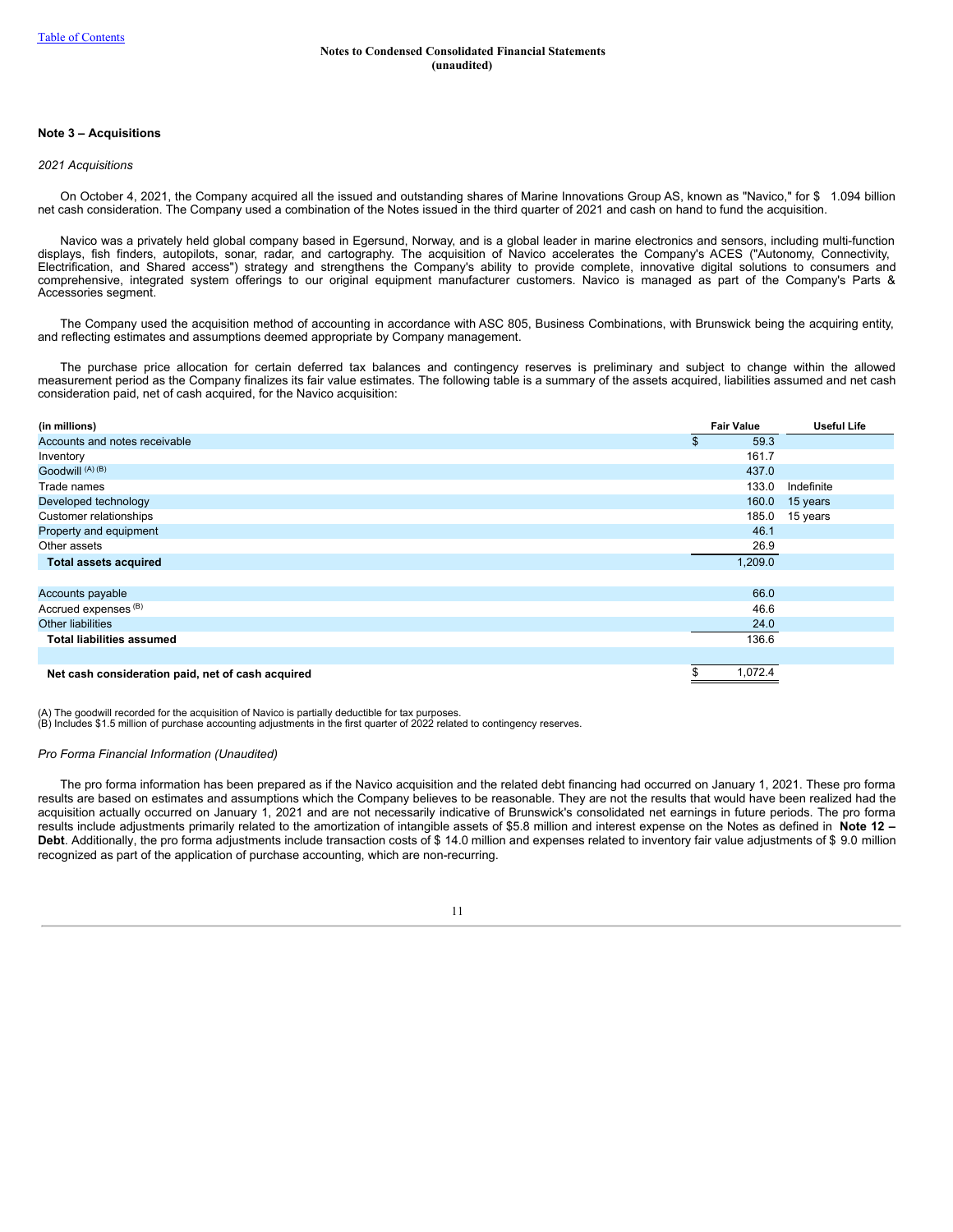Notes to Condensed Consolidated Financial Statements
(unaudited)

### Note 3 – Acquisitions

*2021 Acquisitions*

On October 4, 2021, the Company acquired all the issued and outstanding shares of Marine Innovations Group AS, known as "Navico," for $ 1.094 billion net cash consideration. The Company used a combination of the Notes issued in the third quarter of 2021 and cash on hand to fund the acquisition.

Navico was a privately held global company based in Egersund, Norway, and is a global leader in marine electronics and sensors, including multi-function displays, fish finders, autopilots, sonar, radar, and cartography. The acquisition of Navico accelerates the Company's ACES ("Autonomy, Connectivity, Electrification, and Shared access") strategy and strengthens the Company's ability to provide complete, innovative digital solutions to consumers and comprehensive, integrated system offerings to our original equipment manufacturer customers. Navico is managed as part of the Company's Parts & Accessories segment.

The Company used the acquisition method of accounting in accordance with ASC 805, Business Combinations, with Brunswick being the acquiring entity, and reflecting estimates and assumptions deemed appropriate by Company management.

The purchase price allocation for certain deferred tax balances and contingency reserves is preliminary and subject to change within the allowed measurement period as the Company finalizes its fair value estimates. The following table is a summary of the assets acquired, liabilities assumed and net cash consideration paid, net of cash acquired, for the Navico acquisition:

| (in millions) | Fair Value | Useful Life |
|---|---|---|
| Accounts and notes receivable | $ 59.3 | |
| Inventory | 161.7 | |
| Goodwill [(A) (B)] | 437.0 | |
| Trade names | 133.0 | Indefinite |
| Developed technology | 160.0 | 15 years |
| Customer relationships | 185.0 | 15 years |
| Property and equipment | 46.1 | |
| Other assets | 26.9 | |
| **Total assets acquired** | 1,209.0 | |
| | | |
| Accounts payable | 66.0 | |
| Accrued expenses [(B)] | 46.6 | |
| Other liabilities | 24.0 | |
| **Total liabilities assumed** | 136.6 | |
| | | |
| **Net cash consideration paid, net of cash acquired** | $ 1,072.4 | |

(A) The goodwill recorded for the acquisition of Navico is partially deductible for tax purposes.
(B) Includes $1.5 million of purchase accounting adjustments in the first quarter of 2022 related to contingency reserves.

*Pro Forma Financial Information (Unaudited)*

The pro forma information has been prepared as if the Navico acquisition and the related debt financing had occurred on January 1, 2021. These pro forma results are based on estimates and assumptions which the Company believes to be reasonable. They are not the results that would have been realized had the acquisition actually occurred on January 1, 2021 and are not necessarily indicative of Brunswick's consolidated net earnings in future periods. The pro forma results include adjustments primarily related to the amortization of intangible assets of $5.8 million and interest expense on the Notes as defined in **Note 12 – Debt**. Additionally, the pro forma adjustments include transaction costs of $ 14.0 million and expenses related to inventory fair value adjustments of $ 9.0 million recognized as part of the application of purchase accounting, which are non-recurring.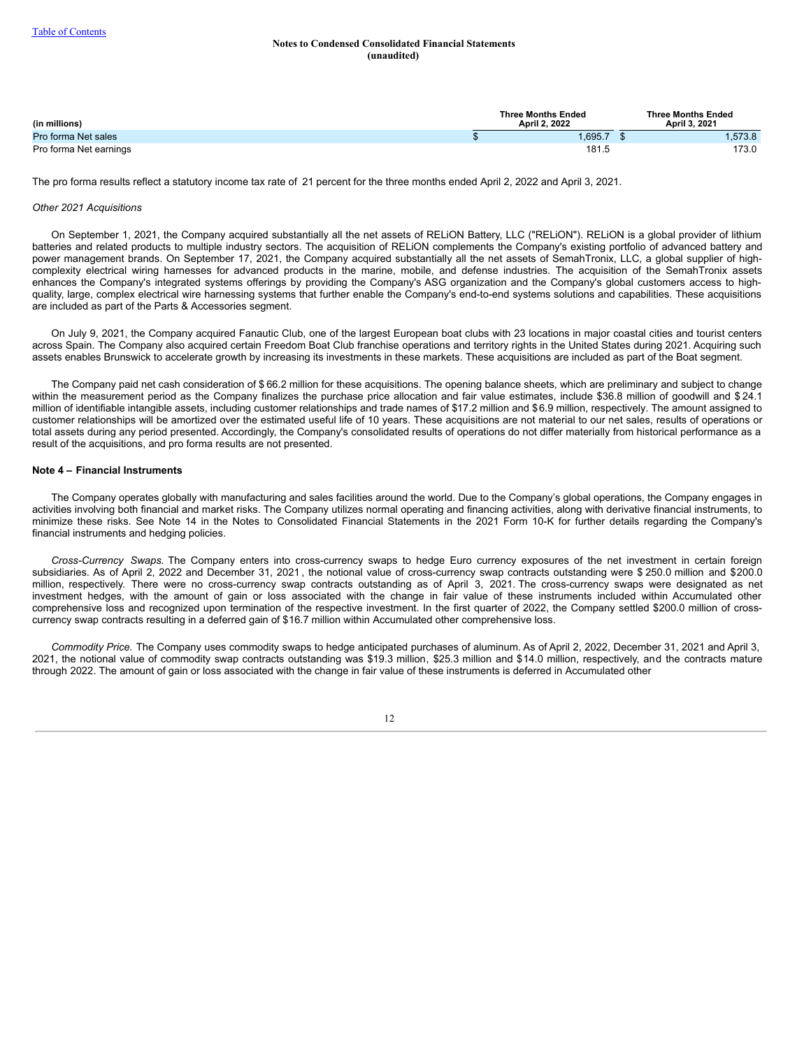| (in millions) | Three Months Ended April 2, 2022 | Three Months Ended April 3, 2021 |
|---|---|---|
| Pro forma Net sales | $ 1,695.7 | $ 1,573.8 |
| Pro forma Net earnings | 181.5 | 173.0 |

The pro forma results reflect a statutory income tax rate of 21 percent for the three months ended April 2, 2022 and April 3, 2021.

*Other 2021 Acquisitions*

On September 1, 2021, the Company acquired substantially all the net assets of RELiON Battery, LLC ("RELiON"). RELiON is a global provider of lithium batteries and related products to multiple industry sectors. The acquisition of RELiON complements the Company's existing portfolio of advanced battery and power management brands. On September 17, 2021, the Company acquired substantially all the net assets of SemahTronix, LLC, a global supplier of high-complexity electrical wiring harnesses for advanced products in the marine, mobile, and defense industries. The acquisition of the SemahTronix assets enhances the Company's integrated systems offerings by providing the Company's ASG organization and the Company's global customers access to high-quality, large, complex electrical wire harnessing systems that further enable the Company's end-to-end systems solutions and capabilities. These acquisitions are included as part of the Parts & Accessories segment.

On July 9, 2021, the Company acquired Fanautic Club, one of the largest European boat clubs with 23 locations in major coastal cities and tourist centers across Spain. The Company also acquired certain Freedom Boat Club franchise operations and territory rights in the United States during 2021. Acquiring such assets enables Brunswick to accelerate growth by increasing its investments in these markets. These acquisitions are included as part of the Boat segment.

The Company paid net cash consideration of $66.2 million for these acquisitions. The opening balance sheets, which are preliminary and subject to change within the measurement period as the Company finalizes the purchase price allocation and fair value estimates, include $36.8 million of goodwill and $24.1 million of identifiable intangible assets, including customer relationships and trade names of $17.2 million and $6.9 million, respectively. The amount assigned to customer relationships will be amortized over the estimated useful life of 10 years. These acquisitions are not material to our net sales, results of operations or total assets during any period presented. Accordingly, the Company's consolidated results of operations do not differ materially from historical performance as a result of the acquisitions, and pro forma results are not presented.

**Note 4 – Financial Instruments**

The Company operates globally with manufacturing and sales facilities around the world. Due to the Company's global operations, the Company engages in activities involving both financial and market risks. The Company utilizes normal operating and financing activities, along with derivative financial instruments, to minimize these risks. See Note 14 in the Notes to Consolidated Financial Statements in the 2021 Form 10-K for further details regarding the Company's financial instruments and hedging policies.

*Cross-Currency Swaps.* The Company enters into cross-currency swaps to hedge Euro currency exposures of the net investment in certain foreign subsidiaries. As of April 2, 2022 and December 31, 2021, the notional value of cross-currency swap contracts outstanding were $250.0 million and $200.0 million, respectively. There were no cross-currency swap contracts outstanding as of April 3, 2021. The cross-currency swaps were designated as net investment hedges, with the amount of gain or loss associated with the change in fair value of these instruments included within Accumulated other comprehensive loss and recognized upon termination of the respective investment. In the first quarter of 2022, the Company settled $200.0 million of cross-currency swap contracts resulting in a deferred gain of $16.7 million within Accumulated other comprehensive loss.

*Commodity Price.* The Company uses commodity swaps to hedge anticipated purchases of aluminum. As of April 2, 2022, December 31, 2021 and April 3, 2021, the notional value of commodity swap contracts outstanding was $19.3 million, $25.3 million and $14.0 million, respectively, and the contracts mature through 2022. The amount of gain or loss associated with the change in fair value of these instruments is deferred in Accumulated other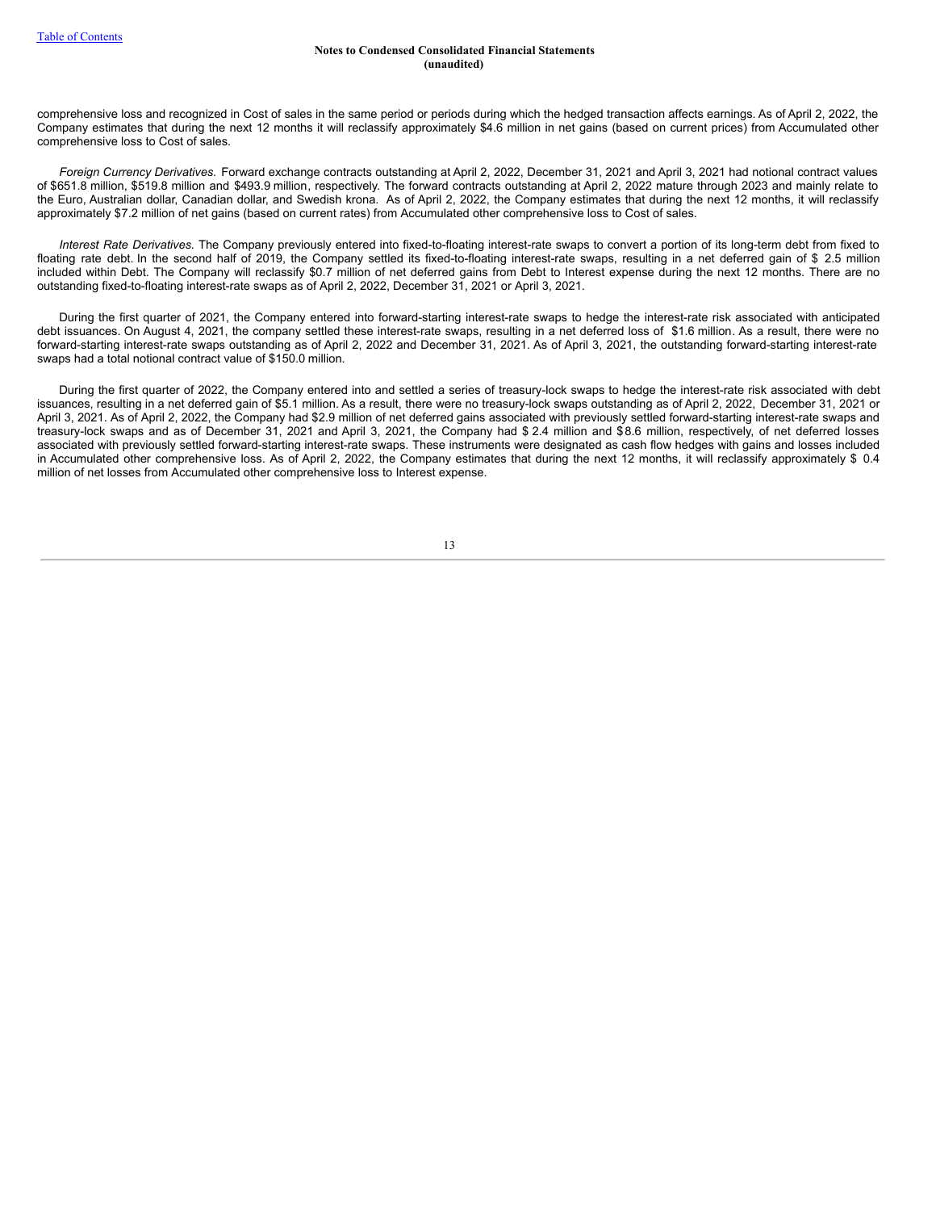comprehensive loss and recognized in Cost of sales in the same period or periods during which the hedged transaction affects earnings. As of April 2, 2022, the Company estimates that during the next 12 months it will reclassify approximately $4.6 million in net gains (based on current prices) from Accumulated other comprehensive loss to Cost of sales.

*Foreign Currency Derivatives.* Forward exchange contracts outstanding at April 2, 2022, December 31, 2021 and April 3, 2021 had notional contract values of $651.8 million, $519.8 million and $493.9 million, respectively. The forward contracts outstanding at April 2, 2022 mature through 2023 and mainly relate to the Euro, Australian dollar, Canadian dollar, and Swedish krona. As of April 2, 2022, the Company estimates that during the next 12 months, it will reclassify approximately $7.2 million of net gains (based on current rates) from Accumulated other comprehensive loss to Cost of sales.

*Interest Rate Derivatives.* The Company previously entered into fixed-to-floating interest-rate swaps to convert a portion of its long-term debt from fixed to floating rate debt. In the second half of 2019, the Company settled its fixed-to-floating interest-rate swaps, resulting in a net deferred gain of $ 2.5 million included within Debt. The Company will reclassify $0.7 million of net deferred gains from Debt to Interest expense during the next 12 months. There are no outstanding fixed-to-floating interest-rate swaps as of April 2, 2022, December 31, 2021 or April 3, 2021.

During the first quarter of 2021, the Company entered into forward-starting interest-rate swaps to hedge the interest-rate risk associated with anticipated debt issuances. On August 4, 2021, the company settled these interest-rate swaps, resulting in a net deferred loss of $1.6 million. As a result, there were no forward-starting interest-rate swaps outstanding as of April 2, 2022 and December 31, 2021. As of April 3, 2021, the outstanding forward-starting interest-rate swaps had a total notional contract value of $150.0 million.

During the first quarter of 2022, the Company entered into and settled a series of treasury-lock swaps to hedge the interest-rate risk associated with debt issuances, resulting in a net deferred gain of $5.1 million. As a result, there were no treasury-lock swaps outstanding as of April 2, 2022, December 31, 2021 or April 3, 2021. As of April 2, 2022, the Company had $2.9 million of net deferred gains associated with previously settled forward-starting interest-rate swaps and treasury-lock swaps and as of December 31, 2021 and April 3, 2021, the Company had $ 2.4 million and $8.6 million, respectively, of net deferred losses associated with previously settled forward-starting interest-rate swaps. These instruments were designated as cash flow hedges with gains and losses included in Accumulated other comprehensive loss. As of April 2, 2022, the Company estimates that during the next 12 months, it will reclassify approximately $ 0.4 million of net losses from Accumulated other comprehensive loss to Interest expense.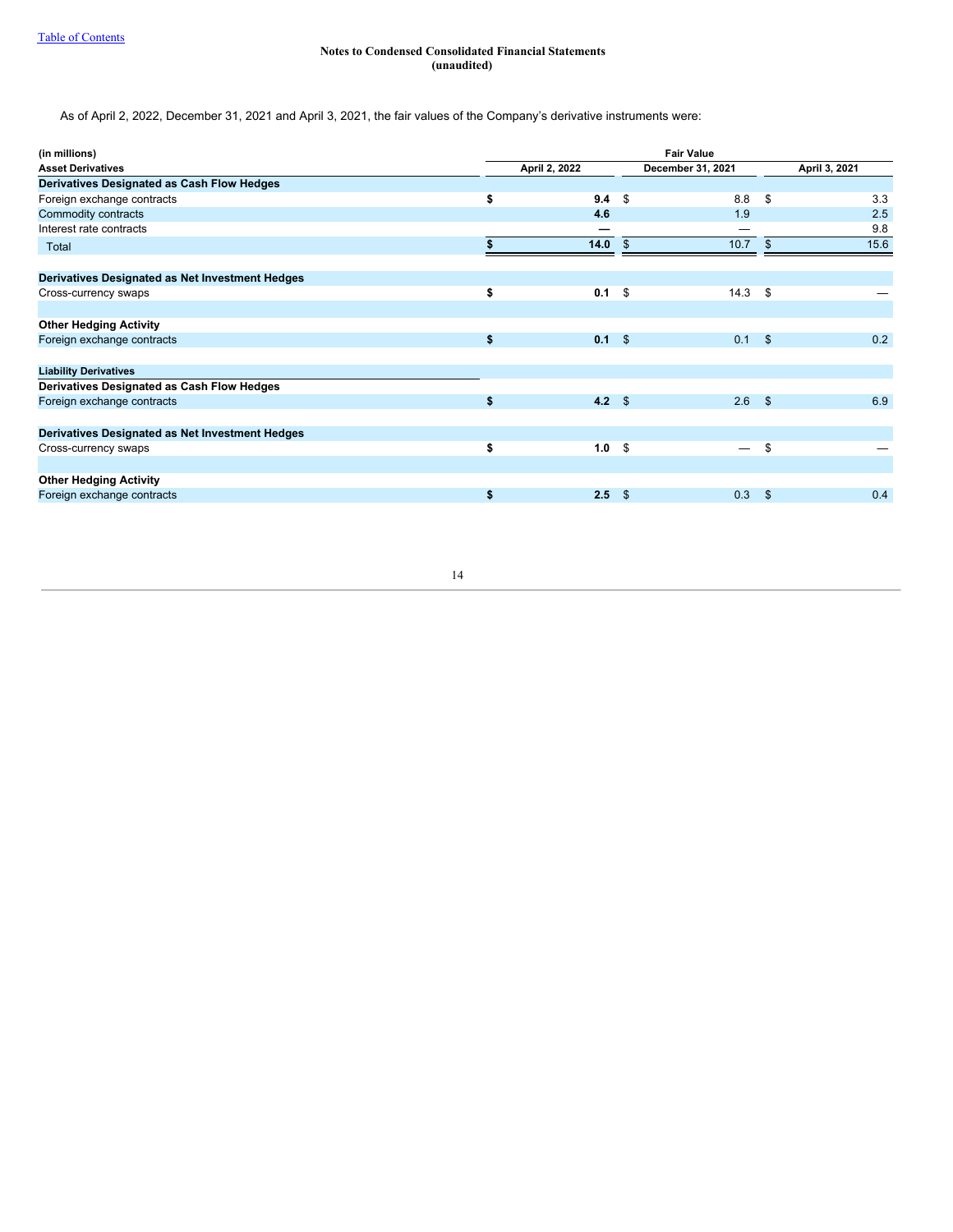Notes to Condensed Consolidated Financial Statements
(unaudited)

As of April 2, 2022, December 31, 2021 and April 3, 2021, the fair values of the Company's derivative instruments were:

| (in millions) | Fair Value | | |
|---|---|---|---|
| **Asset Derivatives** | **April 2, 2022** | **December 31, 2021** | **April 3, 2021** |
| **Derivatives Designated as Cash Flow Hedges** | | | |
| Foreign exchange contracts | **$ 9.4** | $ 8.8 | $ 3.3 |
| Commodity contracts | **4.6** | 1.9 | 2.5 |
| Interest rate contracts | **—** | — | 9.8 |
| Total | **$ 14.0** | $ 10.7 | $ 15.6 |
| | | | |
| **Derivatives Designated as Net Investment Hedges** | | | |
| Cross-currency swaps | **$ 0.1** | $ 14.3 | $ — |
| | | | |
| **Other Hedging Activity** | | | |
| Foreign exchange contracts | **$ 0.1** | $ 0.1 | $ 0.2 |
| | | | |
| **Liability Derivatives** | | | |
| **Derivatives Designated as Cash Flow Hedges** | | | |
| Foreign exchange contracts | **$ 4.2** | $ 2.6 | $ 6.9 |
| | | | |
| **Derivatives Designated as Net Investment Hedges** | | | |
| Cross-currency swaps | **$ 1.0** | $ — | $ — |
| | | | |
| **Other Hedging Activity** | | | |
| Foreign exchange contracts | **$ 2.5** | $ 0.3 | $ 0.4 |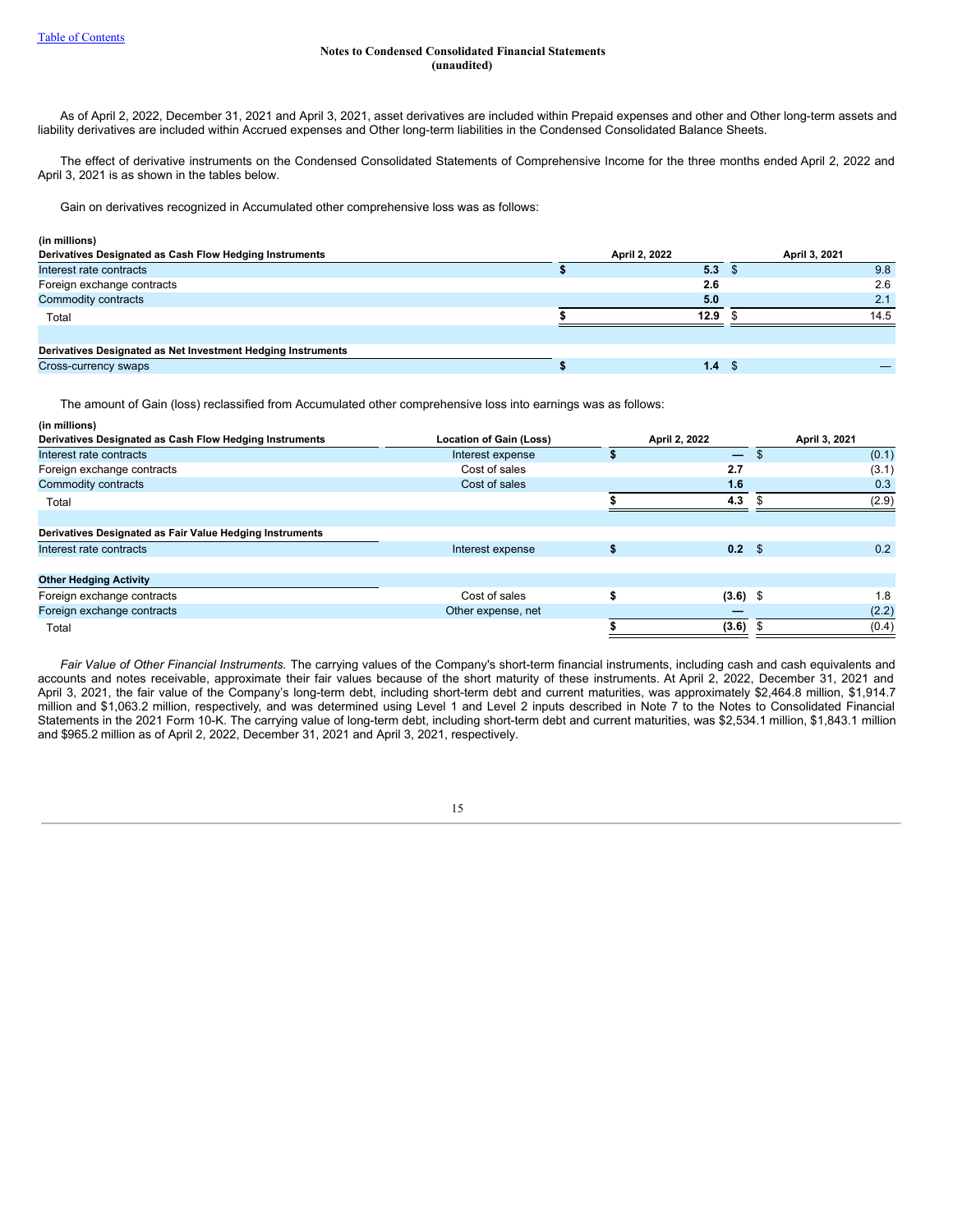Table of Contents

**Notes to Condensed Consolidated Financial Statements**
**(unaudited)**

As of April 2, 2022, December 31, 2021 and April 3, 2021, asset derivatives are included within Prepaid expenses and other and Other long-term assets and liability derivatives are included within Accrued expenses and Other long-term liabilities in the Condensed Consolidated Balance Sheets.

The effect of derivative instruments on the Condensed Consolidated Statements of Comprehensive Income for the three months ended April 2, 2022 and April 3, 2021 is as shown in the tables below.

Gain on derivatives recognized in Accumulated other comprehensive loss was as follows:

| (in millions) | | |
|---|---|---|
| **Derivatives Designated as Cash Flow Hedging Instruments** | **April 2, 2022** | **April 3, 2021** |
| Interest rate contracts | **$ 5.3** | $ 9.8 |
| Foreign exchange contracts | **2.6** | 2.6 |
| Commodity contracts | **5.0** | 2.1 |
| Total | **$ 12.9** | $ 14.5 |
| | | |
| **Derivatives Designated as Net Investment Hedging Instruments** | | |
| Cross-currency swaps | **$ 1.4** | $ — |

The amount of Gain (loss) reclassified from Accumulated other comprehensive loss into earnings was as follows:

| (in millions) | | | |
|---|---|---|---|
| **Derivatives Designated as Cash Flow Hedging Instruments** | **Location of Gain (Loss)** | **April 2, 2022** | **April 3, 2021** |
| Interest rate contracts | Interest expense | **$ —** | $ (0.1) |
| Foreign exchange contracts | Cost of sales | **2.7** | (3.1) |
| Commodity contracts | Cost of sales | **1.6** | 0.3 |
| Total | | **$ 4.3** | $ (2.9) |
| | | | |
| **Derivatives Designated as Fair Value Hedging Instruments** | | | |
| Interest rate contracts | Interest expense | **$ 0.2** | $ 0.2 |
| | | | |
| **Other Hedging Activity** | | | |
| Foreign exchange contracts | Cost of sales | **$ (3.6)** | $ 1.8 |
| Foreign exchange contracts | Other expense, net | **—** | (2.2) |
| Total | | **$ (3.6)** | $ (0.4) |

*Fair Value of Other Financial Instruments.* The carrying values of the Company's short-term financial instruments, including cash and cash equivalents and accounts and notes receivable, approximate their fair values because of the short maturity of these instruments. At April 2, 2022, December 31, 2021 and April 3, 2021, the fair value of the Company's long-term debt, including short-term debt and current maturities, was approximately $2,464.8 million, $1,914.7 million and $1,063.2 million, respectively, and was determined using Level 1 and Level 2 inputs described in Note 7 to the Notes to Consolidated Financial Statements in the 2021 Form 10-K. The carrying value of long-term debt, including short-term debt and current maturities, was $2,534.1 million, $1,843.1 million and $965.2 million as of April 2, 2022, December 31, 2021 and April 3, 2021, respectively.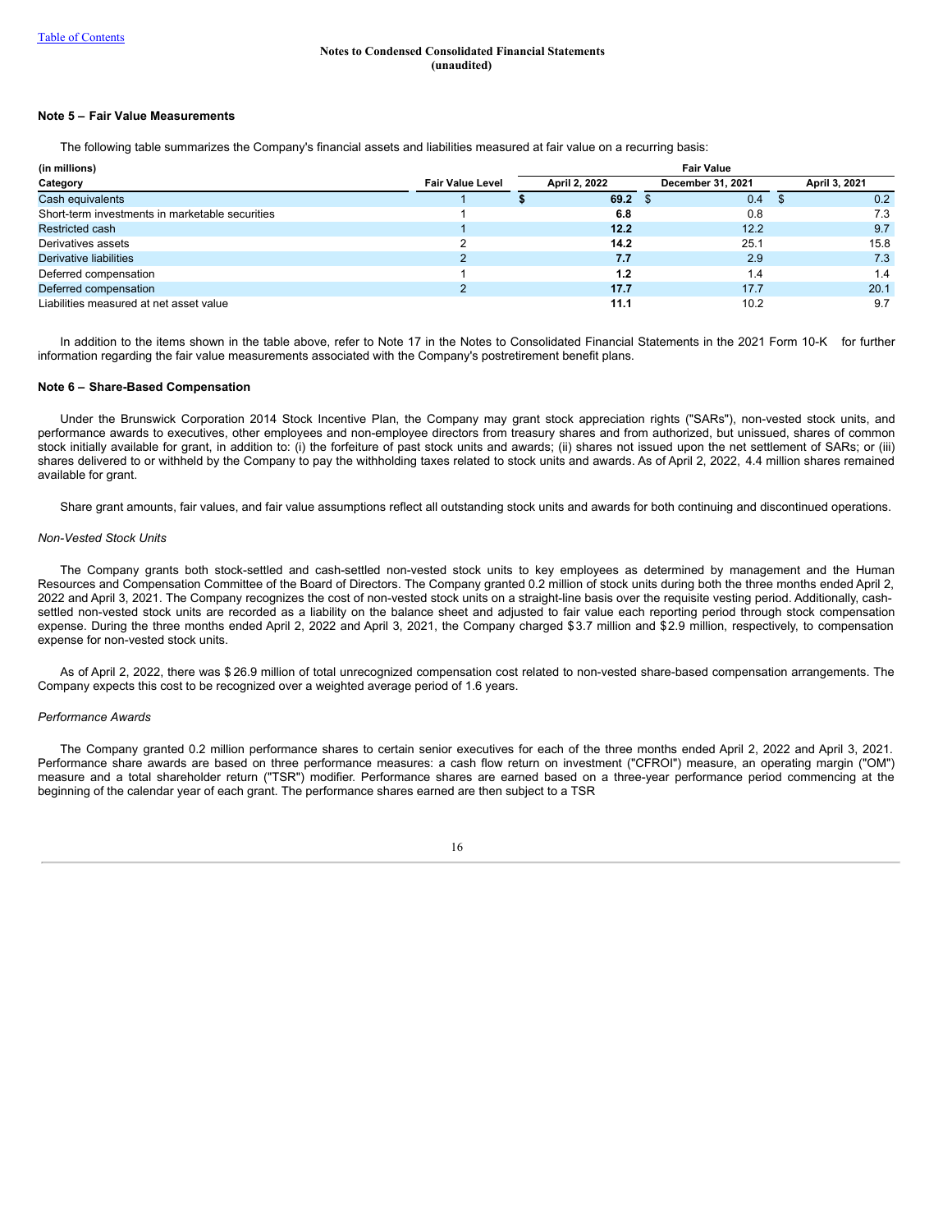Notes to Condensed Consolidated Financial Statements
(unaudited)

**Note 5 – Fair Value Measurements**

The following table summarizes the Company's financial assets and liabilities measured at fair value on a recurring basis:

| (in millions) | | Fair Value | | |
|---|---|---|---|---|
| Category | Fair Value Level | April 2, 2022 | December 31, 2021 | April 3, 2021 |
| Cash equivalents | 1 | **$ 69.2** | $ 0.4 | $ 0.2 |
| Short-term investments in marketable securities | 1 | **6.8** | 0.8 | 7.3 |
| Restricted cash | 1 | **12.2** | 12.2 | 9.7 |
| Derivatives assets | 2 | **14.2** | 25.1 | 15.8 |
| Derivative liabilities | 2 | **7.7** | 2.9 | 7.3 |
| Deferred compensation | 1 | **1.2** | 1.4 | 1.4 |
| Deferred compensation | 2 | **17.7** | 17.7 | 20.1 |
| Liabilities measured at net asset value | | **11.1** | 10.2 | 9.7 |

In addition to the items shown in the table above, refer to Note 17 in the Notes to Consolidated Financial Statements in the 2021 Form 10-K for further information regarding the fair value measurements associated with the Company's postretirement benefit plans.

**Note 6 – Share-Based Compensation**

Under the Brunswick Corporation 2014 Stock Incentive Plan, the Company may grant stock appreciation rights ("SARs"), non-vested stock units, and performance awards to executives, other employees and non-employee directors from treasury shares and from authorized, but unissued, shares of common stock initially available for grant, in addition to: (i) the forfeiture of past stock units and awards; (ii) shares not issued upon the net settlement of SARs; or (iii) shares delivered to or withheld by the Company to pay the withholding taxes related to stock units and awards. As of April 2, 2022, 4.4 million shares remained available for grant.

Share grant amounts, fair values, and fair value assumptions reflect all outstanding stock units and awards for both continuing and discontinued operations.

*Non-Vested Stock Units*

The Company grants both stock-settled and cash-settled non-vested stock units to key employees as determined by management and the Human Resources and Compensation Committee of the Board of Directors. The Company granted 0.2 million of stock units during both the three months ended April 2, 2022 and April 3, 2021. The Company recognizes the cost of non-vested stock units on a straight-line basis over the requisite vesting period. Additionally, cash-settled non-vested stock units are recorded as a liability on the balance sheet and adjusted to fair value each reporting period through stock compensation expense. During the three months ended April 2, 2022 and April 3, 2021, the Company charged $3.7 million and $2.9 million, respectively, to compensation expense for non-vested stock units.

As of April 2, 2022, there was $26.9 million of total unrecognized compensation cost related to non-vested share-based compensation arrangements. The Company expects this cost to be recognized over a weighted average period of 1.6 years.

*Performance Awards*

The Company granted 0.2 million performance shares to certain senior executives for each of the three months ended April 2, 2022 and April 3, 2021. Performance share awards are based on three performance measures: a cash flow return on investment ("CFROI") measure, an operating margin ("OM") measure and a total shareholder return ("TSR") modifier. Performance shares are earned based on a three-year performance period commencing at the beginning of the calendar year of each grant. The performance shares earned are then subject to a TSR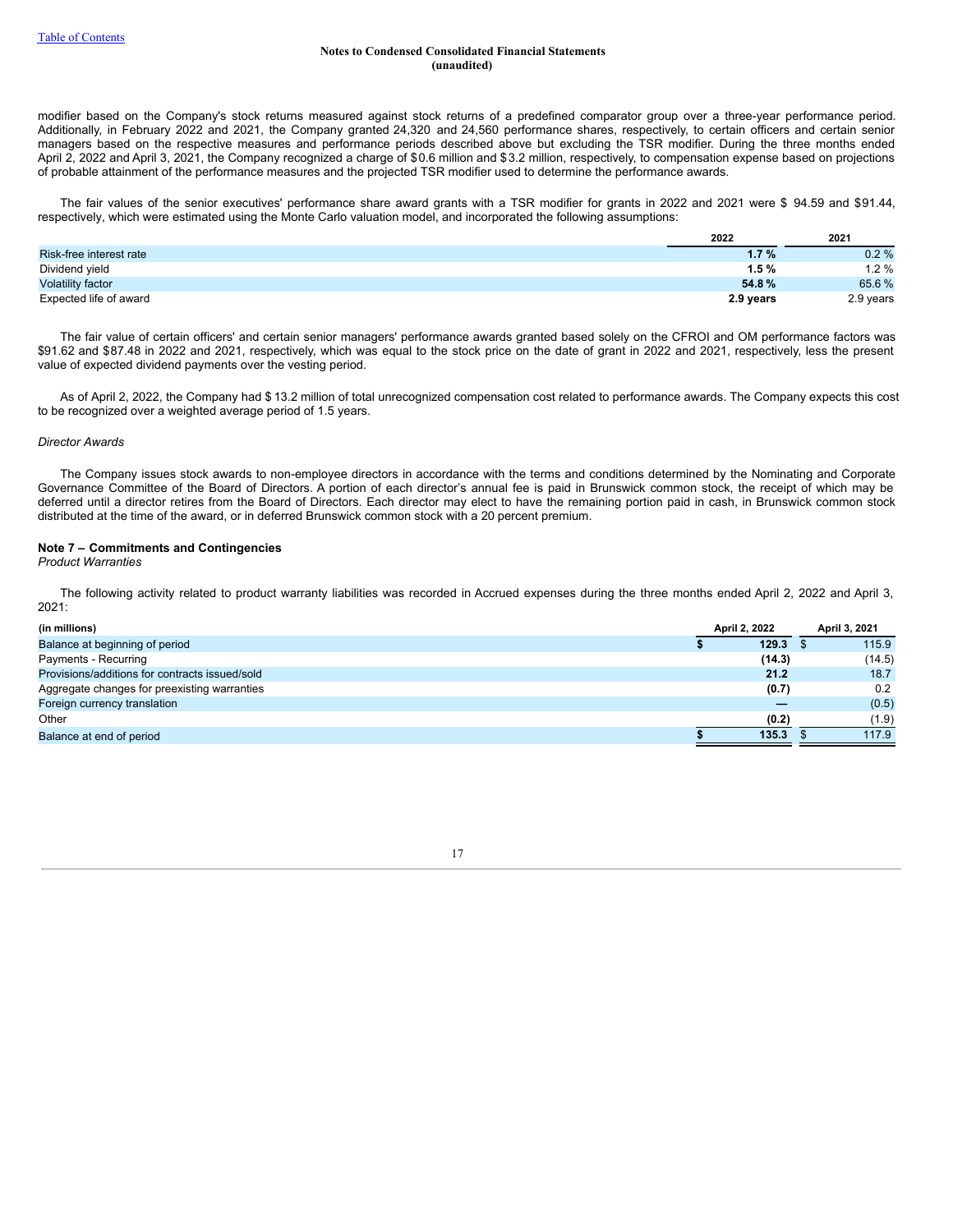modifier based on the Company's stock returns measured against stock returns of a predefined comparator group over a three-year performance period. Additionally, in February 2022 and 2021, the Company granted 24,320 and 24,560 performance shares, respectively, to certain officers and certain senior managers based on the respective measures and performance periods described above but excluding the TSR modifier. During the three months ended April 2, 2022 and April 3, 2021, the Company recognized a charge of $0.6 million and $3.2 million, respectively, to compensation expense based on projections of probable attainment of the performance measures and the projected TSR modifier used to determine the performance awards.

The fair values of the senior executives' performance share award grants with a TSR modifier for grants in 2022 and 2021 were $ 94.59 and $91.44, respectively, which were estimated using the Monte Carlo valuation model, and incorporated the following assumptions:

| | 2022 | 2021 |
|---|---|---|
| Risk-free interest rate | **1.7 %** | 0.2 % |
| Dividend yield | **1.5 %** | 1.2 % |
| Volatility factor | **54.8 %** | 65.6 % |
| Expected life of award | **2.9 years** | 2.9 years |

The fair value of certain officers' and certain senior managers' performance awards granted based solely on the CFROI and OM performance factors was $91.62 and $87.48 in 2022 and 2021, respectively, which was equal to the stock price on the date of grant in 2022 and 2021, respectively, less the present value of expected dividend payments over the vesting period.

As of April 2, 2022, the Company had $ 13.2 million of total unrecognized compensation cost related to performance awards. The Company expects this cost to be recognized over a weighted average period of 1.5 years.

*Director Awards*

The Company issues stock awards to non-employee directors in accordance with the terms and conditions determined by the Nominating and Corporate Governance Committee of the Board of Directors. A portion of each director's annual fee is paid in Brunswick common stock, the receipt of which may be deferred until a director retires from the Board of Directors. Each director may elect to have the remaining portion paid in cash, in Brunswick common stock distributed at the time of the award, or in deferred Brunswick common stock with a 20 percent premium.

## Note 7 – Commitments and Contingencies

*Product Warranties*

The following activity related to product warranty liabilities was recorded in Accrued expenses during the three months ended April 2, 2022 and April 3, 2021:

| (in millions) | April 2, 2022 | April 3, 2021 |
|---|---|---|
| Balance at beginning of period | **$ 129.3** | $ 115.9 |
| Payments - Recurring | **(14.3)** | (14.5) |
| Provisions/additions for contracts issued/sold | **21.2** | 18.7 |
| Aggregate changes for preexisting warranties | **(0.7)** | 0.2 |
| Foreign currency translation | **—** | (0.5) |
| Other | **(0.2)** | (1.9) |
| Balance at end of period | **$ 135.3** | $ 117.9 |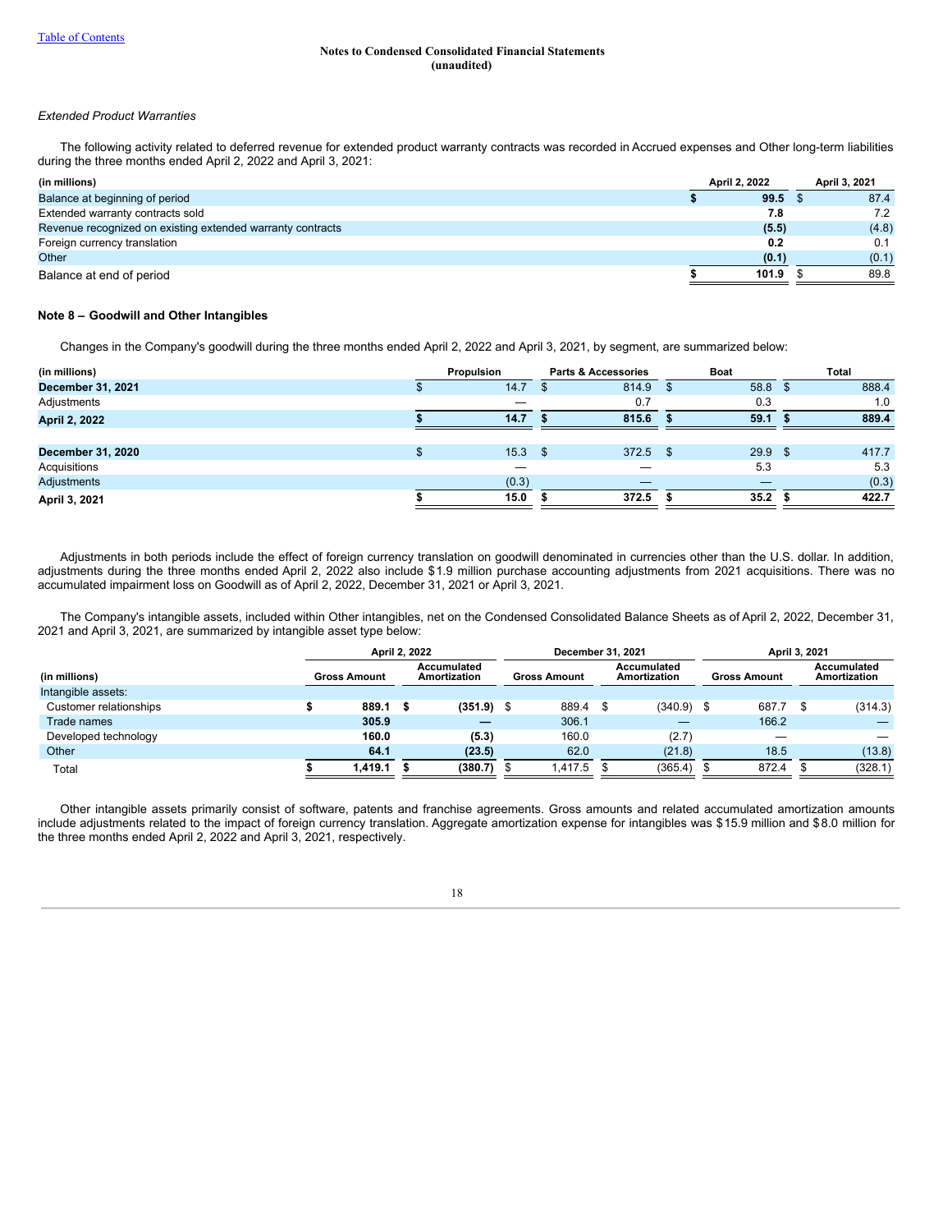Notes to Condensed Consolidated Financial Statements
(unaudited)

*Extended Product Warranties*

The following activity related to deferred revenue for extended product warranty contracts was recorded in Accrued expenses and Other long-term liabilities during the three months ended April 2, 2022 and April 3, 2021:

| (in millions) | April 2, 2022 | April 3, 2021 |
|---|---|---|
| Balance at beginning of period | $ 99.5 | $ 87.4 |
| Extended warranty contracts sold | 7.8 | 7.2 |
| Revenue recognized on existing extended warranty contracts | (5.5) | (4.8) |
| Foreign currency translation | 0.2 | 0.1 |
| Other | (0.1) | (0.1) |
| Balance at end of period | $ 101.9 | $ 89.8 |

**Note 8 – Goodwill and Other Intangibles**

Changes in the Company's goodwill during the three months ended April 2, 2022 and April 3, 2021, by segment, are summarized below:

| (in millions) | Propulsion | Parts & Accessories | Boat | Total |
|---|---|---|---|---|
| **December 31, 2021** | $ 14.7 | $ 814.9 | $ 58.8 | $ 888.4 |
| Adjustments | — | 0.7 | 0.3 | 1.0 |
| **April 2, 2022** | **$ 14.7** | **$ 815.6** | **$ 59.1** | **$ 889.4** |
| | | | | |
| **December 31, 2020** | $ 15.3 | $ 372.5 | $ 29.9 | $ 417.7 |
| Acquisitions | — | — | 5.3 | 5.3 |
| Adjustments | (0.3) | — | — | (0.3) |
| **April 3, 2021** | **$ 15.0** | **$ 372.5** | **$ 35.2** | **$ 422.7** |

Adjustments in both periods include the effect of foreign currency translation on goodwill denominated in currencies other than the U.S. dollar. In addition, adjustments during the three months ended April 2, 2022 also include $1.9 million purchase accounting adjustments from 2021 acquisitions. There was no accumulated impairment loss on Goodwill as of April 2, 2022, December 31, 2021 or April 3, 2021.

The Company's intangible assets, included within Other intangibles, net on the Condensed Consolidated Balance Sheets as of April 2, 2022, December 31, 2021 and April 3, 2021, are summarized by intangible asset type below:

| | April 2, 2022 | | December 31, 2021 | | April 3, 2021 | |
|---|---|---|---|---|---|---|
| (in millions) | Gross Amount | Accumulated Amortization | Gross Amount | Accumulated Amortization | Gross Amount | Accumulated Amortization |
| Intangible assets: | | | | | | |
| Customer relationships | $ 889.1 | $ (351.9) | $ 889.4 | $ (340.9) | $ 687.7 | $ (314.3) |
| Trade names | 305.9 | — | 306.1 | — | 166.2 | — |
| Developed technology | 160.0 | (5.3) | 160.0 | (2.7) | — | — |
| Other | 64.1 | (23.5) | 62.0 | (21.8) | 18.5 | (13.8) |
| Total | $ 1,419.1 | $ (380.7) | $ 1,417.5 | $ (365.4) | $ 872.4 | $ (328.1) |

Other intangible assets primarily consist of software, patents and franchise agreements. Gross amounts and related accumulated amortization amounts include adjustments related to the impact of foreign currency translation. Aggregate amortization expense for intangibles was $15.9 million and $8.0 million for the three months ended April 2, 2022 and April 3, 2021, respectively.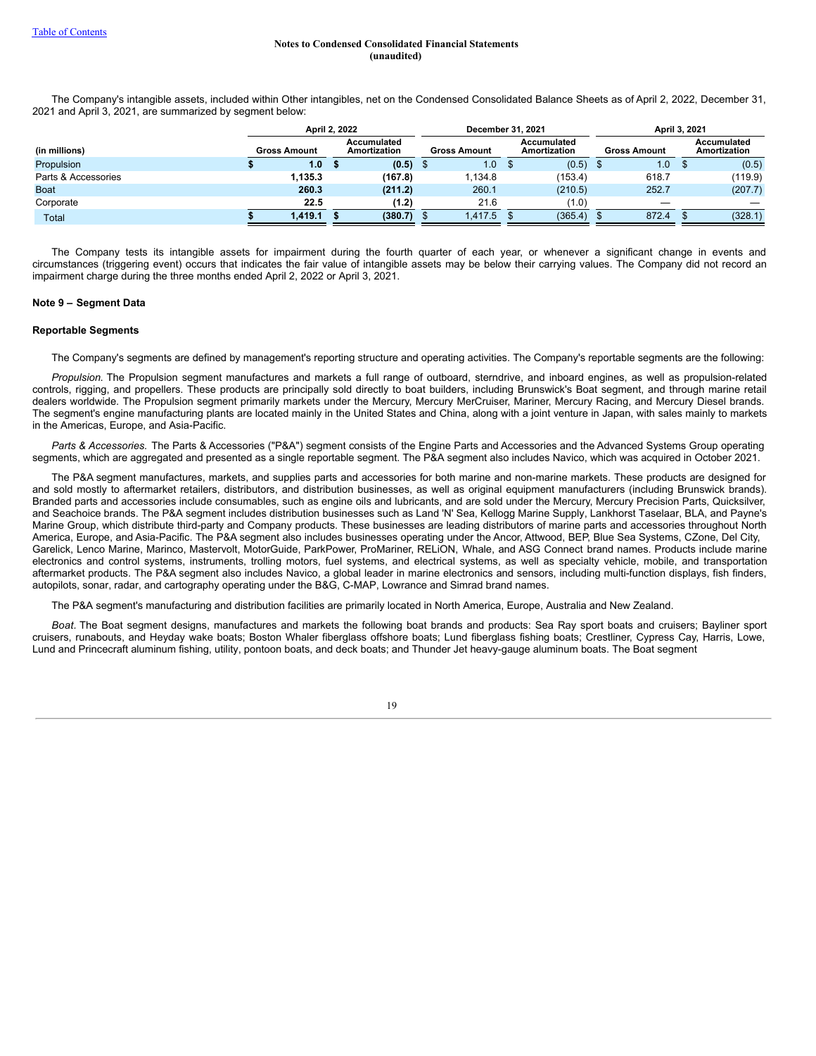The Company's intangible assets, included within Other intangibles, net on the Condensed Consolidated Balance Sheets as of April 2, 2022, December 31, 2021 and April 3, 2021, are summarized by segment below:

| | April 2, 2022 | | December 31, 2021 | | April 3, 2021 | |
|---|---|---|---|---|---|---|
| (in millions) | Gross Amount | Accumulated Amortization | Gross Amount | Accumulated Amortization | Gross Amount | Accumulated Amortization |
| Propulsion | $ 1.0 | $ (0.5) | $ 1.0 | $ (0.5) | $ 1.0 | $ (0.5) |
| Parts & Accessories | 1,135.3 | (167.8) | 1,134.8 | (153.4) | 618.7 | (119.9) |
| Boat | 260.3 | (211.2) | 260.1 | (210.5) | 252.7 | (207.7) |
| Corporate | 22.5 | (1.2) | 21.6 | (1.0) | — | — |
| Total | $ 1,419.1 | $ (380.7) | $ 1,417.5 | $ (365.4) | $ 872.4 | $ (328.1) |

The Company tests its intangible assets for impairment during the fourth quarter of each year, or whenever a significant change in events and circumstances (triggering event) occurs that indicates the fair value of intangible assets may be below their carrying values. The Company did not record an impairment charge during the three months ended April 2, 2022 or April 3, 2021.

## Note 9 – Segment Data

### Reportable Segments

The Company's segments are defined by management's reporting structure and operating activities. The Company's reportable segments are the following:

*Propulsion.* The Propulsion segment manufactures and markets a full range of outboard, sterndrive, and inboard engines, as well as propulsion-related controls, rigging, and propellers. These products are principally sold directly to boat builders, including Brunswick's Boat segment, and through marine retail dealers worldwide. The Propulsion segment primarily markets under the Mercury, Mercury MerCruiser, Mariner, Mercury Racing, and Mercury Diesel brands. The segment's engine manufacturing plants are located mainly in the United States and China, along with a joint venture in Japan, with sales mainly to markets in the Americas, Europe, and Asia-Pacific.

*Parts & Accessories.* The Parts & Accessories ("P&A") segment consists of the Engine Parts and Accessories and the Advanced Systems Group operating segments, which are aggregated and presented as a single reportable segment. The P&A segment also includes Navico, which was acquired in October 2021.

The P&A segment manufactures, markets, and supplies parts and accessories for both marine and non-marine markets. These products are designed for and sold mostly to aftermarket retailers, distributors, and distribution businesses, as well as original equipment manufacturers (including Brunswick brands). Branded parts and accessories include consumables, such as engine oils and lubricants, and are sold under the Mercury, Mercury Precision Parts, Quicksilver, and Seachoice brands. The P&A segment includes distribution businesses such as Land 'N' Sea, Kellogg Marine Supply, Lankhorst Taselaar, BLA, and Payne's Marine Group, which distribute third-party and Company products. These businesses are leading distributors of marine parts and accessories throughout North America, Europe, and Asia-Pacific. The P&A segment also includes businesses operating under the Ancor, Attwood, BEP, Blue Sea Systems, CZone, Del City, Garelick, Lenco Marine, Marinco, Mastervolt, MotorGuide, ParkPower, ProMariner, RELiON, Whale, and ASG Connect brand names. Products include marine electronics and control systems, instruments, trolling motors, fuel systems, and electrical systems, as well as specialty vehicle, mobile, and transportation aftermarket products. The P&A segment also includes Navico, a global leader in marine electronics and sensors, including multi-function displays, fish finders, autopilots, sonar, radar, and cartography operating under the B&G, C-MAP, Lowrance and Simrad brand names.

The P&A segment's manufacturing and distribution facilities are primarily located in North America, Europe, Australia and New Zealand.

*Boat.* The Boat segment designs, manufactures and markets the following boat brands and products: Sea Ray sport boats and cruisers; Bayliner sport cruisers, runabouts, and Heyday wake boats; Boston Whaler fiberglass offshore boats; Lund fiberglass fishing boats; Crestliner, Cypress Cay, Harris, Lowe, Lund and Princecraft aluminum fishing, utility, pontoon boats, and deck boats; and Thunder Jet heavy-gauge aluminum boats. The Boat segment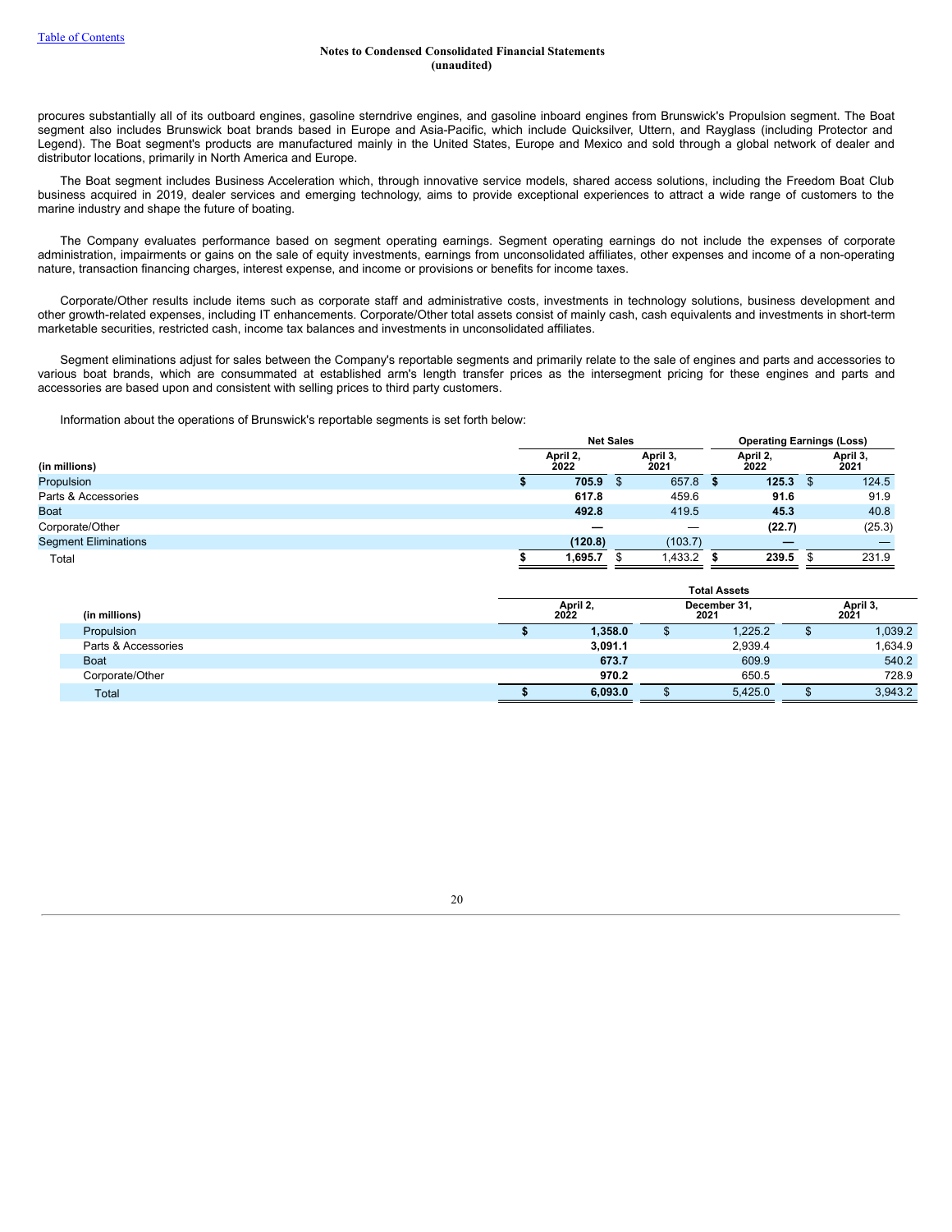Notes to Condensed Consolidated Financial Statements
(unaudited)

procures substantially all of its outboard engines, gasoline sterndrive engines, and gasoline inboard engines from Brunswick's Propulsion segment. The Boat segment also includes Brunswick boat brands based in Europe and Asia-Pacific, which include Quicksilver, Uttern, and Rayglass (including Protector and Legend). The Boat segment's products are manufactured mainly in the United States, Europe and Mexico and sold through a global network of dealer and distributor locations, primarily in North America and Europe.

The Boat segment includes Business Acceleration which, through innovative service models, shared access solutions, including the Freedom Boat Club business acquired in 2019, dealer services and emerging technology, aims to provide exceptional experiences to attract a wide range of customers to the marine industry and shape the future of boating.

The Company evaluates performance based on segment operating earnings. Segment operating earnings do not include the expenses of corporate administration, impairments or gains on the sale of equity investments, earnings from unconsolidated affiliates, other expenses and income of a non-operating nature, transaction financing charges, interest expense, and income or provisions or benefits for income taxes.

Corporate/Other results include items such as corporate staff and administrative costs, investments in technology solutions, business development and other growth-related expenses, including IT enhancements. Corporate/Other total assets consist of mainly cash, cash equivalents and investments in short-term marketable securities, restricted cash, income tax balances and investments in unconsolidated affiliates.

Segment eliminations adjust for sales between the Company's reportable segments and primarily relate to the sale of engines and parts and accessories to various boat brands, which are consummated at established arm's length transfer prices as the intersegment pricing for these engines and parts and accessories are based upon and consistent with selling prices to third party customers.

Information about the operations of Brunswick's reportable segments is set forth below:

| | Net Sales | | Operating Earnings (Loss) | |
|---|---|---|---|---|
| (in millions) | April 2, 2022 | April 3, 2021 | April 2, 2022 | April 3, 2021 |
| Propulsion | **$ 705.9** | $ 657.8 | **$ 125.3** | $ 124.5 |
| Parts & Accessories | **617.8** | 459.6 | **91.6** | 91.9 |
| Boat | **492.8** | 419.5 | **45.3** | 40.8 |
| Corporate/Other | **—** | — | **(22.7)** | (25.3) |
| Segment Eliminations | **(120.8)** | (103.7) | **—** | — |
| Total | **$ 1,695.7** | $ 1,433.2 | **$ 239.5** | $ 231.9 |

| | Total Assets | | |
|---|---|---|---|
| (in millions) | April 2, 2022 | December 31, 2021 | April 3, 2021 |
| Propulsion | **$ 1,358.0** | $ 1,225.2 | $ 1,039.2 |
| Parts & Accessories | **3,091.1** | 2,939.4 | 1,634.9 |
| Boat | **673.7** | 609.9 | 540.2 |
| Corporate/Other | **970.2** | 650.5 | 728.9 |
| Total | **$ 6,093.0** | $ 5,425.0 | $ 3,943.2 |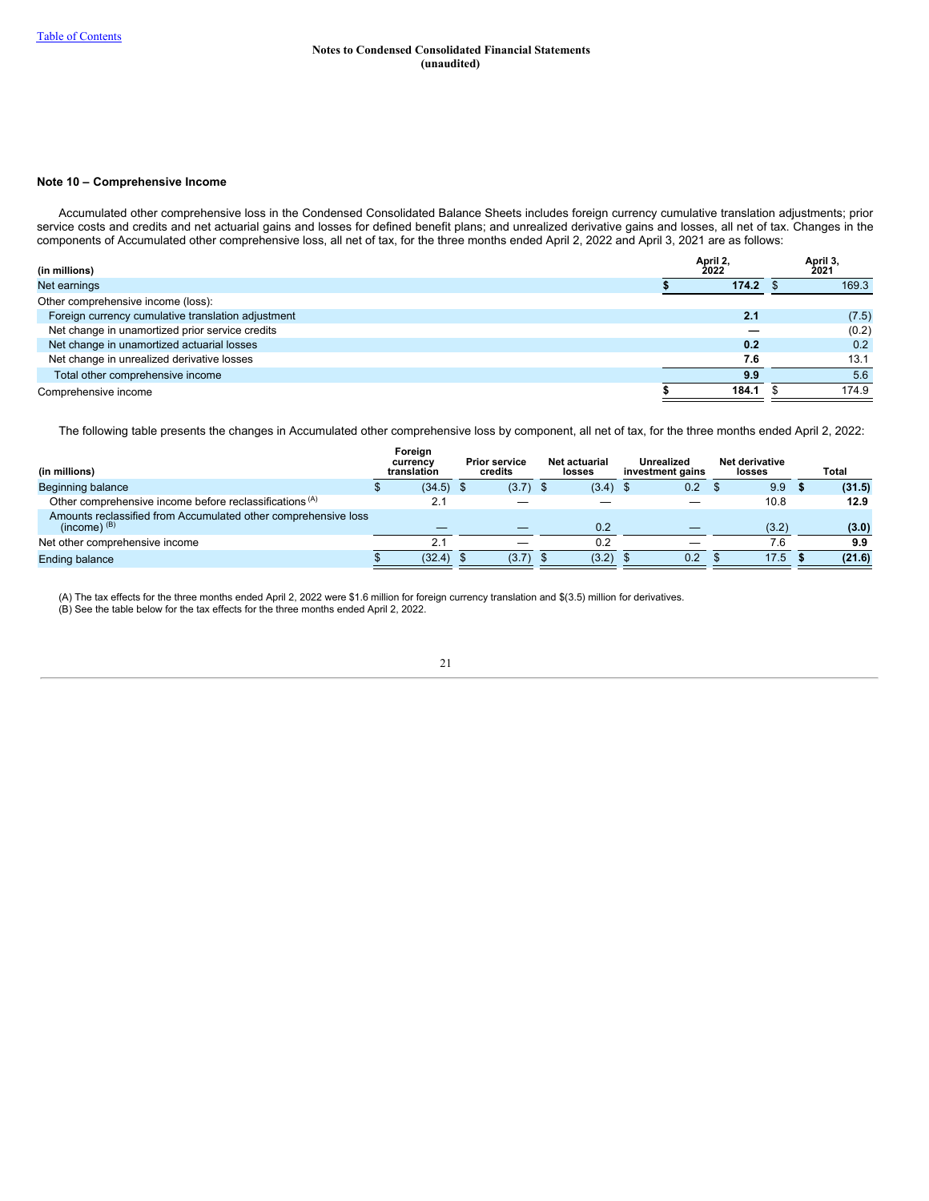Notes to Condensed Consolidated Financial Statements
(unaudited)

## Note 10 – Comprehensive Income

Accumulated other comprehensive loss in the Condensed Consolidated Balance Sheets includes foreign currency cumulative translation adjustments; prior service costs and credits and net actuarial gains and losses for defined benefit plans; and unrealized derivative gains and losses, all net of tax. Changes in the components of Accumulated other comprehensive loss, all net of tax, for the three months ended April 2, 2022 and April 3, 2021 are as follows:

| (in millions) | April 2, 2022 | April 3, 2021 |
|---|---|---|
| Net earnings | **$ 174.2** | $ 169.3 |
| Other comprehensive income (loss): | | |
| Foreign currency cumulative translation adjustment | **2.1** | (7.5) |
| Net change in unamortized prior service credits | **—** | (0.2) |
| Net change in unamortized actuarial losses | **0.2** | 0.2 |
| Net change in unrealized derivative losses | **7.6** | 13.1 |
| Total other comprehensive income | **9.9** | 5.6 |
| Comprehensive income | **$ 184.1** | $ 174.9 |

The following table presents the changes in Accumulated other comprehensive loss by component, all net of tax, for the three months ended April 2, 2022:

| (in millions) | Foreign currency translation | Prior service credits | Net actuarial losses | Unrealized investment gains | Net derivative losses | Total |
|---|---|---|---|---|---|---|
| Beginning balance | $ (34.5) | $ (3.7) | $ (3.4) | $ 0.2 | $ 9.9 | **$ (31.5)** |
| Other comprehensive income before reclassifications [(A)] | 2.1 | — | — | — | 10.8 | **12.9** |
| Amounts reclassified from Accumulated other comprehensive loss (income) [(B)] | — | — | 0.2 | — | (3.2) | **(3.0)** |
| Net other comprehensive income | 2.1 | — | 0.2 | — | 7.6 | **9.9** |
| Ending balance | $ (32.4) | $ (3.7) | $ (3.2) | $ 0.2 | $ 17.5 | **$ (21.6)** |

(A) The tax effects for the three months ended April 2, 2022 were $1.6 million for foreign currency translation and $(3.5) million for derivatives.
(B) See the table below for the tax effects for the three months ended April 2, 2022.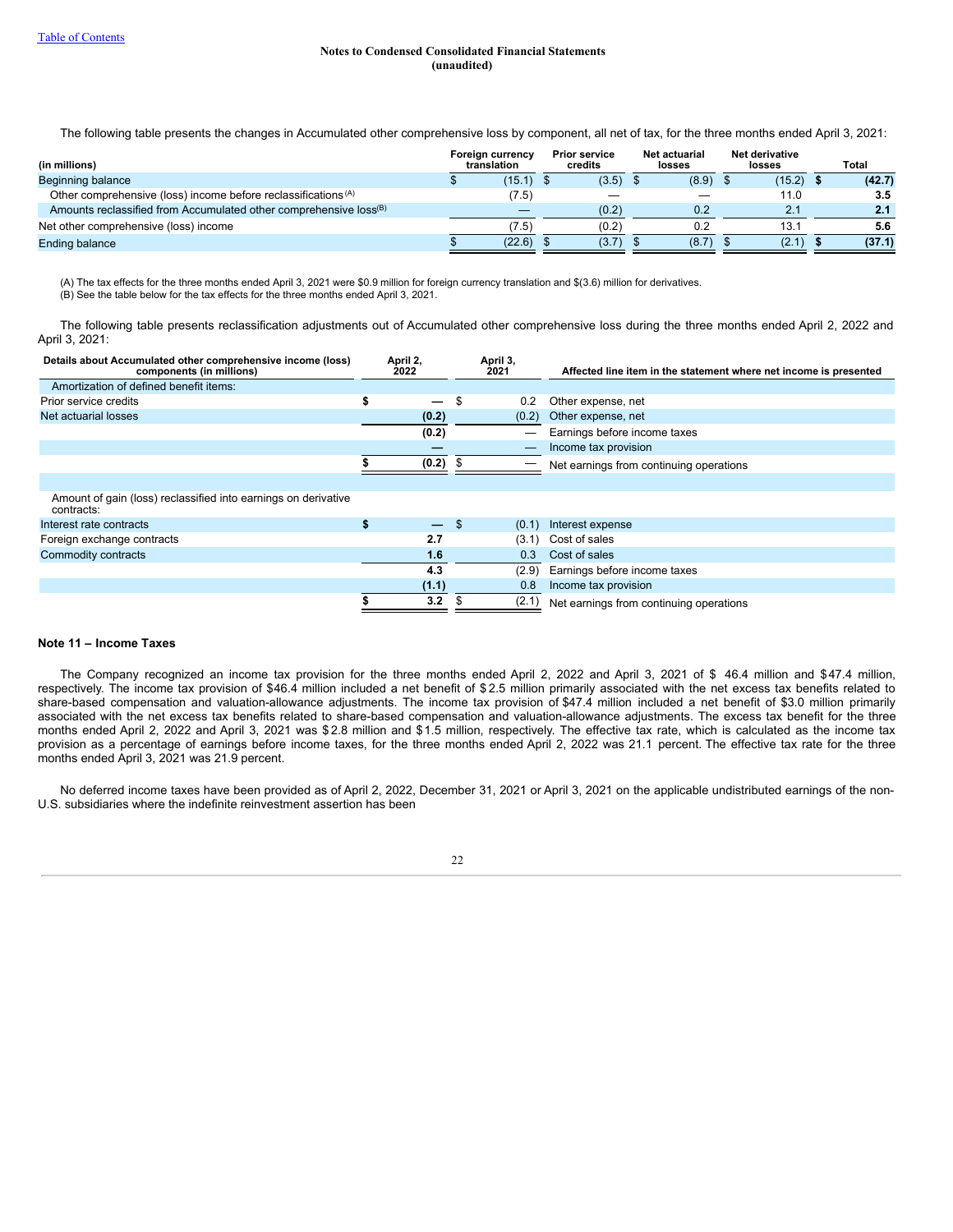Notes to Condensed Consolidated Financial Statements
(unaudited)

The following table presents the changes in Accumulated other comprehensive loss by component, all net of tax, for the three months ended April 3, 2021:

| (in millions) | Foreign currency translation | Prior service credits | Net actuarial losses | Net derivative losses | Total |
|---|---|---|---|---|---|
| Beginning balance | $ (15.1) | $ (3.5) | $ (8.9) | $ (15.2) | **$ (42.7)** |
| Other comprehensive (loss) income before reclassifications (A) | (7.5) | — | — | 11.0 | **3.5** |
| Amounts reclassified from Accumulated other comprehensive loss(B) | — | (0.2) | 0.2 | 2.1 | **2.1** |
| Net other comprehensive (loss) income | (7.5) | (0.2) | 0.2 | 13.1 | **5.6** |
| Ending balance | $ (22.6) | $ (3.7) | $ (8.7) | $ (2.1) | **$ (37.1)** |

(A) The tax effects for the three months ended April 3, 2021 were $0.9 million for foreign currency translation and $(3.6) million for derivatives.
(B) See the table below for the tax effects for the three months ended April 3, 2021.

The following table presents reclassification adjustments out of Accumulated other comprehensive loss during the three months ended April 2, 2022 and April 3, 2021:

| Details about Accumulated other comprehensive income (loss) components (in millions) | April 2, 2022 | April 3, 2021 | Affected line item in the statement where net income is presented |
|---|---|---|---|
| Amortization of defined benefit items: | | | |
| Prior service credits | **$ —** | $ 0.2 | Other expense, net |
| Net actuarial losses | **(0.2)** | (0.2) | Other expense, net |
| | **(0.2)** | — | Earnings before income taxes |
| | **—** | — | Income tax provision |
| | **$ (0.2)** | $ — | Net earnings from continuing operations |
| | | | |
| Amount of gain (loss) reclassified into earnings on derivative contracts: | | | |
| Interest rate contracts | **$ —** | $ (0.1) | Interest expense |
| Foreign exchange contracts | **2.7** | (3.1) | Cost of sales |
| Commodity contracts | **1.6** | 0.3 | Cost of sales |
| | **4.3** | (2.9) | Earnings before income taxes |
| | **(1.1)** | 0.8 | Income tax provision |
| | **$ 3.2** | $ (2.1) | Net earnings from continuing operations |

**Note 11 – Income Taxes**

The Company recognized an income tax provision for the three months ended April 2, 2022 and April 3, 2021 of $ 46.4 million and $47.4 million, respectively. The income tax provision of $46.4 million included a net benefit of $2.5 million primarily associated with the net excess tax benefits related to share-based compensation and valuation-allowance adjustments. The income tax provision of $47.4 million included a net benefit of $3.0 million primarily associated with the net excess tax benefits related to share-based compensation and valuation-allowance adjustments. The excess tax benefit for the three months ended April 2, 2022 and April 3, 2021 was $2.8 million and $1.5 million, respectively. The effective tax rate, which is calculated as the income tax provision as a percentage of earnings before income taxes, for the three months ended April 2, 2022 was 21.1 percent. The effective tax rate for the three months ended April 3, 2021 was 21.9 percent.

No deferred income taxes have been provided as of April 2, 2022, December 31, 2021 or April 3, 2021 on the applicable undistributed earnings of the non-U.S. subsidiaries where the indefinite reinvestment assertion has been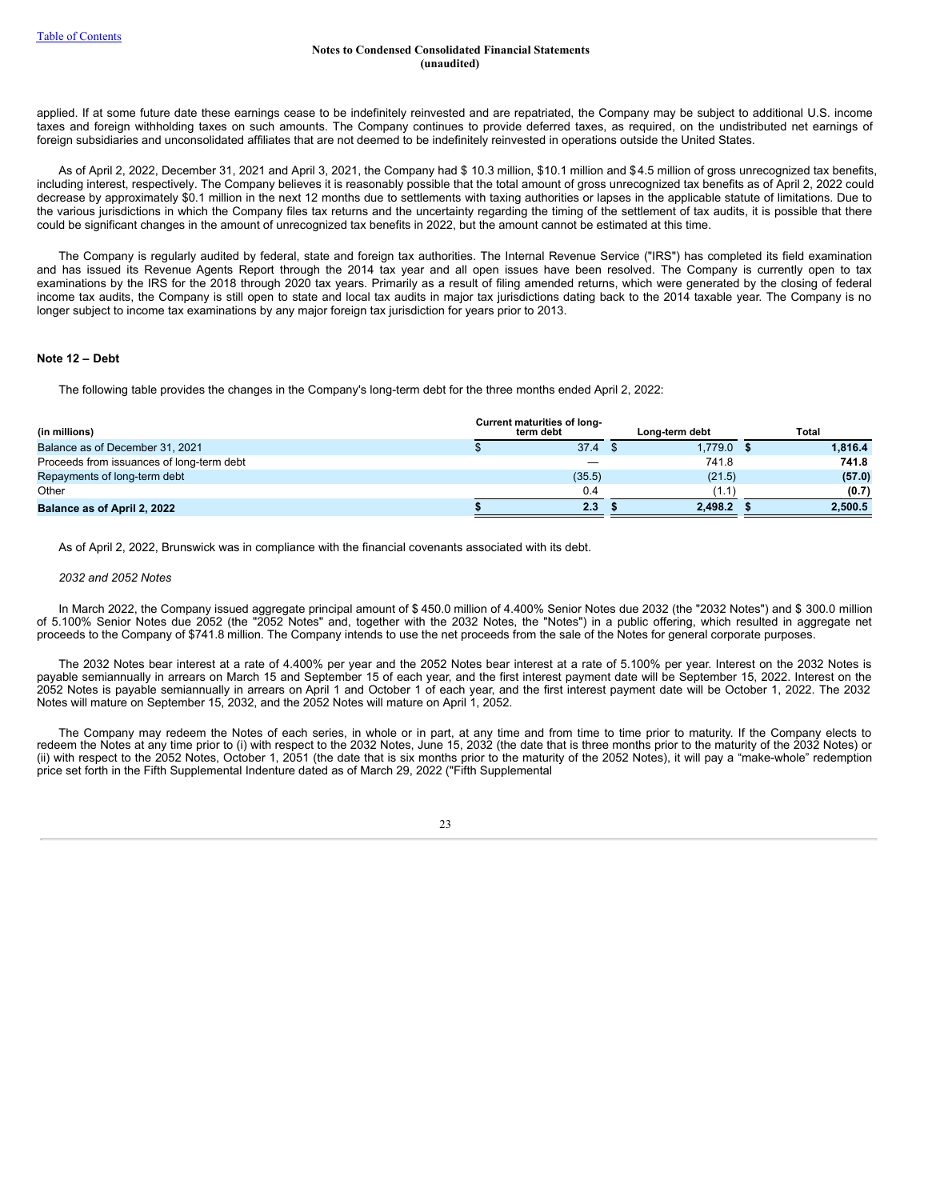applied. If at some future date these earnings cease to be indefinitely reinvested and are repatriated, the Company may be subject to additional U.S. income taxes and foreign withholding taxes on such amounts. The Company continues to provide deferred taxes, as required, on the undistributed net earnings of foreign subsidiaries and unconsolidated affiliates that are not deemed to be indefinitely reinvested in operations outside the United States.

As of April 2, 2022, December 31, 2021 and April 3, 2021, the Company had $ 10.3 million, $10.1 million and $4.5 million of gross unrecognized tax benefits, including interest, respectively. The Company believes it is reasonably possible that the total amount of gross unrecognized tax benefits as of April 2, 2022 could decrease by approximately $0.1 million in the next 12 months due to settlements with taxing authorities or lapses in the applicable statute of limitations. Due to the various jurisdictions in which the Company files tax returns and the uncertainty regarding the timing of the settlement of tax audits, it is possible that there could be significant changes in the amount of unrecognized tax benefits in 2022, but the amount cannot be estimated at this time.

The Company is regularly audited by federal, state and foreign tax authorities. The Internal Revenue Service ("IRS") has completed its field examination and has issued its Revenue Agents Report through the 2014 tax year and all open issues have been resolved. The Company is currently open to tax examinations by the IRS for the 2018 through 2020 tax years. Primarily as a result of filing amended returns, which were generated by the closing of federal income tax audits, the Company is still open to state and local tax audits in major tax jurisdictions dating back to the 2014 taxable year. The Company is no longer subject to income tax examinations by any major foreign tax jurisdiction for years prior to 2013.

## Note 12 – Debt

The following table provides the changes in the Company's long-term debt for the three months ended April 2, 2022:

| (in millions) | Current maturities of long-term debt | Long-term debt | Total |
|---|---|---|---|
| Balance as of December 31, 2021 | $ 37.4 | $ 1,779.0 | **$ 1,816.4** |
| Proceeds from issuances of long-term debt | — | 741.8 | **741.8** |
| Repayments of long-term debt | (35.5) | (21.5) | **(57.0)** |
| Other | 0.4 | (1.1) | **(0.7)** |
| **Balance as of April 2, 2022** | **$ 2.3** | **$ 2,498.2** | **$ 2,500.5** |

As of April 2, 2022, Brunswick was in compliance with the financial covenants associated with its debt.

*2032 and 2052 Notes*

In March 2022, the Company issued aggregate principal amount of $ 450.0 million of 4.400% Senior Notes due 2032 (the "2032 Notes") and $ 300.0 million of 5.100% Senior Notes due 2052 (the "2052 Notes" and, together with the 2032 Notes, the "Notes") in a public offering, which resulted in aggregate net proceeds to the Company of $741.8 million. The Company intends to use the net proceeds from the sale of the Notes for general corporate purposes.

The 2032 Notes bear interest at a rate of 4.400% per year and the 2052 Notes bear interest at a rate of 5.100% per year. Interest on the 2032 Notes is payable semiannually in arrears on March 15 and September 15 of each year, and the first interest payment date will be September 15, 2022. Interest on the 2052 Notes is payable semiannually in arrears on April 1 and October 1 of each year, and the first interest payment date will be October 1, 2022. The 2032 Notes will mature on September 15, 2032, and the 2052 Notes will mature on April 1, 2052.

The Company may redeem the Notes of each series, in whole or in part, at any time and from time to time prior to maturity. If the Company elects to redeem the Notes at any time prior to (i) with respect to the 2032 Notes, June 15, 2032 (the date that is three months prior to the maturity of the 2032 Notes) or (ii) with respect to the 2052 Notes, October 1, 2051 (the date that is six months prior to the maturity of the 2052 Notes), it will pay a "make-whole" redemption price set forth in the Fifth Supplemental Indenture dated as of March 29, 2022 ("Fifth Supplemental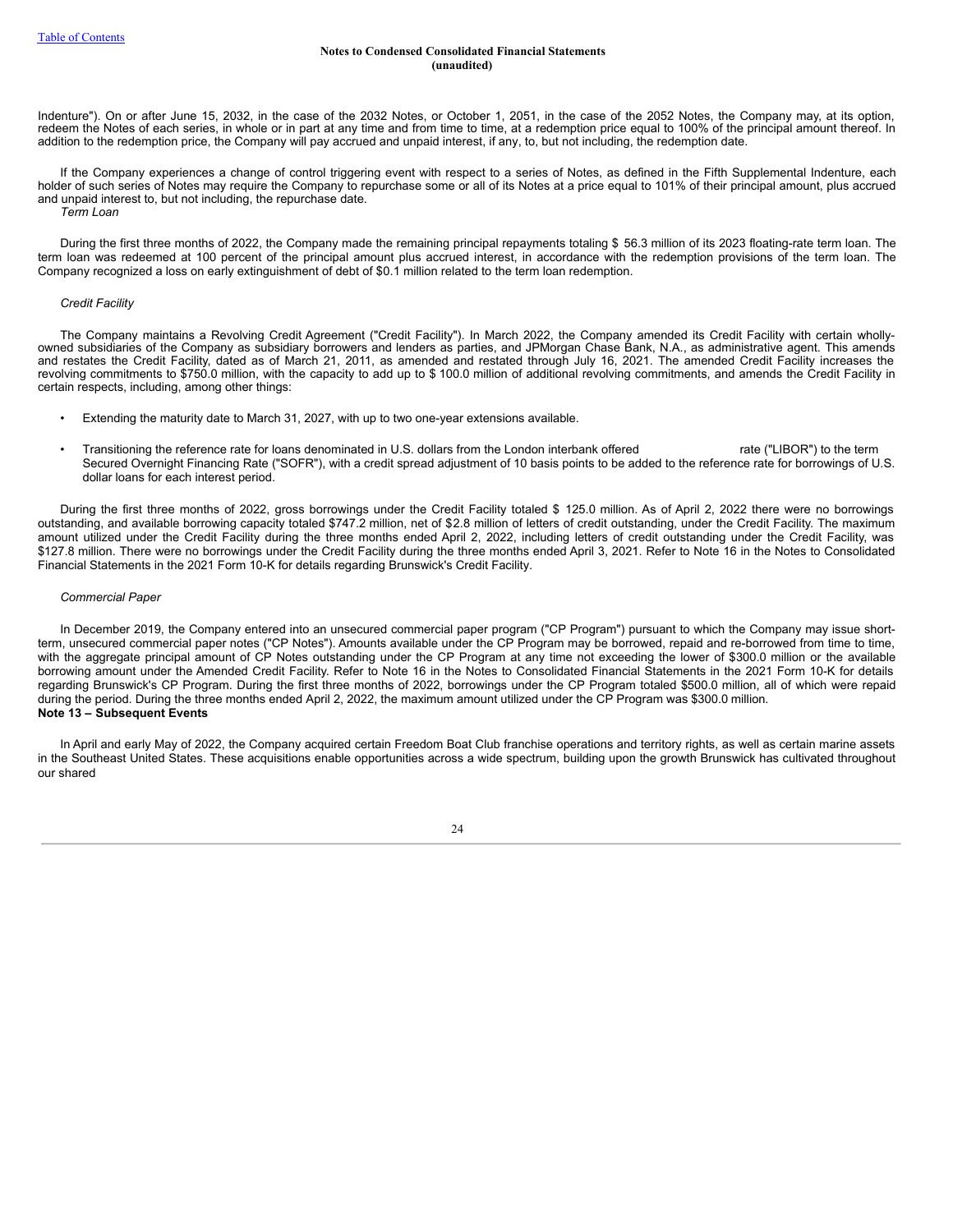Indenture"). On or after June 15, 2032, in the case of the 2032 Notes, or October 1, 2051, in the case of the 2052 Notes, the Company may, at its option, redeem the Notes of each series, in whole or in part at any time and from time to time, at a redemption price equal to 100% of the principal amount thereof. In addition to the redemption price, the Company will pay accrued and unpaid interest, if any, to, but not including, the redemption date.

If the Company experiences a change of control triggering event with respect to a series of Notes, as defined in the Fifth Supplemental Indenture, each holder of such series of Notes may require the Company to repurchase some or all of its Notes at a price equal to 101% of their principal amount, plus accrued and unpaid interest to, but not including, the repurchase date.

*Term Loan*

During the first three months of 2022, the Company made the remaining principal repayments totaling $ 56.3 million of its 2023 floating-rate term loan. The term loan was redeemed at 100 percent of the principal amount plus accrued interest, in accordance with the redemption provisions of the term loan. The Company recognized a loss on early extinguishment of debt of $0.1 million related to the term loan redemption.

*Credit Facility*

The Company maintains a Revolving Credit Agreement ("Credit Facility"). In March 2022, the Company amended its Credit Facility with certain wholly-owned subsidiaries of the Company as subsidiary borrowers and lenders as parties, and JPMorgan Chase Bank, N.A., as administrative agent. This amends and restates the Credit Facility, dated as of March 21, 2011, as amended and restated through July 16, 2021. The amended Credit Facility increases the revolving commitments to $750.0 million, with the capacity to add up to $ 100.0 million of additional revolving commitments, and amends the Credit Facility in certain respects, including, among other things:

- Extending the maturity date to March 31, 2027, with up to two one-year extensions available.
- Transitioning the reference rate for loans denominated in U.S. dollars from the London interbank offered rate ("LIBOR") to the term Secured Overnight Financing Rate ("SOFR"), with a credit spread adjustment of 10 basis points to be added to the reference rate for borrowings of U.S. dollar loans for each interest period.

During the first three months of 2022, gross borrowings under the Credit Facility totaled $ 125.0 million. As of April 2, 2022 there were no borrowings outstanding, and available borrowing capacity totaled $747.2 million, net of $2.8 million of letters of credit outstanding, under the Credit Facility. The maximum amount utilized under the Credit Facility during the three months ended April 2, 2022, including letters of credit outstanding under the Credit Facility, was $127.8 million. There were no borrowings under the Credit Facility during the three months ended April 3, 2021. Refer to Note 16 in the Notes to Consolidated Financial Statements in the 2021 Form 10-K for details regarding Brunswick's Credit Facility.

*Commercial Paper*

In December 2019, the Company entered into an unsecured commercial paper program ("CP Program") pursuant to which the Company may issue short-term, unsecured commercial paper notes ("CP Notes"). Amounts available under the CP Program may be borrowed, repaid and re-borrowed from time to time, with the aggregate principal amount of CP Notes outstanding under the CP Program at any time not exceeding the lower of $300.0 million or the available borrowing amount under the Amended Credit Facility. Refer to Note 16 in the Notes to Consolidated Financial Statements in the 2021 Form 10-K for details regarding Brunswick's CP Program. During the first three months of 2022, borrowings under the CP Program totaled $500.0 million, all of which were repaid during the period. During the three months ended April 2, 2022, the maximum amount utilized under the CP Program was $300.0 million.

**Note 13 – Subsequent Events**

In April and early May of 2022, the Company acquired certain Freedom Boat Club franchise operations and territory rights, as well as certain marine assets in the Southeast United States. These acquisitions enable opportunities across a wide spectrum, building upon the growth Brunswick has cultivated throughout our shared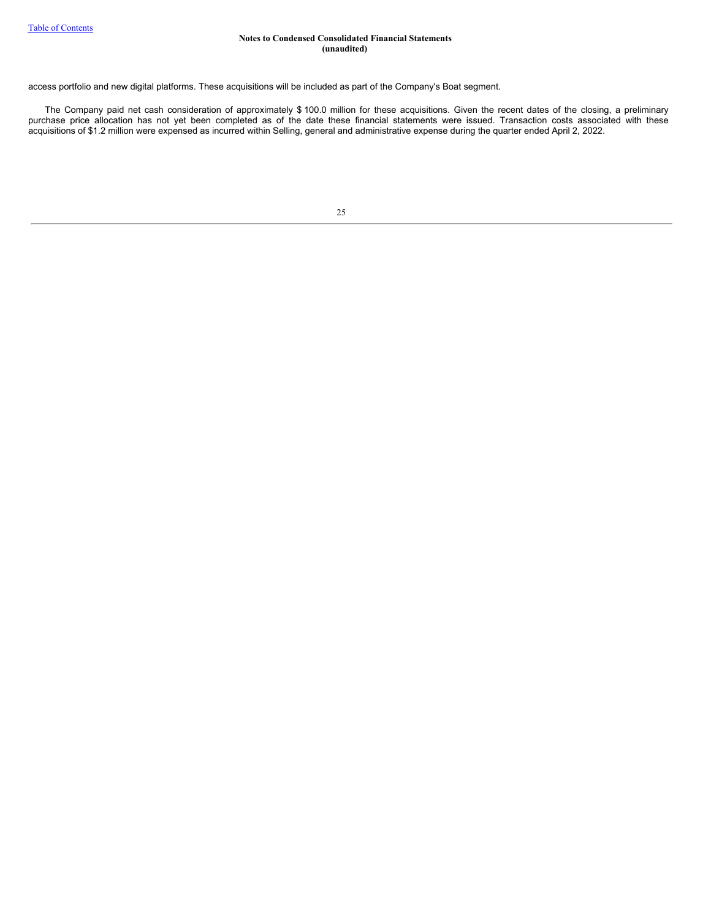access portfolio and new digital platforms. These acquisitions will be included as part of the Company's Boat segment.

The Company paid net cash consideration of approximately $ 100.0 million for these acquisitions. Given the recent dates of the closing, a preliminary purchase price allocation has not yet been completed as of the date these financial statements were issued. Transaction costs associated with these acquisitions of $1.2 million were expensed as incurred within Selling, general and administrative expense during the quarter ended April 2, 2022.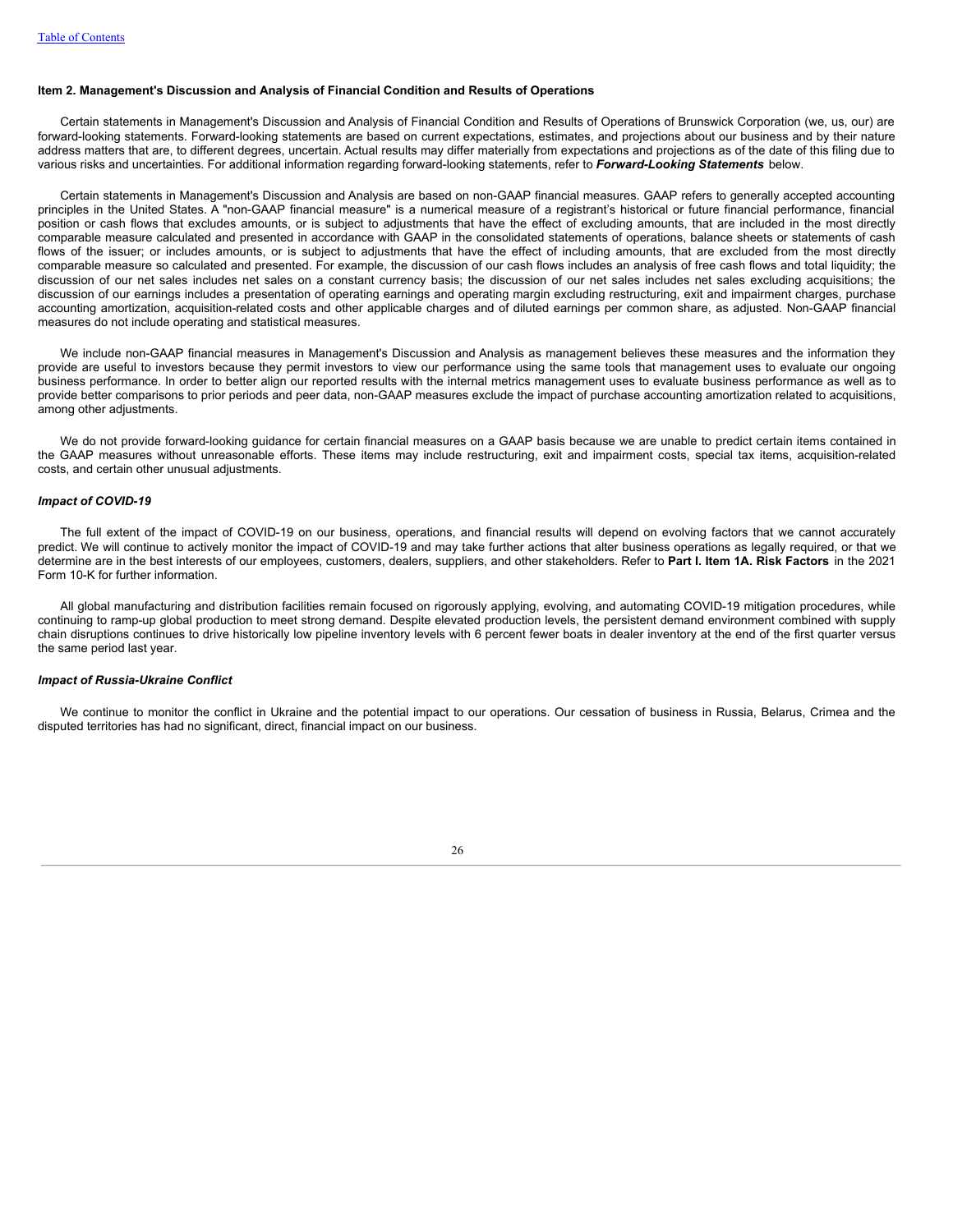## Item 2. Management's Discussion and Analysis of Financial Condition and Results of Operations

Certain statements in Management's Discussion and Analysis of Financial Condition and Results of Operations of Brunswick Corporation (we, us, our) are forward-looking statements. Forward-looking statements are based on current expectations, estimates, and projections about our business and by their nature address matters that are, to different degrees, uncertain. Actual results may differ materially from expectations and projections as of the date of this filing due to various risks and uncertainties. For additional information regarding forward-looking statements, refer to ***Forward-Looking Statements*** below.

Certain statements in Management's Discussion and Analysis are based on non-GAAP financial measures. GAAP refers to generally accepted accounting principles in the United States. A "non-GAAP financial measure" is a numerical measure of a registrant's historical or future financial performance, financial position or cash flows that excludes amounts, or is subject to adjustments that have the effect of excluding amounts, that are included in the most directly comparable measure calculated and presented in accordance with GAAP in the consolidated statements of operations, balance sheets or statements of cash flows of the issuer; or includes amounts, or is subject to adjustments that have the effect of including amounts, that are excluded from the most directly comparable measure so calculated and presented. For example, the discussion of our cash flows includes an analysis of free cash flows and total liquidity; the discussion of our net sales includes net sales on a constant currency basis; the discussion of our net sales includes net sales excluding acquisitions; the discussion of our earnings includes a presentation of operating earnings and operating margin excluding restructuring, exit and impairment charges, purchase accounting amortization, acquisition-related costs and other applicable charges and of diluted earnings per common share, as adjusted. Non-GAAP financial measures do not include operating and statistical measures.

We include non-GAAP financial measures in Management's Discussion and Analysis as management believes these measures and the information they provide are useful to investors because they permit investors to view our performance using the same tools that management uses to evaluate our ongoing business performance. In order to better align our reported results with the internal metrics management uses to evaluate business performance as well as to provide better comparisons to prior periods and peer data, non-GAAP measures exclude the impact of purchase accounting amortization related to acquisitions, among other adjustments.

We do not provide forward-looking guidance for certain financial measures on a GAAP basis because we are unable to predict certain items contained in the GAAP measures without unreasonable efforts. These items may include restructuring, exit and impairment costs, special tax items, acquisition-related costs, and certain other unusual adjustments.

### *Impact of COVID-19*

The full extent of the impact of COVID-19 on our business, operations, and financial results will depend on evolving factors that we cannot accurately predict. We will continue to actively monitor the impact of COVID-19 and may take further actions that alter business operations as legally required, or that we determine are in the best interests of our employees, customers, dealers, suppliers, and other stakeholders. Refer to **Part I. Item 1A. Risk Factors** in the 2021 Form 10-K for further information.

All global manufacturing and distribution facilities remain focused on rigorously applying, evolving, and automating COVID-19 mitigation procedures, while continuing to ramp-up global production to meet strong demand. Despite elevated production levels, the persistent demand environment combined with supply chain disruptions continues to drive historically low pipeline inventory levels with 6 percent fewer boats in dealer inventory at the end of the first quarter versus the same period last year.

### *Impact of Russia-Ukraine Conflict*

We continue to monitor the conflict in Ukraine and the potential impact to our operations. Our cessation of business in Russia, Belarus, Crimea and the disputed territories has had no significant, direct, financial impact on our business.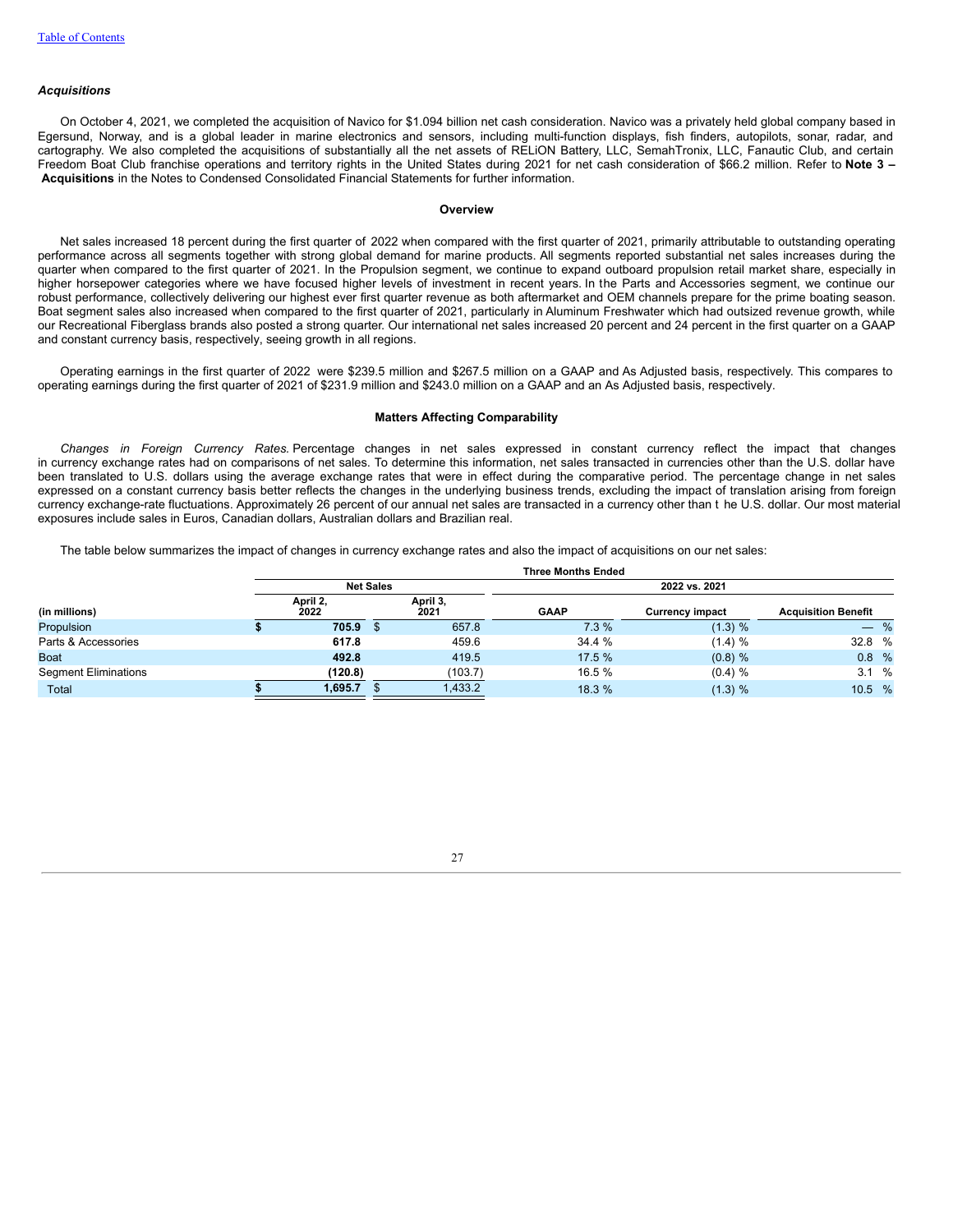*Acquisitions*

On October 4, 2021, we completed the acquisition of Navico for $1.094 billion net cash consideration. Navico was a privately held global company based in Egersund, Norway, and is a global leader in marine electronics and sensors, including multi-function displays, fish finders, autopilots, sonar, radar, and cartography. We also completed the acquisitions of substantially all the net assets of RELiON Battery, LLC, SemahTronix, LLC, Fanautic Club, and certain Freedom Boat Club franchise operations and territory rights in the United States during 2021 for net cash consideration of $66.2 million. Refer to **Note 3 – Acquisitions** in the Notes to Condensed Consolidated Financial Statements for further information.

## Overview

Net sales increased 18 percent during the first quarter of 2022 when compared with the first quarter of 2021, primarily attributable to outstanding operating performance across all segments together with strong global demand for marine products. All segments reported substantial net sales increases during the quarter when compared to the first quarter of 2021. In the Propulsion segment, we continue to expand outboard propulsion retail market share, especially in higher horsepower categories where we have focused higher levels of investment in recent years. In the Parts and Accessories segment, we continue our robust performance, collectively delivering our highest ever first quarter revenue as both aftermarket and OEM channels prepare for the prime boating season. Boat segment sales also increased when compared to the first quarter of 2021, particularly in Aluminum Freshwater which had outsized revenue growth, while our Recreational Fiberglass brands also posted a strong quarter. Our international net sales increased 20 percent and 24 percent in the first quarter on a GAAP and constant currency basis, respectively, seeing growth in all regions.

Operating earnings in the first quarter of 2022 were $239.5 million and $267.5 million on a GAAP and As Adjusted basis, respectively. This compares to operating earnings during the first quarter of 2021 of $231.9 million and $243.0 million on a GAAP and an As Adjusted basis, respectively.

## Matters Affecting Comparability

*Changes in Foreign Currency Rates.* Percentage changes in net sales expressed in constant currency reflect the impact that changes in currency exchange rates had on comparisons of net sales. To determine this information, net sales transacted in currencies other than the U.S. dollar have been translated to U.S. dollars using the average exchange rates that were in effect during the comparative period. The percentage change in net sales expressed on a constant currency basis better reflects the changes in the underlying business trends, excluding the impact of translation arising from foreign currency exchange-rate fluctuations. Approximately 26 percent of our annual net sales are transacted in a currency other than the U.S. dollar. Our most material exposures include sales in Euros, Canadian dollars, Australian dollars and Brazilian real.

The table below summarizes the impact of changes in currency exchange rates and also the impact of acquisitions on our net sales:

| | Three Months Ended | | | | |
|---|---|---|---|---|---|
| | Net Sales | | 2022 vs. 2021 | | |
| (in millions) | April 2, 2022 | April 3, 2021 | GAAP | Currency impact | Acquisition Benefit |
| Propulsion | **$ 705.9** | $ 657.8 | 7.3 % | (1.3) % | — % |
| Parts & Accessories | **617.8** | 459.6 | 34.4 % | (1.4) % | 32.8 % |
| Boat | **492.8** | 419.5 | 17.5 % | (0.8) % | 0.8 % |
| Segment Eliminations | **(120.8)** | (103.7) | 16.5 % | (0.4) % | 3.1 % |
| Total | **$ 1,695.7** | $ 1,433.2 | 18.3 % | (1.3) % | 10.5 % |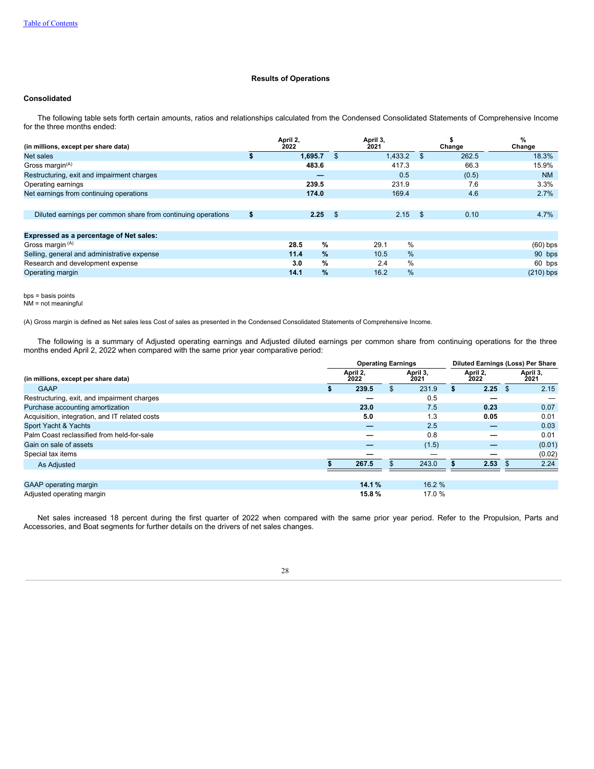Table of Contents

## Results of Operations

### Consolidated

The following table sets forth certain amounts, ratios and relationships calculated from the Condensed Consolidated Statements of Comprehensive Income for the three months ended:

| (in millions, except per share data) | April 2, 2022 | April 3, 2021 | $ Change | % Change |
|---|---|---|---|---|
| Net sales | **$ 1,695.7** | $ 1,433.2 | $ 262.5 | 18.3% |
| Gross margin(A) | **483.6** | 417.3 | 66.3 | 15.9% |
| Restructuring, exit and impairment charges | **—** | 0.5 | (0.5) | NM |
| Operating earnings | **239.5** | 231.9 | 7.6 | 3.3% |
| Net earnings from continuing operations | **174.0** | 169.4 | 4.6 | 2.7% |
| | | | | |
| Diluted earnings per common share from continuing operations | **$ 2.25** | $ 2.15 | $ 0.10 | 4.7% |
| | | | | |
| **Expressed as a percentage of Net sales:** | | | | |
| Gross margin (A) | **28.5 %** | 29.1 % | | (60) bps |
| Selling, general and administrative expense | **11.4 %** | 10.5 % | | 90 bps |
| Research and development expense | **3.0 %** | 2.4 % | | 60 bps |
| Operating margin | **14.1 %** | 16.2 % | | (210) bps |

bps = basis points
NM = not meaningful

(A) Gross margin is defined as Net sales less Cost of sales as presented in the Condensed Consolidated Statements of Comprehensive Income.

The following is a summary of Adjusted operating earnings and Adjusted diluted earnings per common share from continuing operations for the three months ended April 2, 2022 when compared with the same prior year comparative period:

| | Operating Earnings | | Diluted Earnings (Loss) Per Share | |
|---|---|---|---|---|
| (in millions, except per share data) | April 2, 2022 | April 3, 2021 | April 2, 2022 | April 3, 2021 |
| GAAP | **$ 239.5** | $ 231.9 | **$ 2.25** | $ 2.15 |
| Restructuring, exit, and impairment charges | **—** | 0.5 | **—** | — |
| Purchase accounting amortization | **23.0** | 7.5 | **0.23** | 0.07 |
| Acquisition, integration, and IT related costs | **5.0** | 1.3 | **0.05** | 0.01 |
| Sport Yacht & Yachts | **—** | 2.5 | **—** | 0.03 |
| Palm Coast reclassified from held-for-sale | **—** | 0.8 | **—** | 0.01 |
| Gain on sale of assets | **—** | (1.5) | **—** | (0.01) |
| Special tax items | **—** | — | **—** | (0.02) |
| As Adjusted | **$ 267.5** | $ 243.0 | **$ 2.53** | $ 2.24 |
| | | | | |
| GAAP operating margin | **14.1 %** | 16.2 % | | |
| Adjusted operating margin | **15.8 %** | 17.0 % | | |

Net sales increased 18 percent during the first quarter of 2022 when compared with the same prior year period. Refer to the Propulsion, Parts and Accessories, and Boat segments for further details on the drivers of net sales changes.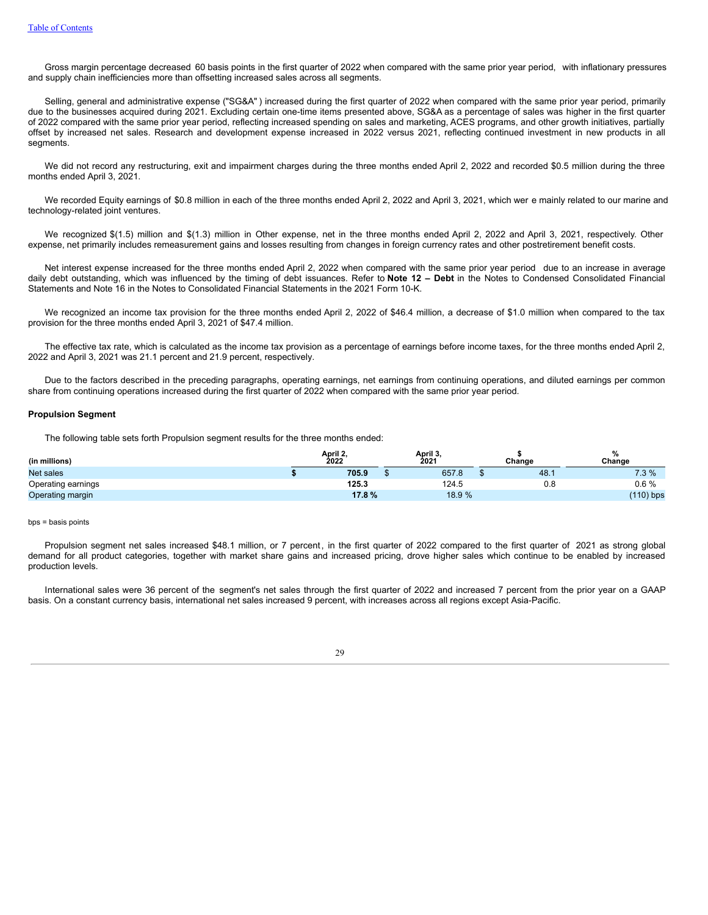Gross margin percentage decreased 60 basis points in the first quarter of 2022 when compared with the same prior year period, with inflationary pressures and supply chain inefficiencies more than offsetting increased sales across all segments.

Selling, general and administrative expense ("SG&A") increased during the first quarter of 2022 when compared with the same prior year period, primarily due to the businesses acquired during 2021. Excluding certain one-time items presented above, SG&A as a percentage of sales was higher in the first quarter of 2022 compared with the same prior year period, reflecting increased spending on sales and marketing, ACES programs, and other growth initiatives, partially offset by increased net sales. Research and development expense increased in 2022 versus 2021, reflecting continued investment in new products in all segments.

We did not record any restructuring, exit and impairment charges during the three months ended April 2, 2022 and recorded $0.5 million during the three months ended April 3, 2021.

We recorded Equity earnings of $0.8 million in each of the three months ended April 2, 2022 and April 3, 2021, which were mainly related to our marine and technology-related joint ventures.

We recognized $(1.5) million and $(1.3) million in Other expense, net in the three months ended April 2, 2022 and April 3, 2021, respectively. Other expense, net primarily includes remeasurement gains and losses resulting from changes in foreign currency rates and other postretirement benefit costs.

Net interest expense increased for the three months ended April 2, 2022 when compared with the same prior year period due to an increase in average daily debt outstanding, which was influenced by the timing of debt issuances. Refer to **Note 12 – Debt** in the Notes to Condensed Consolidated Financial Statements and Note 16 in the Notes to Consolidated Financial Statements in the 2021 Form 10-K.

We recognized an income tax provision for the three months ended April 2, 2022 of $46.4 million, a decrease of $1.0 million when compared to the tax provision for the three months ended April 3, 2021 of $47.4 million.

The effective tax rate, which is calculated as the income tax provision as a percentage of earnings before income taxes, for the three months ended April 2, 2022 and April 3, 2021 was 21.1 percent and 21.9 percent, respectively.

Due to the factors described in the preceding paragraphs, operating earnings, net earnings from continuing operations, and diluted earnings per common share from continuing operations increased during the first quarter of 2022 when compared with the same prior year period.

**Propulsion Segment**

The following table sets forth Propulsion segment results for the three months ended:

| (in millions) | April 2, 2022 | April 3, 2021 | $ Change | % Change |
|---|---|---|---|---|
| Net sales | **$ 705.9** | $ 657.8 | $ 48.1 | 7.3 % |
| Operating earnings | **125.3** | 124.5 | 0.8 | 0.6 % |
| Operating margin | **17.8 %** | 18.9 % | | (110) bps |

bps = basis points

Propulsion segment net sales increased $48.1 million, or 7 percent, in the first quarter of 2022 compared to the first quarter of 2021 as strong global demand for all product categories, together with market share gains and increased pricing, drove higher sales which continue to be enabled by increased production levels.

International sales were 36 percent of the segment's net sales through the first quarter of 2022 and increased 7 percent from the prior year on a GAAP basis. On a constant currency basis, international net sales increased 9 percent, with increases across all regions except Asia-Pacific.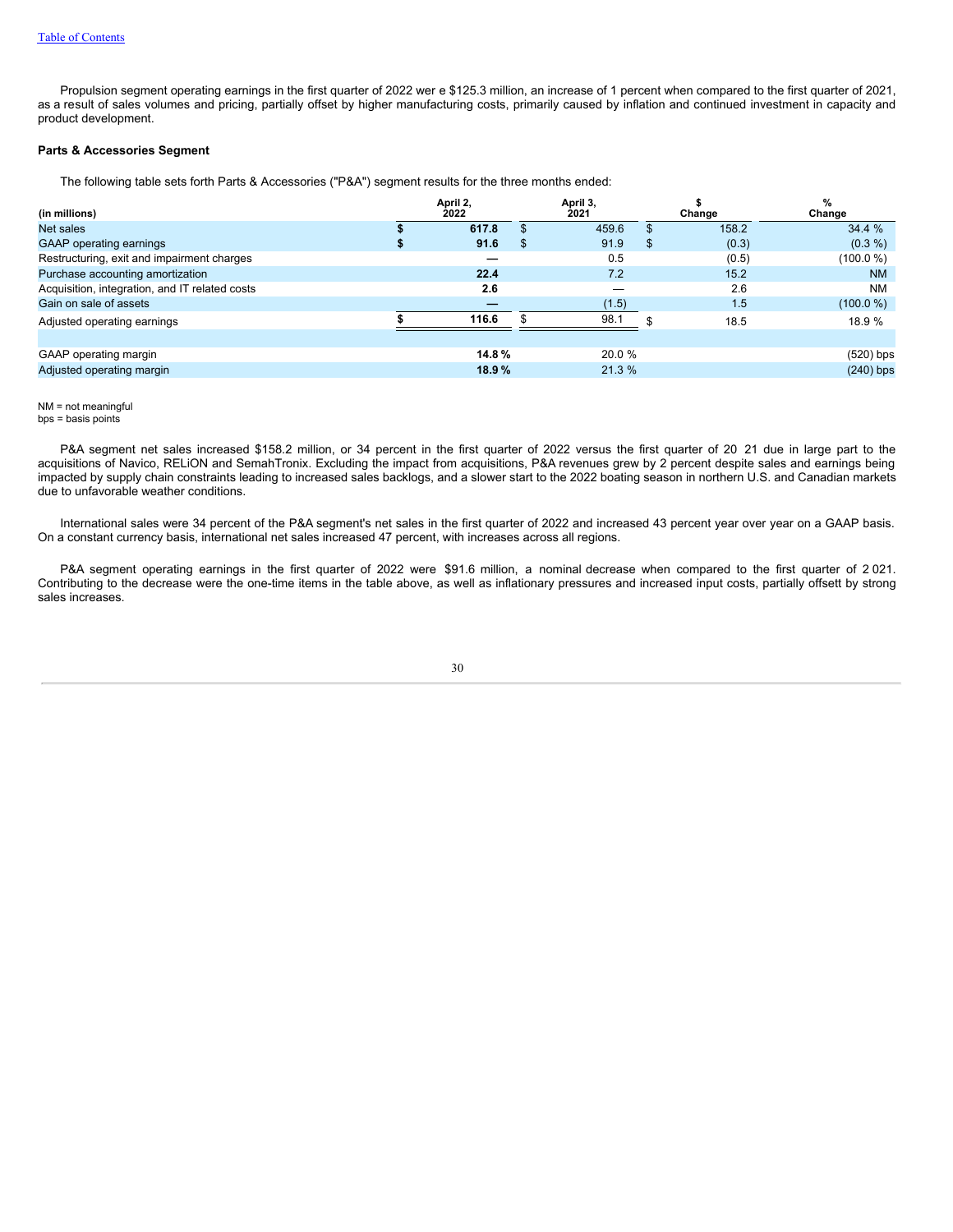Propulsion segment operating earnings in the first quarter of 2022 wer e $125.3 million, an increase of 1 percent when compared to the first quarter of 2021, as a result of sales volumes and pricing, partially offset by higher manufacturing costs, primarily caused by inflation and continued investment in capacity and product development.

**Parts & Accessories Segment**

The following table sets forth Parts & Accessories ("P&A") segment results for the three months ended:

| (in millions) | April 2, 2022 | April 3, 2021 | $ Change | % Change |
|---|---|---|---|---|
| Net sales | $ 617.8 | $ 459.6 | $ 158.2 | 34.4 % |
| GAAP operating earnings | $ 91.6 | $ 91.9 | $ (0.3) | (0.3 %) |
| Restructuring, exit and impairment charges | — | 0.5 | (0.5) | (100.0 %) |
| Purchase accounting amortization | 22.4 | 7.2 | 15.2 | NM |
| Acquisition, integration, and IT related costs | 2.6 | — | 2.6 | NM |
| Gain on sale of assets | — | (1.5) | 1.5 | (100.0 %) |
| Adjusted operating earnings | $ 116.6 | $ 98.1 | $ 18.5 | 18.9 % |
| | | | | |
| GAAP operating margin | 14.8 % | 20.0 % | | (520) bps |
| Adjusted operating margin | 18.9 % | 21.3 % | | (240) bps |

NM = not meaningful
bps = basis points

P&A segment net sales increased $158.2 million, or 34 percent in the first quarter of 2022 versus the first quarter of 20 21 due in large part to the acquisitions of Navico, RELiON and SemahTronix. Excluding the impact from acquisitions, P&A revenues grew by 2 percent despite sales and earnings being impacted by supply chain constraints leading to increased sales backlogs, and a slower start to the 2022 boating season in northern U.S. and Canadian markets due to unfavorable weather conditions.

International sales were 34 percent of the P&A segment's net sales in the first quarter of 2022 and increased 43 percent year over year on a GAAP basis. On a constant currency basis, international net sales increased 47 percent, with increases across all regions.

P&A segment operating earnings in the first quarter of 2022 were $91.6 million, a nominal decrease when compared to the first quarter of 2 021. Contributing to the decrease were the one-time items in the table above, as well as inflationary pressures and increased input costs, partially offsett by strong sales increases.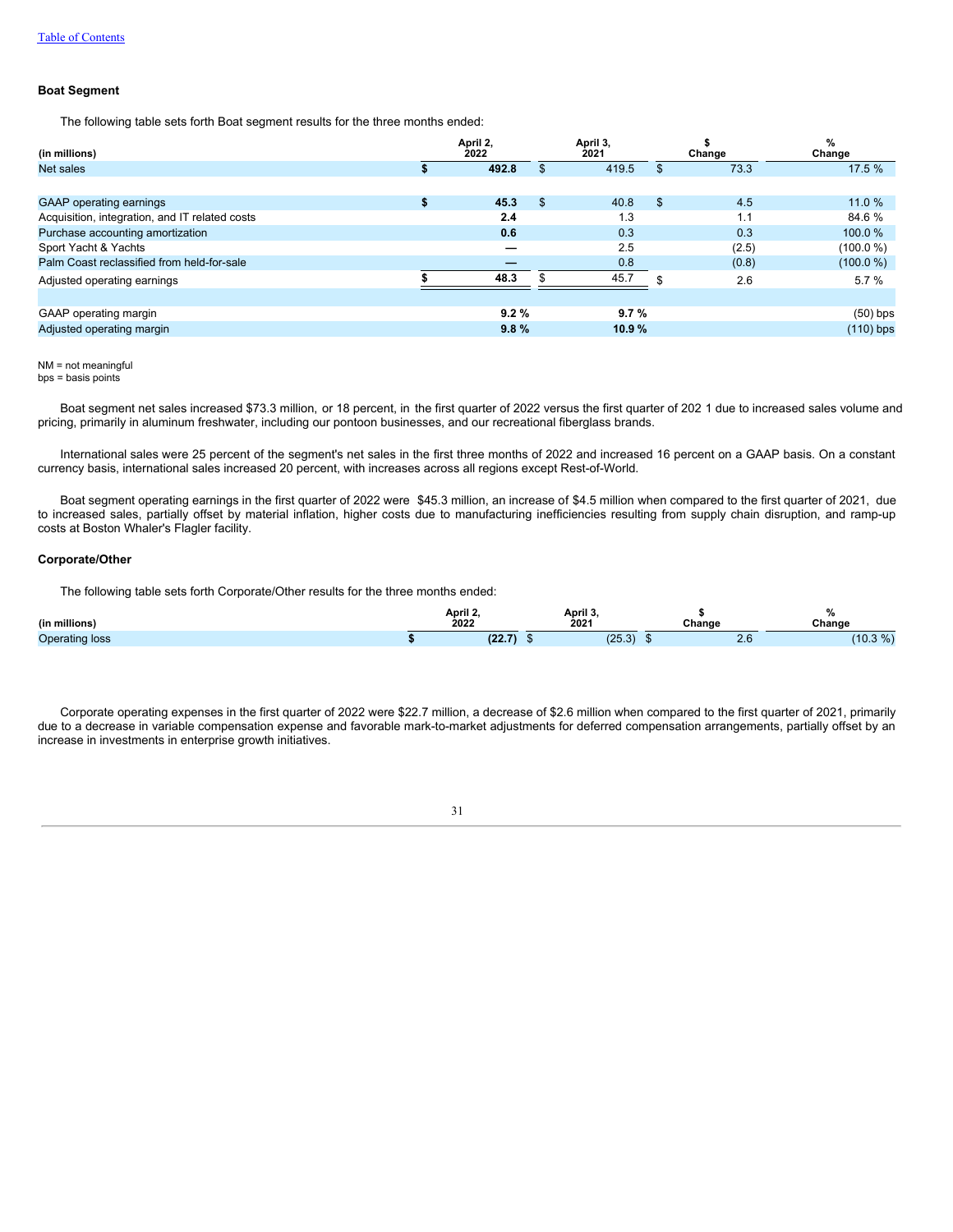[Table of Contents](#)

### Boat Segment

The following table sets forth Boat segment results for the three months ended:

| (in millions) | April 2, 2022 | April 3, 2021 | $ Change | % Change |
|---|---|---|---|---|
| Net sales | **$ 492.8** | $ 419.5 | $ 73.3 | 17.5 % |
| | | | | |
| GAAP operating earnings | **$ 45.3** | $ 40.8 | $ 4.5 | 11.0 % |
| Acquisition, integration, and IT related costs | **2.4** | 1.3 | 1.1 | 84.6 % |
| Purchase accounting amortization | **0.6** | 0.3 | 0.3 | 100.0 % |
| Sport Yacht & Yachts | **—** | 2.5 | (2.5) | (100.0 %) |
| Palm Coast reclassified from held-for-sale | **—** | 0.8 | (0.8) | (100.0 %) |
| Adjusted operating earnings | **$ 48.3** | $ 45.7 | $ 2.6 | 5.7 % |
| | | | | |
| GAAP operating margin | **9.2 %** | **9.7 %** | | (50) bps |
| Adjusted operating margin | **9.8 %** | **10.9 %** | | (110) bps |

NM = not meaningful
bps = basis points

Boat segment net sales increased $73.3 million, or 18 percent, in the first quarter of 2022 versus the first quarter of 202 1 due to increased sales volume and pricing, primarily in aluminum freshwater, including our pontoon businesses, and our recreational fiberglass brands.

International sales were 25 percent of the segment's net sales in the first three months of 2022 and increased 16 percent on a GAAP basis. On a constant currency basis, international sales increased 20 percent, with increases across all regions except Rest-of-World.

Boat segment operating earnings in the first quarter of 2022 were $45.3 million, an increase of $4.5 million when compared to the first quarter of 2021, due to increased sales, partially offset by material inflation, higher costs due to manufacturing inefficiencies resulting from supply chain disruption, and ramp-up costs at Boston Whaler's Flagler facility.

### Corporate/Other

The following table sets forth Corporate/Other results for the three months ended:

| (in millions) | April 2, 2022 | April 3, 2021 | $ Change | % Change |
|---|---|---|---|---|
| Operating loss | **$ (22.7)** | $ (25.3) | $ 2.6 | (10.3 %) |

Corporate operating expenses in the first quarter of 2022 were $22.7 million, a decrease of $2.6 million when compared to the first quarter of 2021, primarily due to a decrease in variable compensation expense and favorable mark-to-market adjustments for deferred compensation arrangements, partially offset by an increase in investments in enterprise growth initiatives.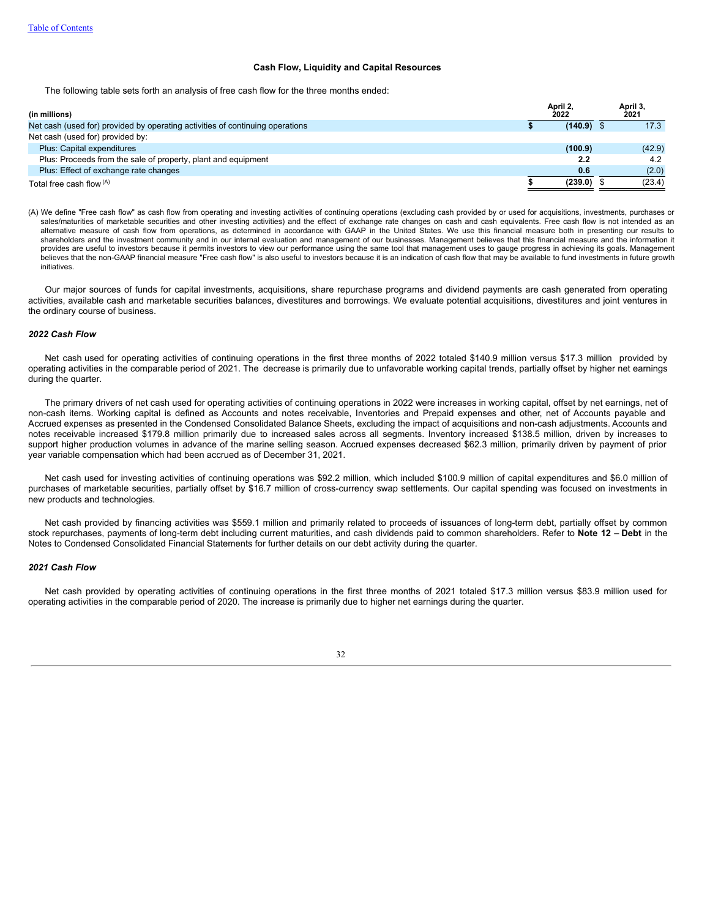## Cash Flow, Liquidity and Capital Resources

The following table sets forth an analysis of free cash flow for the three months ended:

| (in millions) | April 2, 2022 | April 3, 2021 |
|---|---|---|
| Net cash (used for) provided by operating activities of continuing operations | $ **(140.9)** | $ 17.3 |
| Net cash (used for) provided by: | | |
| Plus: Capital expenditures | **(100.9)** | (42.9) |
| Plus: Proceeds from the sale of property, plant and equipment | **2.2** | 4.2 |
| Plus: Effect of exchange rate changes | **0.6** | (2.0) |
| Total free cash flow [(A)] | $ **(239.0)** | $ (23.4) |

(A) We define "Free cash flow" as cash flow from operating and investing activities of continuing operations (excluding cash provided by or used for acquisitions, investments, purchases or sales/maturities of marketable securities and other investing activities) and the effect of exchange rate changes on cash and cash equivalents. Free cash flow is not intended as an alternative measure of cash flow from operations, as determined in accordance with GAAP in the United States. We use this financial measure both in presenting our results to shareholders and the investment community and in our internal evaluation and management of our businesses. Management believes that this financial measure and the information it provides are useful to investors because it permits investors to view our performance using the same tool that management uses to gauge progress in achieving its goals. Management believes that the non-GAAP financial measure "Free cash flow" is also useful to investors because it is an indication of cash flow that may be available to fund investments in future growth initiatives.

Our major sources of funds for capital investments, acquisitions, share repurchase programs and dividend payments are cash generated from operating activities, available cash and marketable securities balances, divestitures and borrowings. We evaluate potential acquisitions, divestitures and joint ventures in the ordinary course of business.

### *2022 Cash Flow*

Net cash used for operating activities of continuing operations in the first three months of 2022 totaled $140.9 million versus $17.3 million provided by operating activities in the comparable period of 2021. The decrease is primarily due to unfavorable working capital trends, partially offset by higher net earnings during the quarter.

The primary drivers of net cash used for operating activities of continuing operations in 2022 were increases in working capital, offset by net earnings, net of non-cash items. Working capital is defined as Accounts and notes receivable, Inventories and Prepaid expenses and other, net of Accounts payable and Accrued expenses as presented in the Condensed Consolidated Balance Sheets, excluding the impact of acquisitions and non-cash adjustments. Accounts and notes receivable increased $179.8 million primarily due to increased sales across all segments. Inventory increased $138.5 million, driven by increases to support higher production volumes in advance of the marine selling season. Accrued expenses decreased $62.3 million, primarily driven by payment of prior year variable compensation which had been accrued as of December 31, 2021.

Net cash used for investing activities of continuing operations was $92.2 million, which included $100.9 million of capital expenditures and $6.0 million of purchases of marketable securities, partially offset by $16.7 million of cross-currency swap settlements. Our capital spending was focused on investments in new products and technologies.

Net cash provided by financing activities was $559.1 million and primarily related to proceeds of issuances of long-term debt, partially offset by common stock repurchases, payments of long-term debt including current maturities, and cash dividends paid to common shareholders. Refer to **Note 12 – Debt** in the Notes to Condensed Consolidated Financial Statements for further details on our debt activity during the quarter.

### *2021 Cash Flow*

Net cash provided by operating activities of continuing operations in the first three months of 2021 totaled $17.3 million versus $83.9 million used for operating activities in the comparable period of 2020. The increase is primarily due to higher net earnings during the quarter.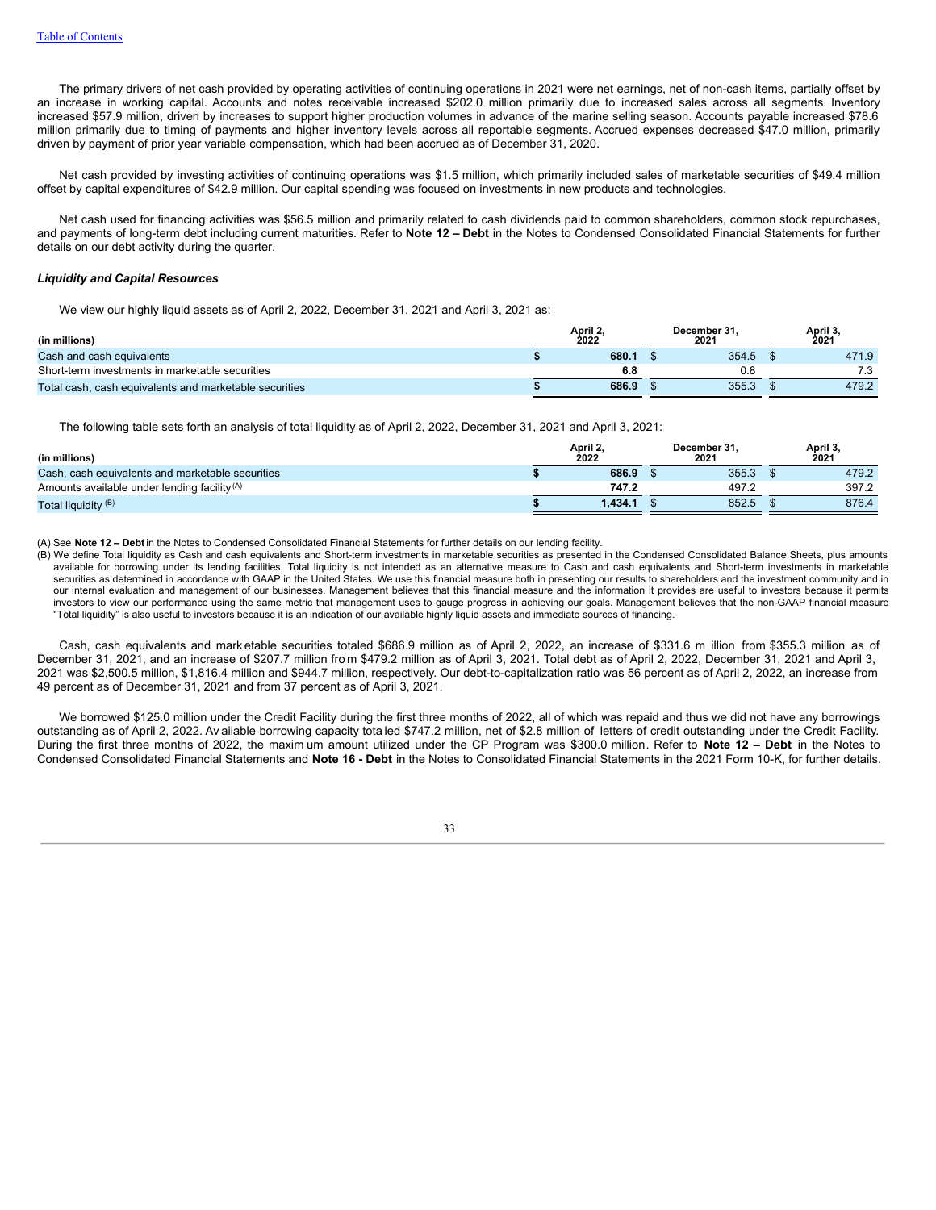The primary drivers of net cash provided by operating activities of continuing operations in 2021 were net earnings, net of non-cash items, partially offset by an increase in working capital. Accounts and notes receivable increased $202.0 million primarily due to increased sales across all segments. Inventory increased $57.9 million, driven by increases to support higher production volumes in advance of the marine selling season. Accounts payable increased $78.6 million primarily due to timing of payments and higher inventory levels across all reportable segments. Accrued expenses decreased $47.0 million, primarily driven by payment of prior year variable compensation, which had been accrued as of December 31, 2020.

Net cash provided by investing activities of continuing operations was $1.5 million, which primarily included sales of marketable securities of $49.4 million offset by capital expenditures of $42.9 million. Our capital spending was focused on investments in new products and technologies.

Net cash used for financing activities was $56.5 million and primarily related to cash dividends paid to common shareholders, common stock repurchases, and payments of long-term debt including current maturities. Refer to **Note 12 – Debt** in the Notes to Condensed Consolidated Financial Statements for further details on our debt activity during the quarter.

### *Liquidity and Capital Resources*

We view our highly liquid assets as of April 2, 2022, December 31, 2021 and April 3, 2021 as:

| (in millions) | April 2, 2022 | December 31, 2021 | April 3, 2021 |
|---|---|---|---|
| Cash and cash equivalents | **$ 680.1** | $ 354.5 | $ 471.9 |
| Short-term investments in marketable securities | **6.8** | 0.8 | 7.3 |
| Total cash, cash equivalents and marketable securities | **$ 686.9** | $ 355.3 | $ 479.2 |

The following table sets forth an analysis of total liquidity as of April 2, 2022, December 31, 2021 and April 3, 2021:

| (in millions) | April 2, 2022 | December 31, 2021 | April 3, 2021 |
|---|---|---|---|
| Cash, cash equivalents and marketable securities | **$ 686.9** | $ 355.3 | $ 479.2 |
| Amounts available under lending facility (A) | **747.2** | 497.2 | 397.2 |
| Total liquidity (B) | **$ 1,434.1** | $ 852.5 | $ 876.4 |

(A) See **Note 12 – Debt** in the Notes to Condensed Consolidated Financial Statements for further details on our lending facility.

(B) We define Total liquidity as Cash and cash equivalents and Short-term investments in marketable securities as presented in the Condensed Consolidated Balance Sheets, plus amounts available for borrowing under its lending facilities. Total liquidity is not intended as an alternative measure to Cash and cash equivalents and Short-term investments in marketable securities as determined in accordance with GAAP in the United States. We use this financial measure both in presenting our results to shareholders and the investment community and in our internal evaluation and management of our businesses. Management believes that this financial measure and the information it provides are useful to investors because it permits investors to view our performance using the same metric that management uses to gauge progress in achieving our goals. Management believes that the non-GAAP financial measure "Total liquidity" is also useful to investors because it is an indication of our available highly liquid assets and immediate sources of financing.

Cash, cash equivalents and marketable securities totaled $686.9 million as of April 2, 2022, an increase of $331.6 million from $355.3 million as of December 31, 2021, and an increase of $207.7 million from $479.2 million as of April 3, 2021. Total debt as of April 2, 2022, December 31, 2021 and April 3, 2021 was $2,500.5 million, $1,816.4 million and $944.7 million, respectively. Our debt-to-capitalization ratio was 56 percent as of April 2, 2022, an increase from 49 percent as of December 31, 2021 and from 37 percent as of April 3, 2021.

We borrowed $125.0 million under the Credit Facility during the first three months of 2022, all of which was repaid and thus we did not have any borrowings outstanding as of April 2, 2022. Available borrowing capacity totaled $747.2 million, net of $2.8 million of letters of credit outstanding under the Credit Facility. During the first three months of 2022, the maximum amount utilized under the CP Program was $300.0 million. Refer to **Note 12 – Debt** in the Notes to Condensed Consolidated Financial Statements and **Note 16 - Debt** in the Notes to Consolidated Financial Statements in the 2021 Form 10-K, for further details.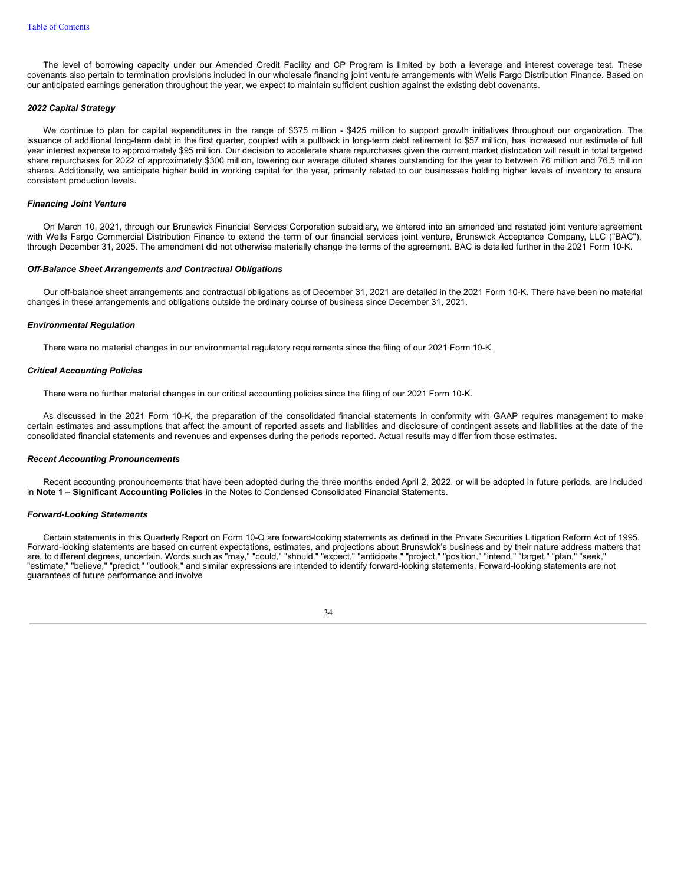The level of borrowing capacity under our Amended Credit Facility and CP Program is limited by both a leverage and interest coverage test. These covenants also pertain to termination provisions included in our wholesale financing joint venture arrangements with Wells Fargo Distribution Finance. Based on our anticipated earnings generation throughout the year, we expect to maintain sufficient cushion against the existing debt covenants.

***2022 Capital Strategy***

We continue to plan for capital expenditures in the range of $375 million - $425 million to support growth initiatives throughout our organization. The issuance of additional long-term debt in the first quarter, coupled with a pullback in long-term debt retirement to $57 million, has increased our estimate of full year interest expense to approximately $95 million. Our decision to accelerate share repurchases given the current market dislocation will result in total targeted share repurchases for 2022 of approximately $300 million, lowering our average diluted shares outstanding for the year to between 76 million and 76.5 million shares. Additionally, we anticipate higher build in working capital for the year, primarily related to our businesses holding higher levels of inventory to ensure consistent production levels.

***Financing Joint Venture***

On March 10, 2021, through our Brunswick Financial Services Corporation subsidiary, we entered into an amended and restated joint venture agreement with Wells Fargo Commercial Distribution Finance to extend the term of our financial services joint venture, Brunswick Acceptance Company, LLC ("BAC"), through December 31, 2025. The amendment did not otherwise materially change the terms of the agreement. BAC is detailed further in the 2021 Form 10-K.

***Off-Balance Sheet Arrangements and Contractual Obligations***

Our off-balance sheet arrangements and contractual obligations as of December 31, 2021 are detailed in the 2021 Form 10-K. There have been no material changes in these arrangements and obligations outside the ordinary course of business since December 31, 2021.

***Environmental Regulation***

There were no material changes in our environmental regulatory requirements since the filing of our 2021 Form 10-K.

***Critical Accounting Policies***

There were no further material changes in our critical accounting policies since the filing of our 2021 Form 10-K.

As discussed in the 2021 Form 10-K, the preparation of the consolidated financial statements in conformity with GAAP requires management to make certain estimates and assumptions that affect the amount of reported assets and liabilities and disclosure of contingent assets and liabilities at the date of the consolidated financial statements and revenues and expenses during the periods reported. Actual results may differ from those estimates.

***Recent Accounting Pronouncements***

Recent accounting pronouncements that have been adopted during the three months ended April 2, 2022, or will be adopted in future periods, are included in **Note 1 – Significant Accounting Policies** in the Notes to Condensed Consolidated Financial Statements.

***Forward-Looking Statements***

Certain statements in this Quarterly Report on Form 10-Q are forward-looking statements as defined in the Private Securities Litigation Reform Act of 1995. Forward-looking statements are based on current expectations, estimates, and projections about Brunswick's business and by their nature address matters that are, to different degrees, uncertain. Words such as "may," "could," "should," "expect," "anticipate," "project," "position," "intend," "target," "plan," "seek," "estimate," "believe," "predict," "outlook," and similar expressions are intended to identify forward-looking statements. Forward-looking statements are not guarantees of future performance and involve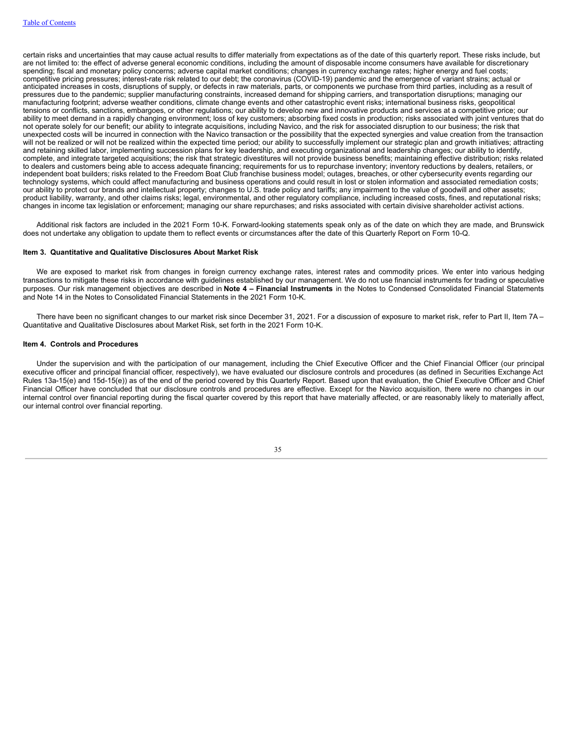certain risks and uncertainties that may cause actual results to differ materially from expectations as of the date of this quarterly report. These risks include, but are not limited to: the effect of adverse general economic conditions, including the amount of disposable income consumers have available for discretionary spending; fiscal and monetary policy concerns; adverse capital market conditions; changes in currency exchange rates; higher energy and fuel costs; competitive pricing pressures; interest-rate risk related to our debt; the coronavirus (COVID-19) pandemic and the emergence of variant strains; actual or anticipated increases in costs, disruptions of supply, or defects in raw materials, parts, or components we purchase from third parties, including as a result of pressures due to the pandemic; supplier manufacturing constraints, increased demand for shipping carriers, and transportation disruptions; managing our manufacturing footprint; adverse weather conditions, climate change events and other catastrophic event risks; international business risks, geopolitical tensions or conflicts, sanctions, embargoes, or other regulations; our ability to develop new and innovative products and services at a competitive price; our ability to meet demand in a rapidly changing environment; loss of key customers; absorbing fixed costs in production; risks associated with joint ventures that do not operate solely for our benefit; our ability to integrate acquisitions, including Navico, and the risk for associated disruption to our business; the risk that unexpected costs will be incurred in connection with the Navico transaction or the possibility that the expected synergies and value creation from the transaction will not be realized or will not be realized within the expected time period; our ability to successfully implement our strategic plan and growth initiatives; attracting and retaining skilled labor, implementing succession plans for key leadership, and executing organizational and leadership changes; our ability to identify, complete, and integrate targeted acquisitions; the risk that strategic divestitures will not provide business benefits; maintaining effective distribution; risks related to dealers and customers being able to access adequate financing; requirements for us to repurchase inventory; inventory reductions by dealers, retailers, or independent boat builders; risks related to the Freedom Boat Club franchise business model; outages, breaches, or other cybersecurity events regarding our technology systems, which could affect manufacturing and business operations and could result in lost or stolen information and associated remediation costs; our ability to protect our brands and intellectual property; changes to U.S. trade policy and tariffs; any impairment to the value of goodwill and other assets; product liability, warranty, and other claims risks; legal, environmental, and other regulatory compliance, including increased costs, fines, and reputational risks; changes in income tax legislation or enforcement; managing our share repurchases; and risks associated with certain divisive shareholder activist actions.

Additional risk factors are included in the 2021 Form 10-K. Forward-looking statements speak only as of the date on which they are made, and Brunswick does not undertake any obligation to update them to reflect events or circumstances after the date of this Quarterly Report on Form 10-Q.

**Item 3. Quantitative and Qualitative Disclosures About Market Risk**

We are exposed to market risk from changes in foreign currency exchange rates, interest rates and commodity prices. We enter into various hedging transactions to mitigate these risks in accordance with guidelines established by our management. We do not use financial instruments for trading or speculative purposes. Our risk management objectives are described in **Note 4 – Financial Instruments** in the Notes to Condensed Consolidated Financial Statements and Note 14 in the Notes to Consolidated Financial Statements in the 2021 Form 10-K.

There have been no significant changes to our market risk since December 31, 2021. For a discussion of exposure to market risk, refer to Part II, Item 7A – Quantitative and Qualitative Disclosures about Market Risk, set forth in the 2021 Form 10-K.

**Item 4. Controls and Procedures**

Under the supervision and with the participation of our management, including the Chief Executive Officer and the Chief Financial Officer (our principal executive officer and principal financial officer, respectively), we have evaluated our disclosure controls and procedures (as defined in Securities Exchange Act Rules 13a-15(e) and 15d-15(e)) as of the end of the period covered by this Quarterly Report. Based upon that evaluation, the Chief Executive Officer and Chief Financial Officer have concluded that our disclosure controls and procedures are effective. Except for the Navico acquisition, there were no changes in our internal control over financial reporting during the fiscal quarter covered by this report that have materially affected, or are reasonably likely to materially affect, our internal control over financial reporting.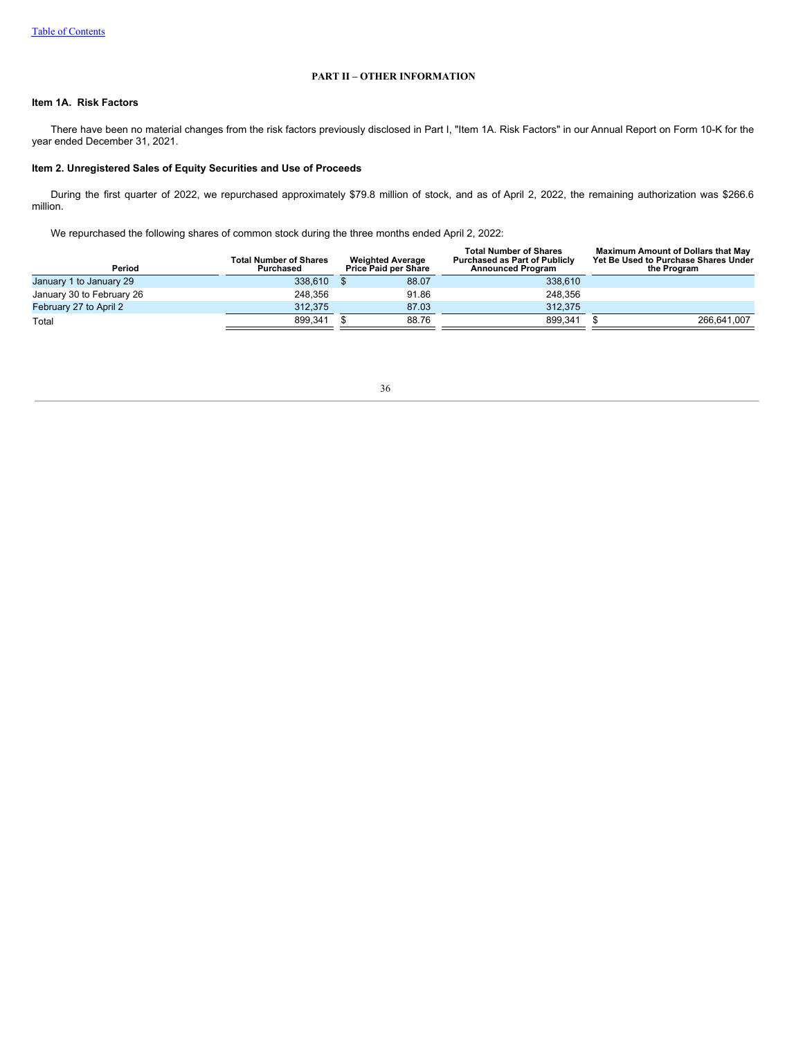## PART II – OTHER INFORMATION

### Item 1A. Risk Factors

There have been no material changes from the risk factors previously disclosed in Part I, "Item 1A. Risk Factors" in our Annual Report on Form 10-K for the year ended December 31, 2021.

### Item 2. Unregistered Sales of Equity Securities and Use of Proceeds

During the first quarter of 2022, we repurchased approximately $79.8 million of stock, and as of April 2, 2022, the remaining authorization was $266.6 million.

We repurchased the following shares of common stock during the three months ended April 2, 2022:

| Period | Total Number of Shares Purchased | Weighted Average Price Paid per Share | Total Number of Shares Purchased as Part of Publicly Announced Program | Maximum Amount of Dollars that May Yet Be Used to Purchase Shares Under the Program |
|---|---|---|---|---|
| January 1 to January 29 | 338,610 | $ 88.07 | 338,610 | |
| January 30 to February 26 | 248,356 | 91.86 | 248,356 | |
| February 27 to April 2 | 312,375 | 87.03 | 312,375 | |
| Total | 899,341 | $ 88.76 | 899,341 | $ 266,641,007 |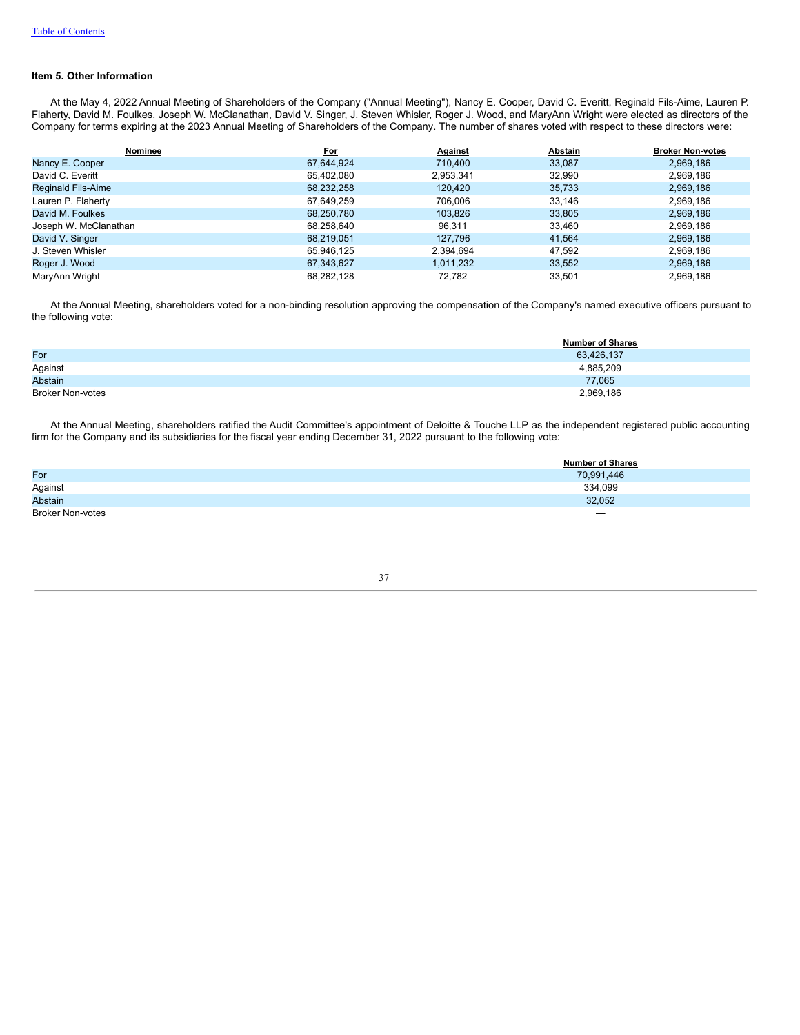### Item 5. Other Information

At the May 4, 2022 Annual Meeting of Shareholders of the Company ("Annual Meeting"), Nancy E. Cooper, David C. Everitt, Reginald Fils-Aime, Lauren P. Flaherty, David M. Foulkes, Joseph W. McClanathan, David V. Singer, J. Steven Whisler, Roger J. Wood, and MaryAnn Wright were elected as directors of the Company for terms expiring at the 2023 Annual Meeting of Shareholders of the Company. The number of shares voted with respect to these directors were:

| Nominee | For | Against | Abstain | Broker Non-votes |
| --- | --- | --- | --- | --- |
| Nancy E. Cooper | 67,644,924 | 710,400 | 33,087 | 2,969,186 |
| David C. Everitt | 65,402,080 | 2,953,341 | 32,990 | 2,969,186 |
| Reginald Fils-Aime | 68,232,258 | 120,420 | 35,733 | 2,969,186 |
| Lauren P. Flaherty | 67,649,259 | 706,006 | 33,146 | 2,969,186 |
| David M. Foulkes | 68,250,780 | 103,826 | 33,805 | 2,969,186 |
| Joseph W. McClanathan | 68,258,640 | 96,311 | 33,460 | 2,969,186 |
| David V. Singer | 68,219,051 | 127,796 | 41,564 | 2,969,186 |
| J. Steven Whisler | 65,946,125 | 2,394,694 | 47,592 | 2,969,186 |
| Roger J. Wood | 67,343,627 | 1,011,232 | 33,552 | 2,969,186 |
| MaryAnn Wright | 68,282,128 | 72,782 | 33,501 | 2,969,186 |

At the Annual Meeting, shareholders voted for a non-binding resolution approving the compensation of the Company's named executive officers pursuant to the following vote:

| | Number of Shares |
| --- | --- |
| For | 63,426,137 |
| Against | 4,885,209 |
| Abstain | 77,065 |
| Broker Non-votes | 2,969,186 |

At the Annual Meeting, shareholders ratified the Audit Committee's appointment of Deloitte & Touche LLP as the independent registered public accounting firm for the Company and its subsidiaries for the fiscal year ending December 31, 2022 pursuant to the following vote:

| | Number of Shares |
| --- | --- |
| For | 70,991,446 |
| Against | 334,099 |
| Abstain | 32,052 |
| Broker Non-votes | — |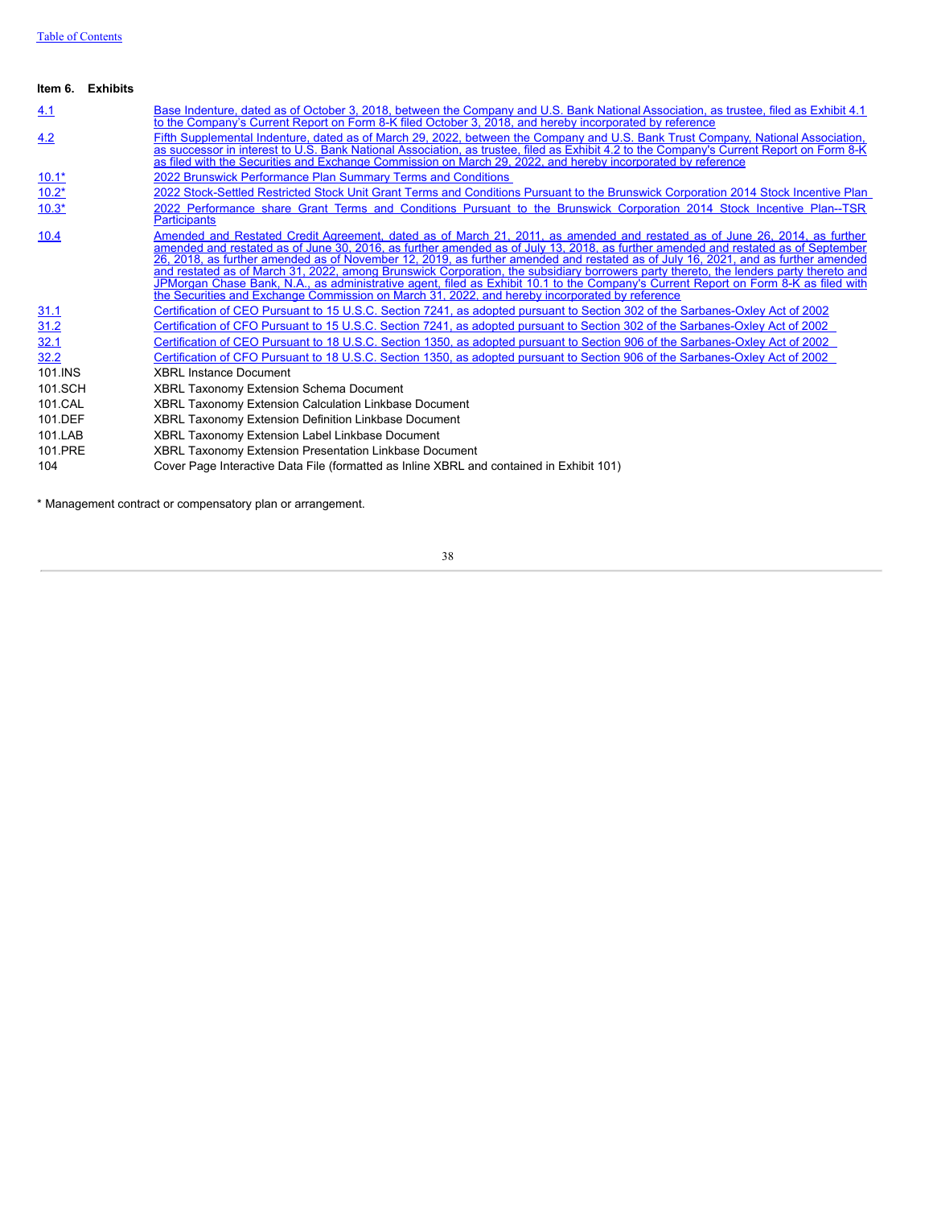**Item 6. Exhibits**

| | |
|---|---|
| 4.1 | Base Indenture, dated as of October 3, 2018, between the Company and U.S. Bank National Association, as trustee, filed as Exhibit 4.1 to the Company's Current Report on Form 8-K filed October 3, 2018, and hereby incorporated by reference |
| 4.2 | Fifth Supplemental Indenture, dated as of March 29, 2022, between the Company and U.S. Bank Trust Company, National Association, as successor in interest to U.S. Bank National Association, as trustee, filed as Exhibit 4.2 to the Company's Current Report on Form 8-K as filed with the Securities and Exchange Commission on March 29, 2022, and hereby incorporated by reference |
| 10.1* | 2022 Brunswick Performance Plan Summary Terms and Conditions |
| 10.2* | 2022 Stock-Settled Restricted Stock Unit Grant Terms and Conditions Pursuant to the Brunswick Corporation 2014 Stock Incentive Plan |
| 10.3* | 2022 Performance share Grant Terms and Conditions Pursuant to the Brunswick Corporation 2014 Stock Incentive Plan--TSR Participants |
| 10.4 | Amended and Restated Credit Agreement, dated as of March 21, 2011, as amended and restated as of June 26, 2014, as further amended and restated as of June 30, 2016, as further amended as of July 13, 2018, as further amended and restated as of September 26, 2018, as further amended as of November 12, 2019, as further amended and restated as of July 16, 2021, and as further amended and restated as of March 31, 2022, among Brunswick Corporation, the subsidiary borrowers party thereto, the lenders party thereto and JPMorgan Chase Bank, N.A., as administrative agent, filed as Exhibit 10.1 to the Company's Current Report on Form 8-K as filed with the Securities and Exchange Commission on March 31, 2022, and hereby incorporated by reference |
| 31.1 | Certification of CEO Pursuant to 15 U.S.C. Section 7241, as adopted pursuant to Section 302 of the Sarbanes-Oxley Act of 2002 |
| 31.2 | Certification of CFO Pursuant to 15 U.S.C. Section 7241, as adopted pursuant to Section 302 of the Sarbanes-Oxley Act of 2002 |
| 32.1 | Certification of CEO Pursuant to 18 U.S.C. Section 1350, as adopted pursuant to Section 906 of the Sarbanes-Oxley Act of 2002 |
| 32.2 | Certification of CFO Pursuant to 18 U.S.C. Section 1350, as adopted pursuant to Section 906 of the Sarbanes-Oxley Act of 2002 |
| 101.INS | XBRL Instance Document |
| 101.SCH | XBRL Taxonomy Extension Schema Document |
| 101.CAL | XBRL Taxonomy Extension Calculation Linkbase Document |
| 101.DEF | XBRL Taxonomy Extension Definition Linkbase Document |
| 101.LAB | XBRL Taxonomy Extension Label Linkbase Document |
| 101.PRE | XBRL Taxonomy Extension Presentation Linkbase Document |
| 104 | Cover Page Interactive Data File (formatted as Inline XBRL and contained in Exhibit 101) |

* Management contract or compensatory plan or arrangement.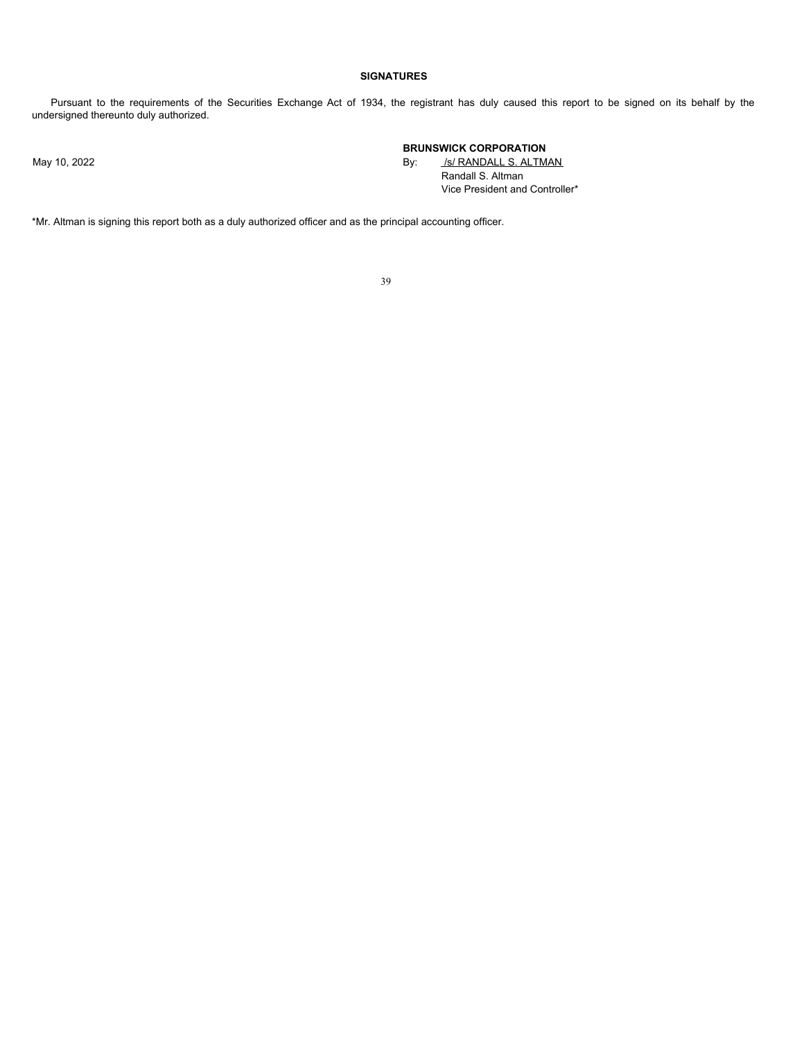**SIGNATURES**

Pursuant to the requirements of the Securities Exchange Act of 1934, the registrant has duly caused this report to be signed on its behalf by the undersigned thereunto duly authorized.

**BRUNSWICK CORPORATION**

May 10, 2022

By: /s/ RANDALL S. ALTMAN
Randall S. Altman
Vice President and Controller*

*Mr. Altman is signing this report both as a duly authorized officer and as the principal accounting officer.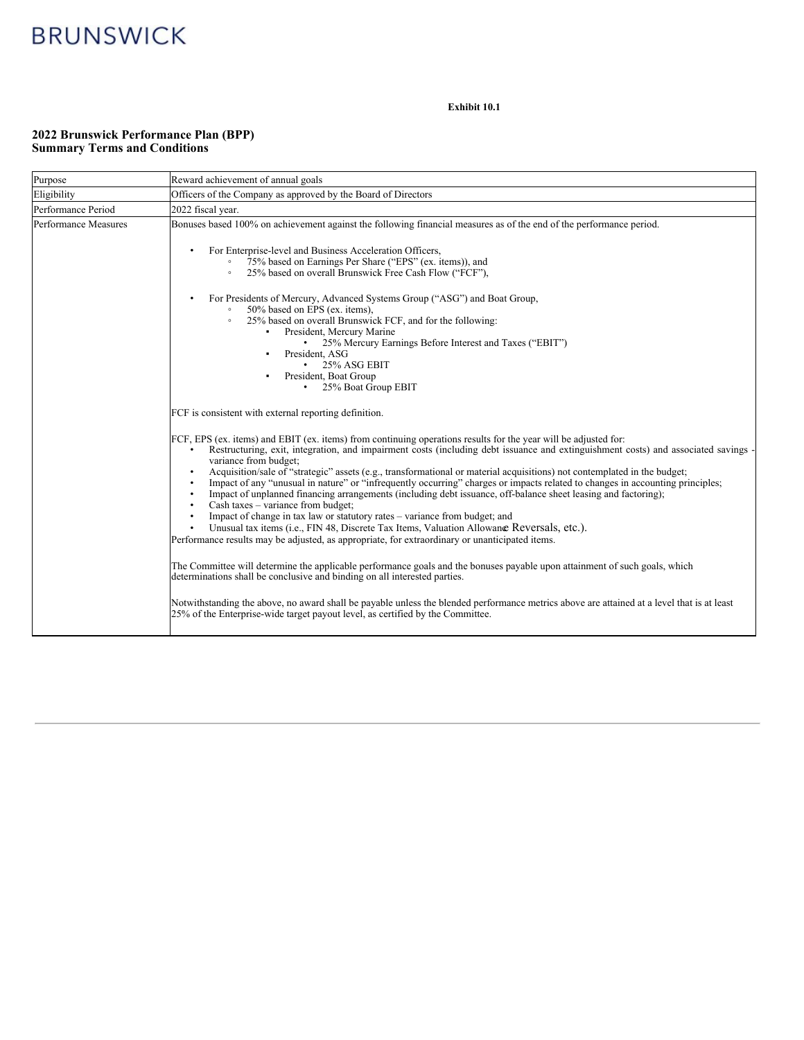BRUNSWICK

**Exhibit 10.1**

**2022 Brunswick Performance Plan (BPP)**
**Summary Terms and Conditions**

| | |
|---|---|
| Purpose | Reward achievement of annual goals |
| Eligibility | Officers of the Company as approved by the Board of Directors |
| Performance Period | 2022 fiscal year. |
| Performance Measures | Bonuses based 100% on achievement against the following financial measures as of the end of the performance period.<br><br>• For Enterprise-level and Business Acceleration Officers,<br>&nbsp;&nbsp;◦ 75% based on Earnings Per Share (“EPS” (ex. items)), and<br>&nbsp;&nbsp;◦ 25% based on overall Brunswick Free Cash Flow (“FCF”),<br><br>• For Presidents of Mercury, Advanced Systems Group (“ASG”) and Boat Group,<br>&nbsp;&nbsp;◦ 50% based on EPS (ex. items),<br>&nbsp;&nbsp;◦ 25% based on overall Brunswick FCF, and for the following:<br>&nbsp;&nbsp;&nbsp;&nbsp;▪ President, Mercury Marine<br>&nbsp;&nbsp;&nbsp;&nbsp;&nbsp;&nbsp;• 25% Mercury Earnings Before Interest and Taxes (“EBIT”)<br>&nbsp;&nbsp;&nbsp;&nbsp;▪ President, ASG<br>&nbsp;&nbsp;&nbsp;&nbsp;&nbsp;&nbsp;• 25% ASG EBIT<br>&nbsp;&nbsp;&nbsp;&nbsp;▪ President, Boat Group<br>&nbsp;&nbsp;&nbsp;&nbsp;&nbsp;&nbsp;• 25% Boat Group EBIT<br><br>FCF is consistent with external reporting definition.<br><br>FCF, EPS (ex. items) and EBIT (ex. items) from continuing operations results for the year will be adjusted for:<br>• Restructuring, exit, integration, and impairment costs (including debt issuance and extinguishment costs) and associated savings - variance from budget;<br>• Acquisition/sale of “strategic” assets (e.g., transformational or material acquisitions) not contemplated in the budget;<br>• Impact of any “unusual in nature” or “infrequently occurring” charges or impacts related to changes in accounting principles;<br>• Impact of unplanned financing arrangements (including debt issuance, off-balance sheet leasing and factoring);<br>• Cash taxes – variance from budget;<br>• Impact of change in tax law or statutory rates – variance from budget; and<br>• Unusual tax items (i.e., FIN 48, Discrete Tax Items, Valuation Allowance Reversals, etc.).<br>Performance results may be adjusted, as appropriate, for extraordinary or unanticipated items.<br><br>The Committee will determine the applicable performance goals and the bonuses payable upon attainment of such goals, which determinations shall be conclusive and binding on all interested parties.<br><br>Notwithstanding the above, no award shall be payable unless the blended performance metrics above are attained at a level that is at least 25% of the Enterprise-wide target payout level, as certified by the Committee. |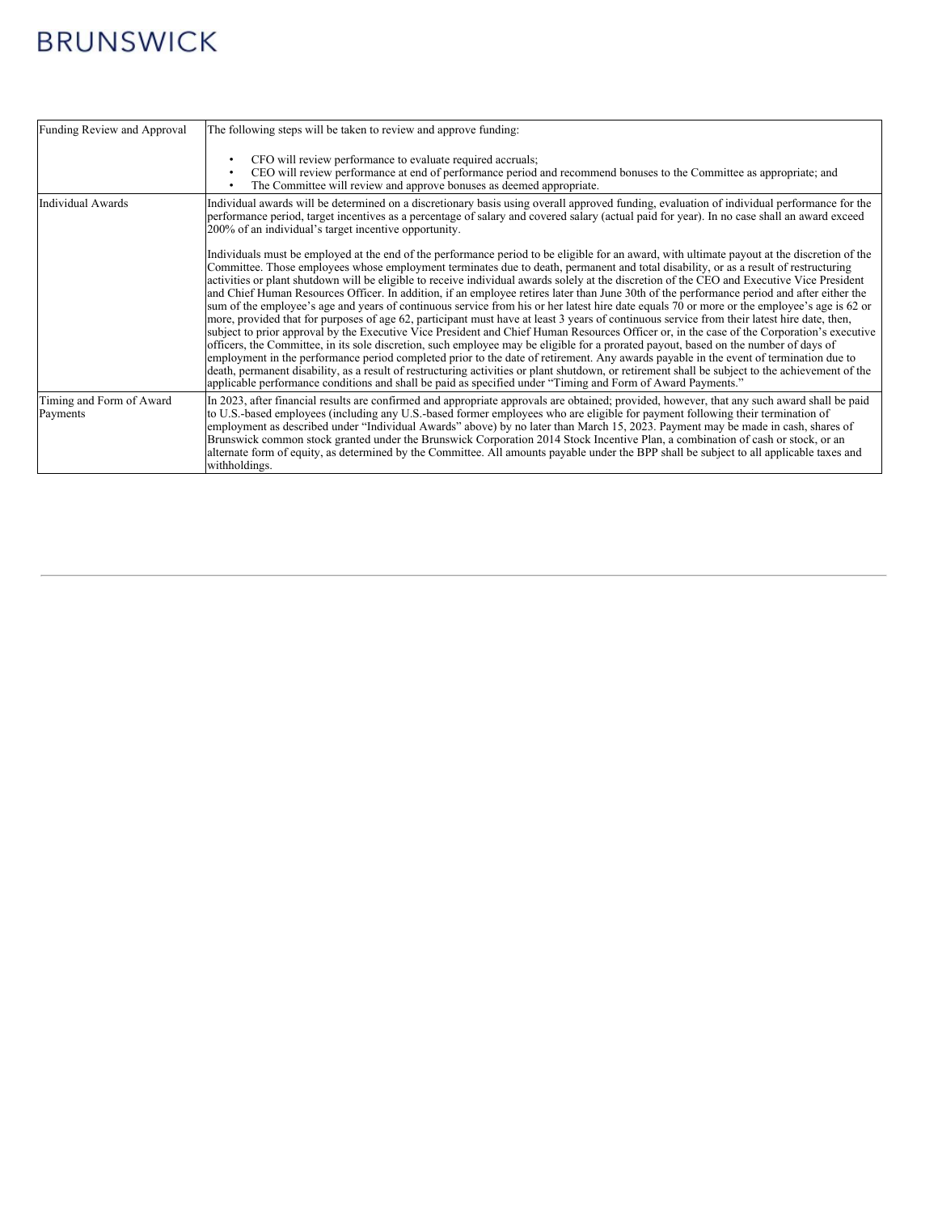| | |
|---|---|
| Funding Review and Approval | The following steps will be taken to review and approve funding:<br><br>• CFO will review performance to evaluate required accruals;<br>• CEO will review performance at end of performance period and recommend bonuses to the Committee as appropriate; and<br>• The Committee will review and approve bonuses as deemed appropriate. |
| Individual Awards | Individual awards will be determined on a discretionary basis using overall approved funding, evaluation of individual performance for the performance period, target incentives as a percentage of salary and covered salary (actual paid for year). In no case shall an award exceed 200% of an individual's target incentive opportunity.<br><br>Individuals must be employed at the end of the performance period to be eligible for an award, with ultimate payout at the discretion of the Committee. Those employees whose employment terminates due to death, permanent and total disability, or as a result of restructuring activities or plant shutdown will be eligible to receive individual awards solely at the discretion of the CEO and Executive Vice President and Chief Human Resources Officer. In addition, if an employee retires later than June 30th of the performance period and after either the sum of the employee's age and years of continuous service from his or her latest hire date equals 70 or more or the employee's age is 62 or more, provided that for purposes of age 62, participant must have at least 3 years of continuous service from their latest hire date, then, subject to prior approval by the Executive Vice President and Chief Human Resources Officer or, in the case of the Corporation's executive officers, the Committee, in its sole discretion, such employee may be eligible for a prorated payout, based on the number of days of employment in the performance period completed prior to the date of retirement. Any awards payable in the event of termination due to death, permanent disability, as a result of restructuring activities or plant shutdown, or retirement shall be subject to the achievement of the applicable performance conditions and shall be paid as specified under "Timing and Form of Award Payments." |
| Timing and Form of Award Payments | In 2023, after financial results are confirmed and appropriate approvals are obtained; provided, however, that any such award shall be paid to U.S.-based employees (including any U.S.-based former employees who are eligible for payment following their termination of employment as described under "Individual Awards" above) by no later than March 15, 2023. Payment may be made in cash, shares of Brunswick common stock granted under the Brunswick Corporation 2014 Stock Incentive Plan, a combination of cash or stock, or an alternate form of equity, as determined by the Committee. All amounts payable under the BPP shall be subject to all applicable taxes and withholdings. |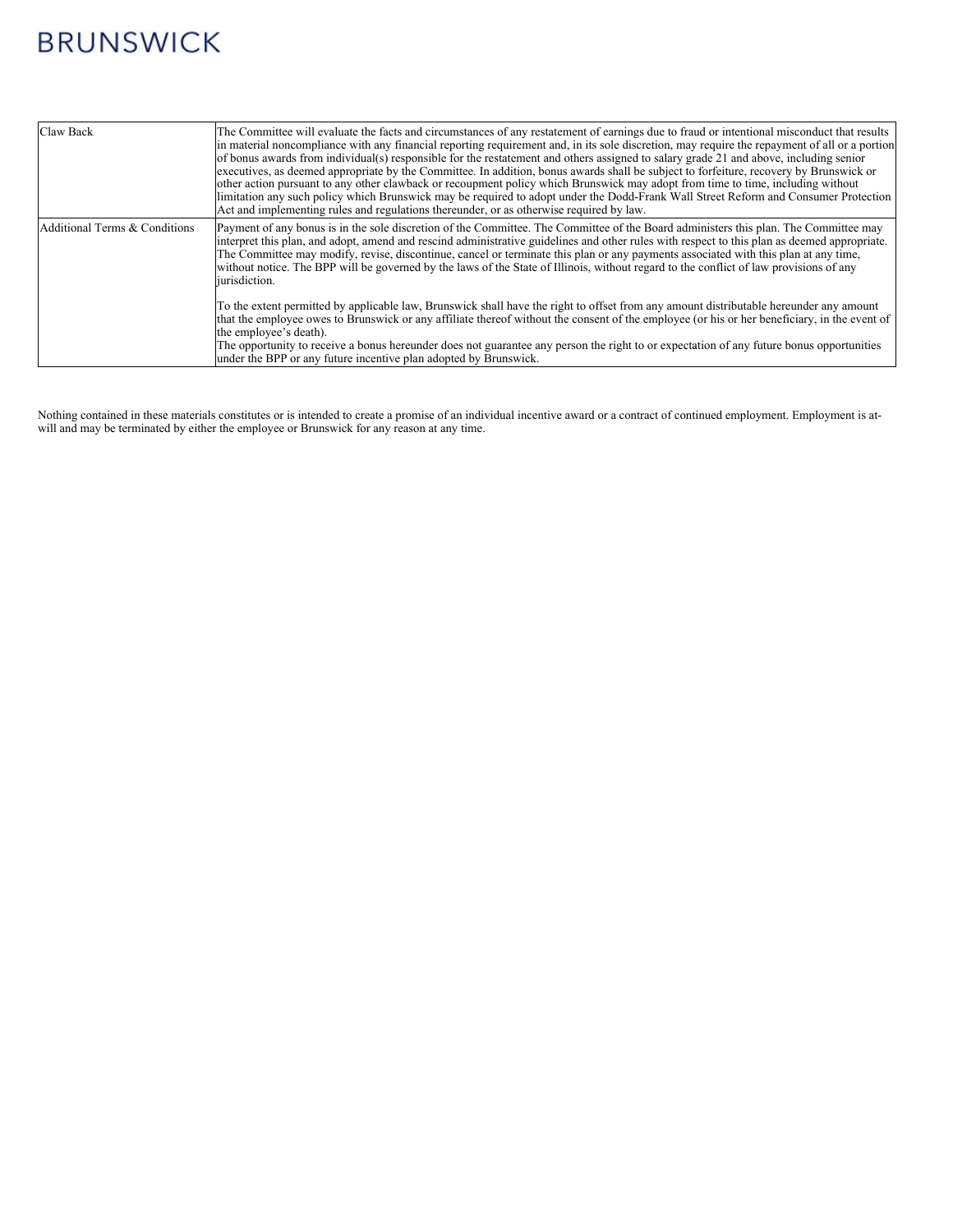BRUNSWICK

| | |
|---|---|
| Claw Back | The Committee will evaluate the facts and circumstances of any restatement of earnings due to fraud or intentional misconduct that results in material noncompliance with any financial reporting requirement and, in its sole discretion, may require the repayment of all or a portion of bonus awards from individual(s) responsible for the restatement and others assigned to salary grade 21 and above, including senior executives, as deemed appropriate by the Committee. In addition, bonus awards shall be subject to forfeiture, recovery by Brunswick or other action pursuant to any other clawback or recoupment policy which Brunswick may adopt from time to time, including without limitation any such policy which Brunswick may be required to adopt under the Dodd-Frank Wall Street Reform and Consumer Protection Act and implementing rules and regulations thereunder, or as otherwise required by law. |
| Additional Terms & Conditions | Payment of any bonus is in the sole discretion of the Committee. The Committee of the Board administers this plan. The Committee may interpret this plan, and adopt, amend and rescind administrative guidelines and other rules with respect to this plan as deemed appropriate. The Committee may modify, revise, discontinue, cancel or terminate this plan or any payments associated with this plan at any time, without notice. The BPP will be governed by the laws of the State of Illinois, without regard to the conflict of law provisions of any jurisdiction.<br><br>To the extent permitted by applicable law, Brunswick shall have the right to offset from any amount distributable hereunder any amount that the employee owes to Brunswick or any affiliate thereof without the consent of the employee (or his or her beneficiary, in the event of the employee's death).<br>The opportunity to receive a bonus hereunder does not guarantee any person the right to or expectation of any future bonus opportunities under the BPP or any future incentive plan adopted by Brunswick. |

Nothing contained in these materials constitutes or is intended to create a promise of an individual incentive award or a contract of continued employment. Employment is at-will and may be terminated by either the employee or Brunswick for any reason at any time.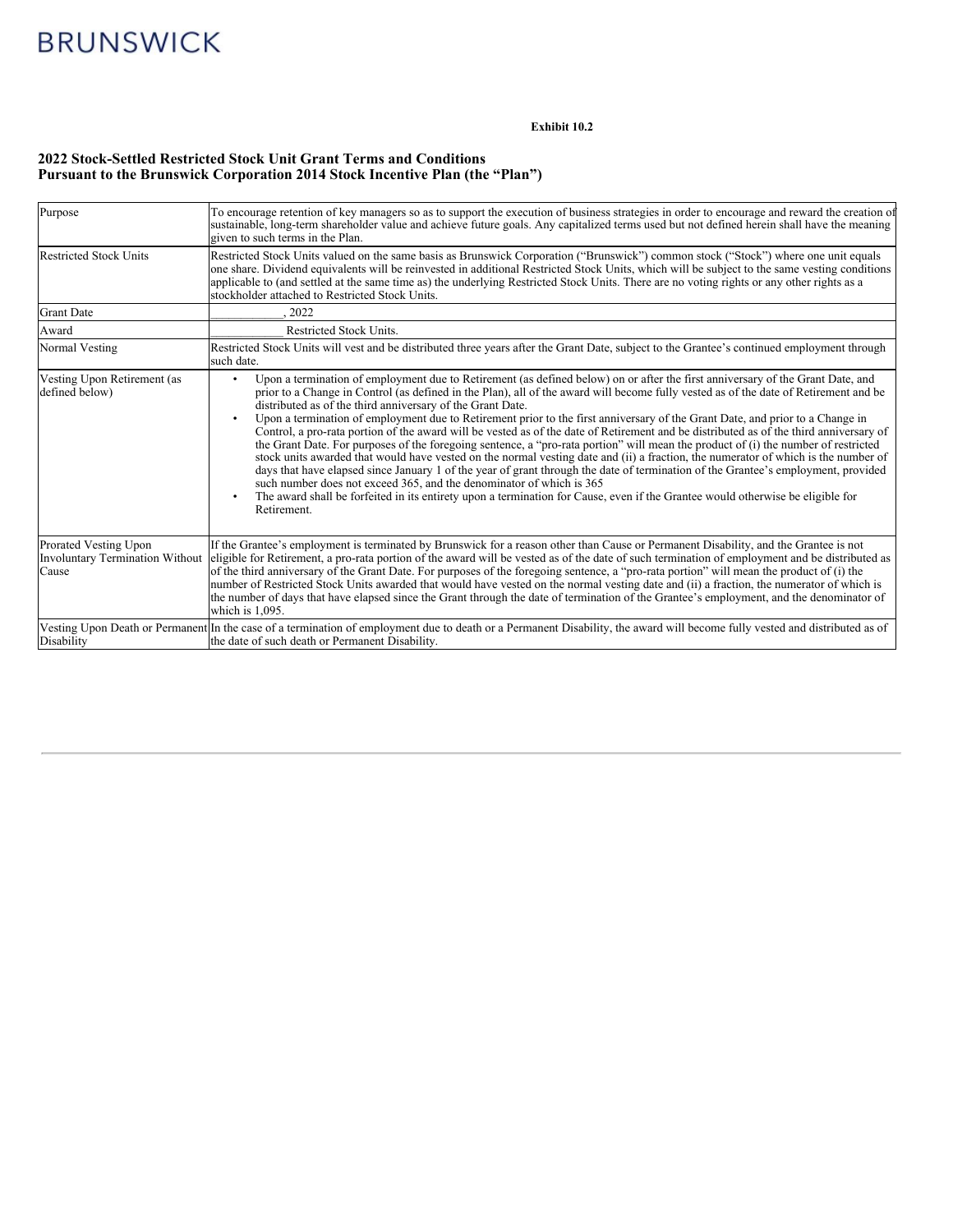BRUNSWICK

**Exhibit 10.2**

**2022 Stock-Settled Restricted Stock Unit Grant Terms and Conditions**
**Pursuant to the Brunswick Corporation 2014 Stock Incentive Plan (the "Plan")**

| | |
|---|---|
| Purpose | To encourage retention of key managers so as to support the execution of business strategies in order to encourage and reward the creation of sustainable, long-term shareholder value and achieve future goals. Any capitalized terms used but not defined herein shall have the meaning given to such terms in the Plan. |
| Restricted Stock Units | Restricted Stock Units valued on the same basis as Brunswick Corporation ("Brunswick") common stock ("Stock") where one unit equals one share. Dividend equivalents will be reinvested in additional Restricted Stock Units, which will be subject to the same vesting conditions applicable to (and settled at the same time as) the underlying Restricted Stock Units. There are no voting rights or any other rights as a stockholder attached to Restricted Stock Units. |
| Grant Date | ___________, 2022 |
| Award | ___________ Restricted Stock Units. |
| Normal Vesting | Restricted Stock Units will vest and be distributed three years after the Grant Date, subject to the Grantee's continued employment through such date. |
| Vesting Upon Retirement (as defined below) | • Upon a termination of employment due to Retirement (as defined below) on or after the first anniversary of the Grant Date, and prior to a Change in Control (as defined in the Plan), all of the award will become fully vested as of the date of Retirement and be distributed as of the third anniversary of the Grant Date.<br>• Upon a termination of employment due to Retirement prior to the first anniversary of the Grant Date, and prior to a Change in Control, a pro-rata portion of the award will be vested as of the date of Retirement and be distributed as of the third anniversary of the Grant Date. For purposes of the foregoing sentence, a "pro-rata portion" will mean the product of (i) the number of restricted stock units awarded that would have vested on the normal vesting date and (ii) a fraction, the numerator of which is the number of days that have elapsed since January 1 of the year of grant through the date of termination of the Grantee's employment, provided such number does not exceed 365, and the denominator of which is 365<br>• The award shall be forfeited in its entirety upon a termination for Cause, even if the Grantee would otherwise be eligible for Retirement. |
| Prorated Vesting Upon Involuntary Termination Without Cause | If the Grantee's employment is terminated by Brunswick for a reason other than Cause or Permanent Disability, and the Grantee is not eligible for Retirement, a pro-rata portion of the award will be vested as of the date of such termination of employment and be distributed as of the third anniversary of the Grant Date. For purposes of the foregoing sentence, a "pro-rata portion" will mean the product of (i) the number of Restricted Stock Units awarded that would have vested on the normal vesting date and (ii) a fraction, the numerator of which is the number of days that have elapsed since the Grant through the date of termination of the Grantee's employment, and the denominator of which is 1,095. |
| Vesting Upon Death or Permanent Disability | In the case of a termination of employment due to death or a Permanent Disability, the award will become fully vested and distributed as of the date of such death or Permanent Disability. |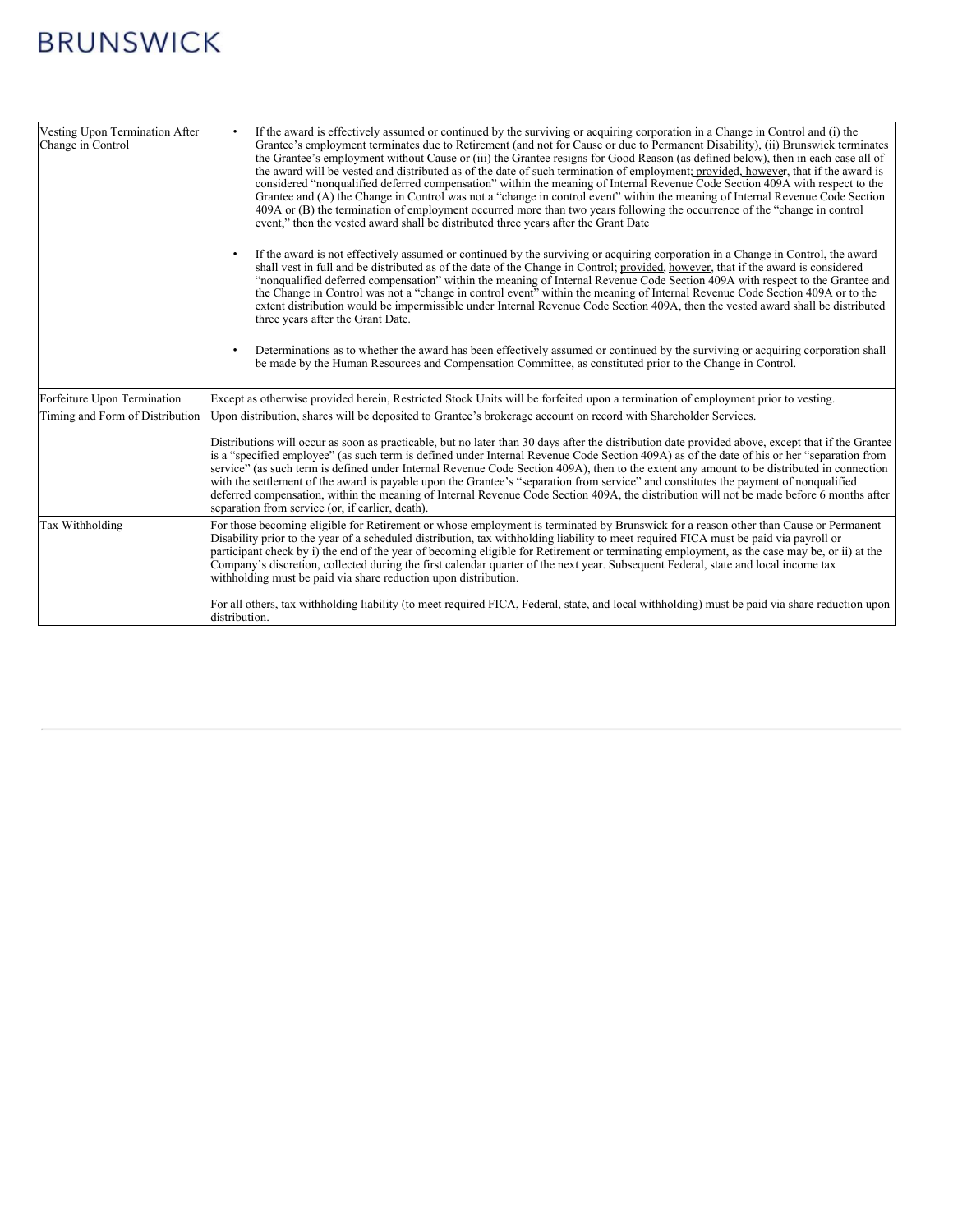| | |
|---|---|
| Vesting Upon Termination After Change in Control | • If the award is effectively assumed or continued by the surviving or acquiring corporation in a Change in Control and (i) the Grantee's employment terminates due to Retirement (and not for Cause or due to Permanent Disability), (ii) Brunswick terminates the Grantee's employment without Cause or (iii) the Grantee resigns for Good Reason (as defined below), then in each case all of the award will be vested and distributed as of the date of such termination of employment; provided, however, that if the award is considered "nonqualified deferred compensation" within the meaning of Internal Revenue Code Section 409A with respect to the Grantee and (A) the Change in Control was not a "change in control event" within the meaning of Internal Revenue Code Section 409A or (B) the termination of employment occurred more than two years following the occurrence of the "change in control event," then the vested award shall be distributed three years after the Grant Date<br><br>• If the award is not effectively assumed or continued by the surviving or acquiring corporation in a Change in Control, the award shall vest in full and be distributed as of the date of the Change in Control; provided, however, that if the award is considered "nonqualified deferred compensation" within the meaning of Internal Revenue Code Section 409A with respect to the Grantee and the Change in Control was not a "change in control event" within the meaning of Internal Revenue Code Section 409A or to the extent distribution would be impermissible under Internal Revenue Code Section 409A, then the vested award shall be distributed three years after the Grant Date.<br><br>• Determinations as to whether the award has been effectively assumed or continued by the surviving or acquiring corporation shall be made by the Human Resources and Compensation Committee, as constituted prior to the Change in Control. |
| Forfeiture Upon Termination | Except as otherwise provided herein, Restricted Stock Units will be forfeited upon a termination of employment prior to vesting. |
| Timing and Form of Distribution | Upon distribution, shares will be deposited to Grantee's brokerage account on record with Shareholder Services.<br><br>Distributions will occur as soon as practicable, but no later than 30 days after the distribution date provided above, except that if the Grantee is a "specified employee" (as such term is defined under Internal Revenue Code Section 409A) as of the date of his or her "separation from service" (as such term is defined under Internal Revenue Code Section 409A), then to the extent any amount to be distributed in connection with the settlement of the award is payable upon the Grantee's "separation from service" and constitutes the payment of nonqualified deferred compensation, within the meaning of Internal Revenue Code Section 409A, the distribution will not be made before 6 months after separation from service (or, if earlier, death). |
| Tax Withholding | For those becoming eligible for Retirement or whose employment is terminated by Brunswick for a reason other than Cause or Permanent Disability prior to the year of a scheduled distribution, tax withholding liability to meet required FICA must be paid via payroll or participant check by i) the end of the year of becoming eligible for Retirement or terminating employment, as the case may be, or ii) at the Company's discretion, collected during the first calendar quarter of the next year. Subsequent Federal, state and local income tax withholding must be paid via share reduction upon distribution.<br><br>For all others, tax withholding liability (to meet required FICA, Federal, state, and local withholding) must be paid via share reduction upon distribution. |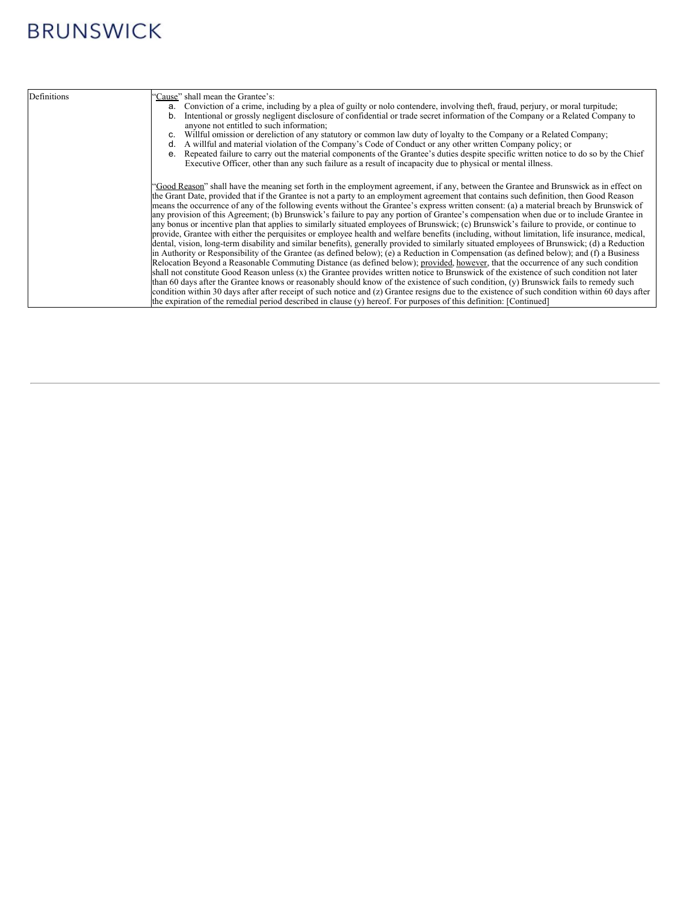BRUNSWICK

| | |
|---|---|
| Definitions | "Cause" shall mean the Grantee's:<br>a. Conviction of a crime, including by a plea of guilty or nolo contendere, involving theft, fraud, perjury, or moral turpitude;<br>b. Intentional or grossly negligent disclosure of confidential or trade secret information of the Company or a Related Company to anyone not entitled to such information;<br>c. Willful omission or dereliction of any statutory or common law duty of loyalty to the Company or a Related Company;<br>d. A willful and material violation of the Company's Code of Conduct or any other written Company policy; or<br>e. Repeated failure to carry out the material components of the Grantee's duties despite specific written notice to do so by the Chief Executive Officer, other than any such failure as a result of incapacity due to physical or mental illness.<br><br>"Good Reason" shall have the meaning set forth in the employment agreement, if any, between the Grantee and Brunswick as in effect on the Grant Date, provided that if the Grantee is not a party to an employment agreement that contains such definition, then Good Reason means the occurrence of any of the following events without the Grantee's express written consent: (a) a material breach by Brunswick of any provision of this Agreement; (b) Brunswick's failure to pay any portion of Grantee's compensation when due or to include Grantee in any bonus or incentive plan that applies to similarly situated employees of Brunswick; (c) Brunswick's failure to provide, or continue to provide, Grantee with either the perquisites or employee health and welfare benefits (including, without limitation, life insurance, medical, dental, vision, long-term disability and similar benefits), generally provided to similarly situated employees of Brunswick; (d) a Reduction in Authority or Responsibility of the Grantee (as defined below); (e) a Reduction in Compensation (as defined below); and (f) a Business Relocation Beyond a Reasonable Commuting Distance (as defined below); provided, however, that the occurrence of any such condition shall not constitute Good Reason unless (x) the Grantee provides written notice to Brunswick of the existence of such condition not later than 60 days after the Grantee knows or reasonably should know of the existence of such condition, (y) Brunswick fails to remedy such condition within 30 days after after receipt of such notice and (z) Grantee resigns due to the existence of such condition within 60 days after the expiration of the remedial period described in clause (y) hereof. For purposes of this definition: [Continued] |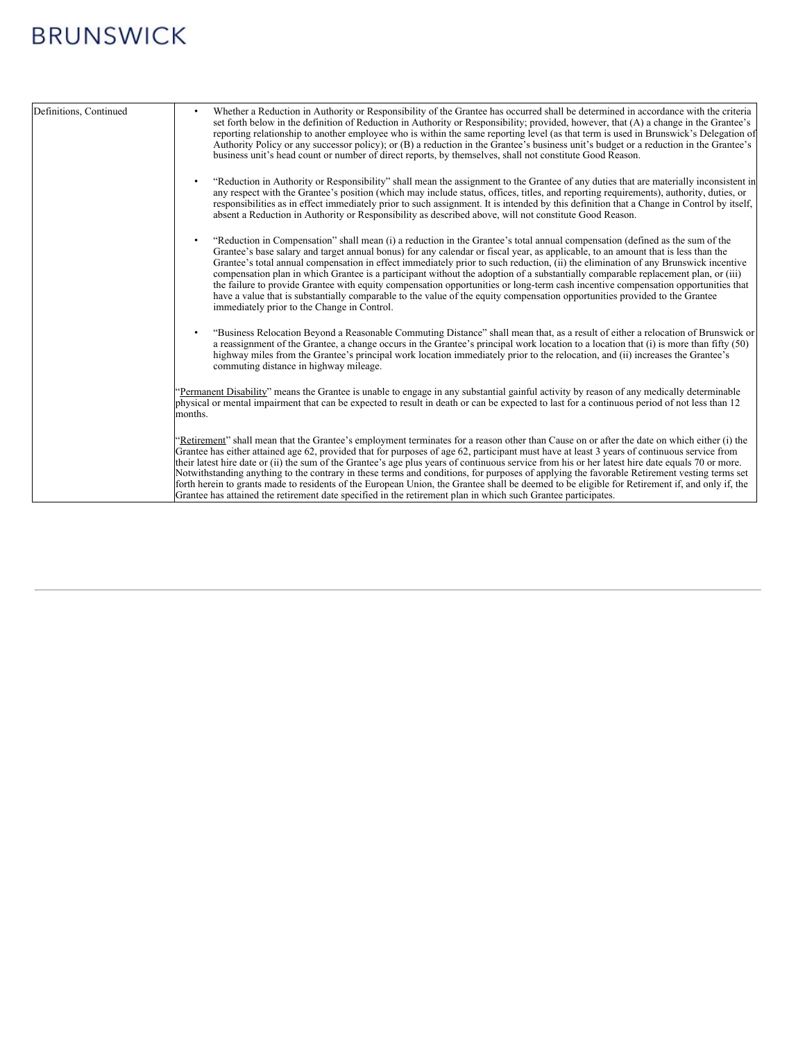| | |
|---|---|
| Definitions, Continued | • Whether a Reduction in Authority or Responsibility of the Grantee has occurred shall be determined in accordance with the criteria set forth below in the definition of Reduction in Authority or Responsibility; provided, however, that (A) a change in the Grantee's reporting relationship to another employee who is within the same reporting level (as that term is used in Brunswick's Delegation of Authority Policy or any successor policy); or (B) a reduction in the Grantee's business unit's budget or a reduction in the Grantee's business unit's head count or number of direct reports, by themselves, shall not constitute Good Reason.<br><br>• "Reduction in Authority or Responsibility" shall mean the assignment to the Grantee of any duties that are materially inconsistent in any respect with the Grantee's position (which may include status, offices, titles, and reporting requirements), authority, duties, or responsibilities as in effect immediately prior to such assignment. It is intended by this definition that a Change in Control by itself, absent a Reduction in Authority or Responsibility as described above, will not constitute Good Reason.<br><br>• "Reduction in Compensation" shall mean (i) a reduction in the Grantee's total annual compensation (defined as the sum of the Grantee's base salary and target annual bonus) for any calendar or fiscal year, as applicable, to an amount that is less than the Grantee's total annual compensation in effect immediately prior to such reduction, (ii) the elimination of any Brunswick incentive compensation plan in which Grantee is a participant without the adoption of a substantially comparable replacement plan, or (iii) the failure to provide Grantee with equity compensation opportunities or long-term cash incentive compensation opportunities that have a value that is substantially comparable to the value of the equity compensation opportunities provided to the Grantee immediately prior to the Change in Control.<br><br>• "Business Relocation Beyond a Reasonable Commuting Distance" shall mean that, as a result of either a relocation of Brunswick or a reassignment of the Grantee, a change occurs in the Grantee's principal work location to a location that (i) is more than fifty (50) highway miles from the Grantee's principal work location immediately prior to the relocation, and (ii) increases the Grantee's commuting distance in highway mileage.<br><br>"Permanent Disability" means the Grantee is unable to engage in any substantial gainful activity by reason of any medically determinable physical or mental impairment that can be expected to result in death or can be expected to last for a continuous period of not less than 12 months.<br><br>"Retirement" shall mean that the Grantee's employment terminates for a reason other than Cause on or after the date on which either (i) the Grantee has either attained age 62, provided that for purposes of age 62, participant must have at least 3 years of continuous service from their latest hire date or (ii) the sum of the Grantee's age plus years of continuous service from his or her latest hire date equals 70 or more. Notwithstanding anything to the contrary in these terms and conditions, for purposes of applying the favorable Retirement vesting terms set forth herein to grants made to residents of the European Union, the Grantee shall be deemed to be eligible for Retirement if, and only if, the Grantee has attained the retirement date specified in the retirement plan in which such Grantee participates. |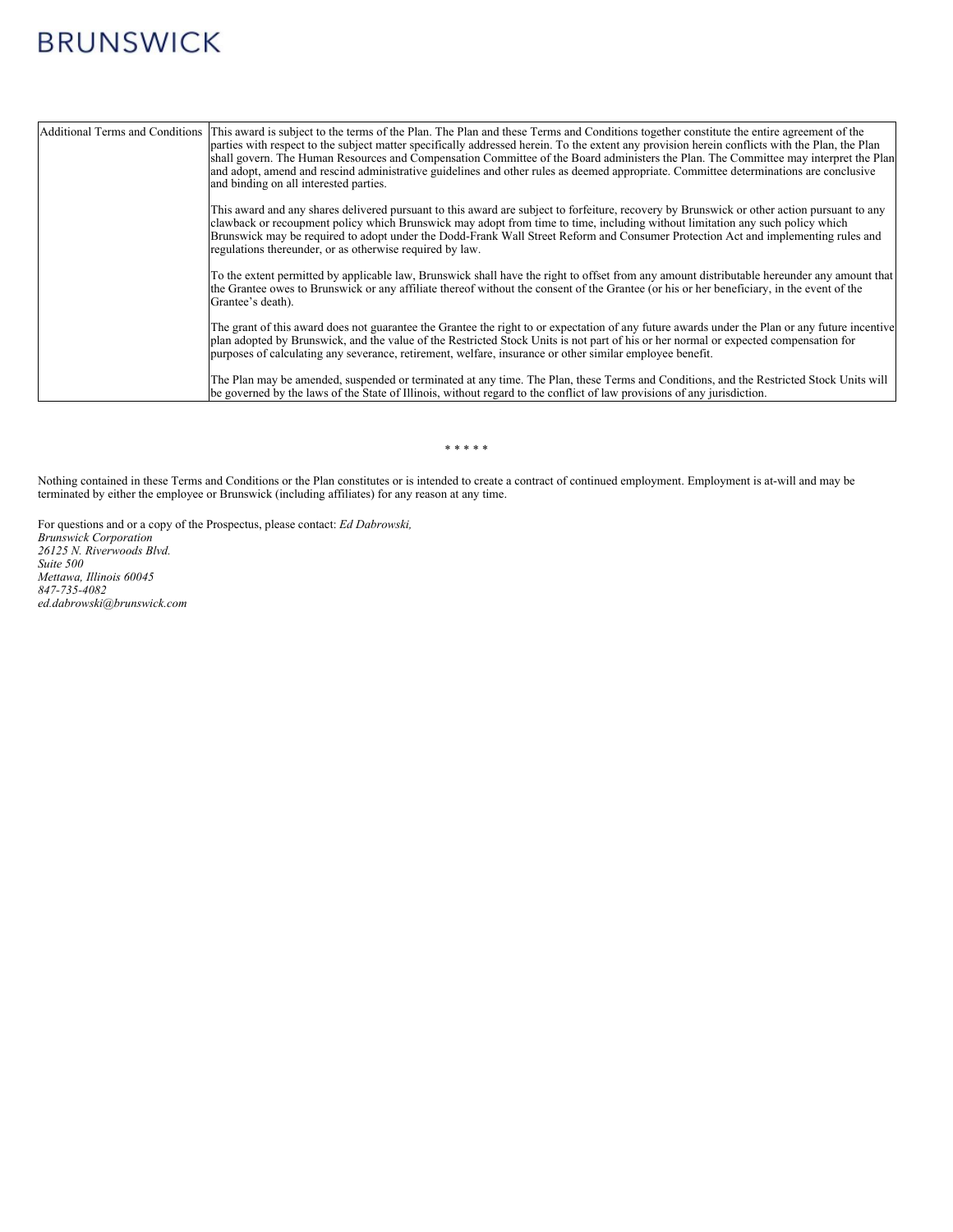BRUNSWICK

| | |
|---|---|
| Additional Terms and Conditions | This award is subject to the terms of the Plan. The Plan and these Terms and Conditions together constitute the entire agreement of the parties with respect to the subject matter specifically addressed herein. To the extent any provision herein conflicts with the Plan, the Plan shall govern. The Human Resources and Compensation Committee of the Board administers the Plan. The Committee may interpret the Plan and adopt, amend and rescind administrative guidelines and other rules as deemed appropriate. Committee determinations are conclusive and binding on all interested parties.<br><br>This award and any shares delivered pursuant to this award are subject to forfeiture, recovery by Brunswick or other action pursuant to any clawback or recoupment policy which Brunswick may adopt from time to time, including without limitation any such policy which Brunswick may be required to adopt under the Dodd-Frank Wall Street Reform and Consumer Protection Act and implementing rules and regulations thereunder, or as otherwise required by law.<br><br>To the extent permitted by applicable law, Brunswick shall have the right to offset from any amount distributable hereunder any amount that the Grantee owes to Brunswick or any affiliate thereof without the consent of the Grantee (or his or her beneficiary, in the event of the Grantee's death).<br><br>The grant of this award does not guarantee the Grantee the right to or expectation of any future awards under the Plan or any future incentive plan adopted by Brunswick, and the value of the Restricted Stock Units is not part of his or her normal or expected compensation for purposes of calculating any severance, retirement, welfare, insurance or other similar employee benefit.<br><br>The Plan may be amended, suspended or terminated at any time. The Plan, these Terms and Conditions, and the Restricted Stock Units will be governed by the laws of the State of Illinois, without regard to the conflict of law provisions of any jurisdiction. |

\* \* \* \* \*

Nothing contained in these Terms and Conditions or the Plan constitutes or is intended to create a contract of continued employment. Employment is at-will and may be terminated by either the employee or Brunswick (including affiliates) for any reason at any time.

For questions and or a copy of the Prospectus, please contact: *Ed Dabrowski,*
*Brunswick Corporation*
*26125 N. Riverwoods Blvd.*
*Suite 500*
*Mettawa, Illinois 60045*
*847-735-4082*
*ed.dabrowski@brunswick.com*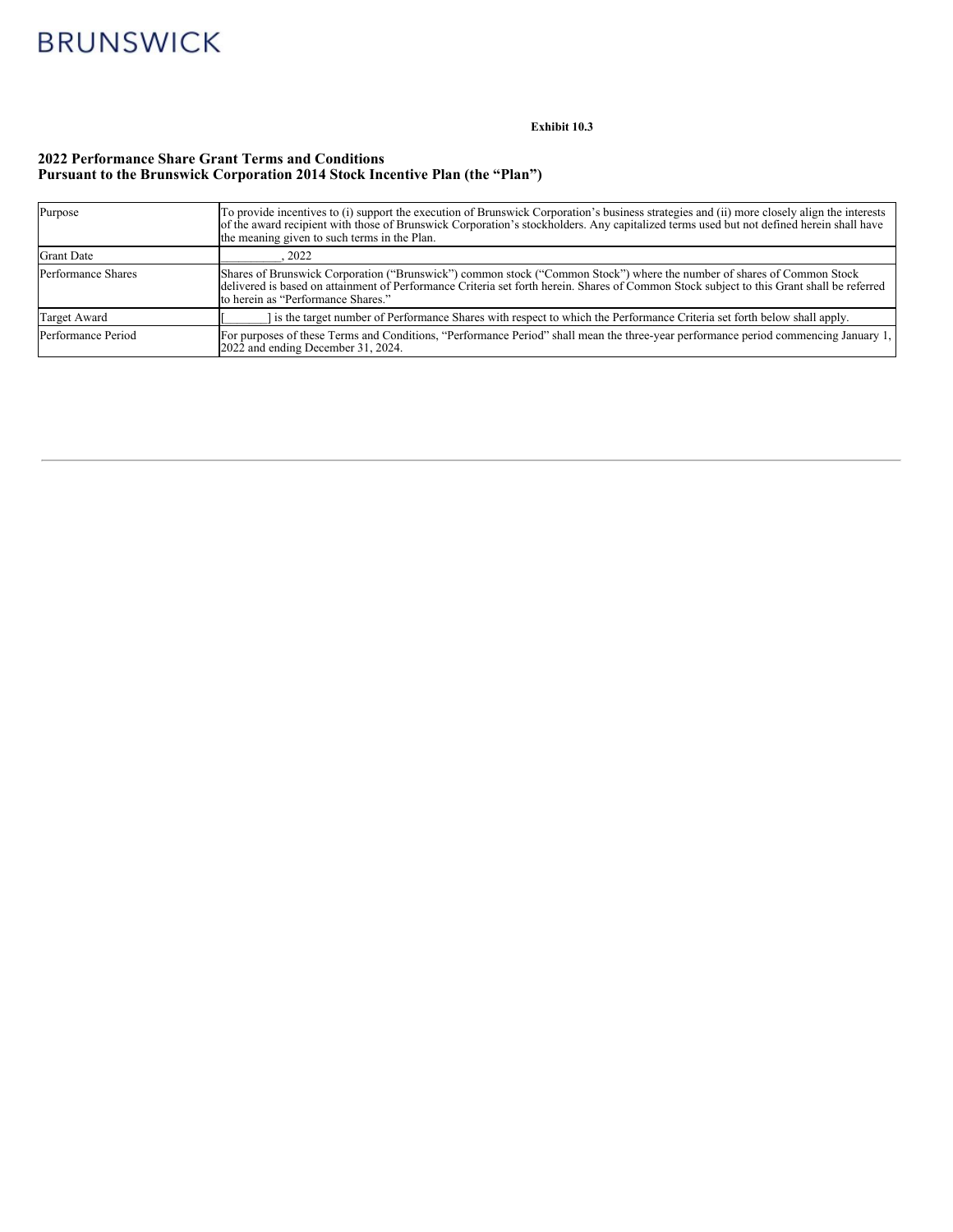BRUNSWICK

**Exhibit 10.3**

**2022 Performance Share Grant Terms and Conditions**
**Pursuant to the Brunswick Corporation 2014 Stock Incentive Plan (the "Plan")**

| | |
|---|---|
| Purpose | To provide incentives to (i) support the execution of Brunswick Corporation's business strategies and (ii) more closely align the interests of the award recipient with those of Brunswick Corporation's stockholders. Any capitalized terms used but not defined herein shall have the meaning given to such terms in the Plan. |
| Grant Date | __________, 2022 |
| Performance Shares | Shares of Brunswick Corporation ("Brunswick") common stock ("Common Stock") where the number of shares of Common Stock delivered is based on attainment of Performance Criteria set forth herein. Shares of Common Stock subject to this Grant shall be referred to herein as "Performance Shares." |
| Target Award | [_______] is the target number of Performance Shares with respect to which the Performance Criteria set forth below shall apply. |
| Performance Period | For purposes of these Terms and Conditions, "Performance Period" shall mean the three-year performance period commencing January 1, 2022 and ending December 31, 2024. |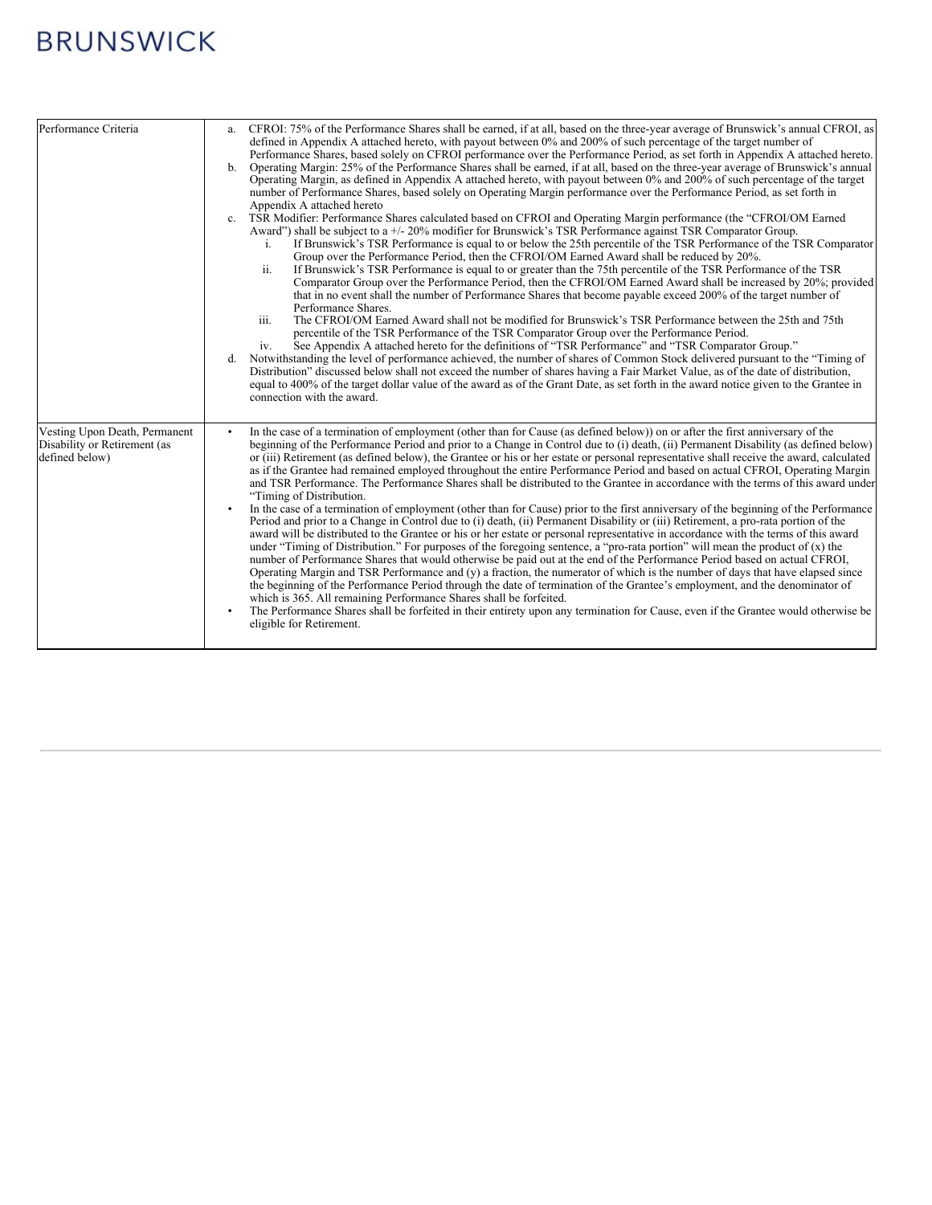| | |
|---|---|
| Performance Criteria | a. CFROI: 75% of the Performance Shares shall be earned, if at all, based on the three-year average of Brunswick's annual CFROI, as defined in Appendix A attached hereto, with payout between 0% and 200% of such percentage of the target number of Performance Shares, based solely on CFROI performance over the Performance Period, as set forth in Appendix A attached hereto.<br>b. Operating Margin: 25% of the Performance Shares shall be earned, if at all, based on the three-year average of Brunswick's annual Operating Margin, as defined in Appendix A attached hereto, with payout between 0% and 200% of such percentage of the target number of Performance Shares, based solely on Operating Margin performance over the Performance Period, as set forth in Appendix A attached hereto<br>c. TSR Modifier: Performance Shares calculated based on CFROI and Operating Margin performance (the "CFROI/OM Earned Award") shall be subject to a +/- 20% modifier for Brunswick's TSR Performance against TSR Comparator Group.<br>i. If Brunswick's TSR Performance is equal to or below the 25th percentile of the TSR Performance of the TSR Comparator Group over the Performance Period, then the CFROI/OM Earned Award shall be reduced by 20%.<br>ii. If Brunswick's TSR Performance is equal to or greater than the 75th percentile of the TSR Performance of the TSR Comparator Group over the Performance Period, then the CFROI/OM Earned Award shall be increased by 20%; provided that in no event shall the number of Performance Shares that become payable exceed 200% of the target number of Performance Shares.<br>iii. The CFROI/OM Earned Award shall not be modified for Brunswick's TSR Performance between the 25th and 75th percentile of the TSR Performance of the TSR Comparator Group over the Performance Period.<br>iv. See Appendix A attached hereto for the definitions of "TSR Performance" and "TSR Comparator Group."<br>d. Notwithstanding the level of performance achieved, the number of shares of Common Stock delivered pursuant to the "Timing of Distribution" discussed below shall not exceed the number of shares having a Fair Market Value, as of the date of distribution, equal to 400% of the target dollar value of the award as of the Grant Date, as set forth in the award notice given to the Grantee in connection with the award. |
| Vesting Upon Death, Permanent Disability or Retirement (as defined below) | • In the case of a termination of employment (other than for Cause (as defined below)) on or after the first anniversary of the beginning of the Performance Period and prior to a Change in Control due to (i) death, (ii) Permanent Disability (as defined below) or (iii) Retirement (as defined below), the Grantee or his or her estate or personal representative shall receive the award, calculated as if the Grantee had remained employed throughout the entire Performance Period and based on actual CFROI, Operating Margin and TSR Performance. The Performance Shares shall be distributed to the Grantee in accordance with the terms of this award under "Timing of Distribution.<br>• In the case of a termination of employment (other than for Cause) prior to the first anniversary of the beginning of the Performance Period and prior to a Change in Control due to (i) death, (ii) Permanent Disability or (iii) Retirement, a pro-rata portion of the award will be distributed to the Grantee or his or her estate or personal representative in accordance with the terms of this award under "Timing of Distribution." For purposes of the foregoing sentence, a "pro-rata portion" will mean the product of (x) the number of Performance Shares that would otherwise be paid out at the end of the Performance Period based on actual CFROI, Operating Margin and TSR Performance and (y) a fraction, the numerator of which is the number of days that have elapsed since the beginning of the Performance Period through the date of termination of the Grantee's employment, and the denominator of which is 365. All remaining Performance Shares shall be forfeited.<br>• The Performance Shares shall be forfeited in their entirety upon any termination for Cause, even if the Grantee would otherwise be eligible for Retirement. |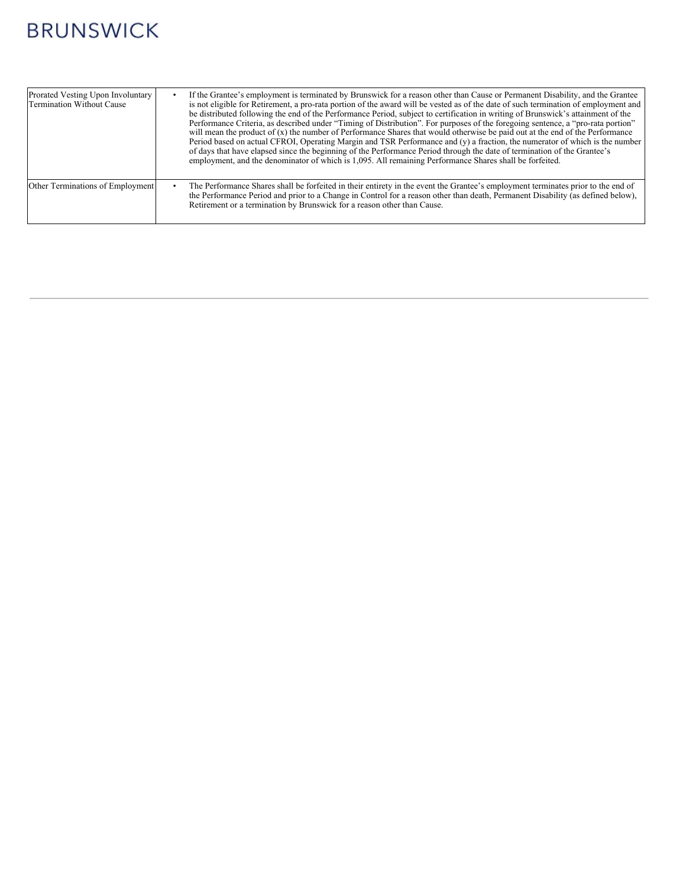| | |
|---|---|
| Prorated Vesting Upon Involuntary Termination Without Cause | • If the Grantee's employment is terminated by Brunswick for a reason other than Cause or Permanent Disability, and the Grantee is not eligible for Retirement, a pro-rata portion of the award will be vested as of the date of such termination of employment and be distributed following the end of the Performance Period, subject to certification in writing of Brunswick's attainment of the Performance Criteria, as described under "Timing of Distribution". For purposes of the foregoing sentence, a "pro-rata portion" will mean the product of (x) the number of Performance Shares that would otherwise be paid out at the end of the Performance Period based on actual CFROI, Operating Margin and TSR Performance and (y) a fraction, the numerator of which is the number of days that have elapsed since the beginning of the Performance Period through the date of termination of the Grantee's employment, and the denominator of which is 1,095. All remaining Performance Shares shall be forfeited. |
| Other Terminations of Employment | • The Performance Shares shall be forfeited in their entirety in the event the Grantee's employment terminates prior to the end of the Performance Period and prior to a Change in Control for a reason other than death, Permanent Disability (as defined below), Retirement or a termination by Brunswick for a reason other than Cause. |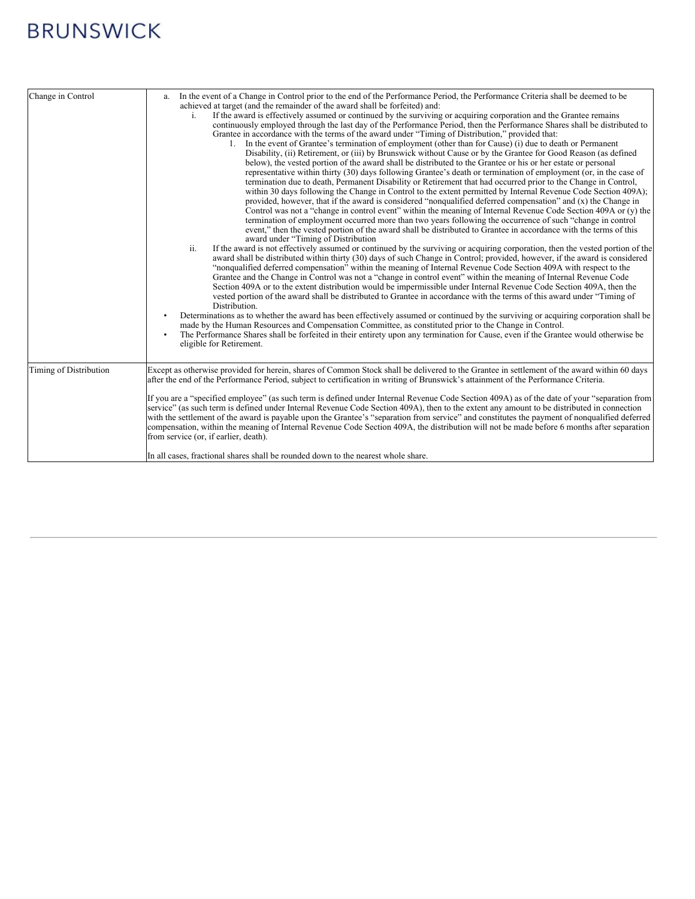BRUNSWICK

| | |
|---|---|
| Change in Control | a. In the event of a Change in Control prior to the end of the Performance Period, the Performance Criteria shall be deemed to be achieved at target (and the remainder of the award shall be forfeited) and:<br>i. If the award is effectively assumed or continued by the surviving or acquiring corporation and the Grantee remains continuously employed through the last day of the Performance Period, then the Performance Shares shall be distributed to Grantee in accordance with the terms of the award under "Timing of Distribution," provided that:<br>1. In the event of Grantee's termination of employment (other than for Cause) (i) due to death or Permanent Disability, (ii) Retirement, or (iii) by Brunswick without Cause or by the Grantee for Good Reason (as defined below), the vested portion of the award shall be distributed to the Grantee or his or her estate or personal representative within thirty (30) days following Grantee's death or termination of employment (or, in the case of termination due to death, Permanent Disability or Retirement that had occurred prior to the Change in Control, within 30 days following the Change in Control to the extent permitted by Internal Revenue Code Section 409A); provided, however, that if the award is considered "nonqualified deferred compensation" and (x) the Change in Control was not a "change in control event" within the meaning of Internal Revenue Code Section 409A or (y) the termination of employment occurred more than two years following the occurrence of such "change in control event," then the vested portion of the award shall be distributed to Grantee in accordance with the terms of this award under "Timing of Distribution<br>ii. If the award is not effectively assumed or continued by the surviving or acquiring corporation, then the vested portion of the award shall be distributed within thirty (30) days of such Change in Control; provided, however, if the award is considered "nonqualified deferred compensation" within the meaning of Internal Revenue Code Section 409A with respect to the Grantee and the Change in Control was not a "change in control event" within the meaning of Internal Revenue Code Section 409A or to the extent distribution would be impermissible under Internal Revenue Code Section 409A, then the vested portion of the award shall be distributed to Grantee in accordance with the terms of this award under "Timing of Distribution.<br>• Determinations as to whether the award has been effectively assumed or continued by the surviving or acquiring corporation shall be made by the Human Resources and Compensation Committee, as constituted prior to the Change in Control.<br>• The Performance Shares shall be forfeited in their entirety upon any termination for Cause, even if the Grantee would otherwise be eligible for Retirement. |
| Timing of Distribution | Except as otherwise provided for herein, shares of Common Stock shall be delivered to the Grantee in settlement of the award within 60 days after the end of the Performance Period, subject to certification in writing of Brunswick's attainment of the Performance Criteria.<br><br>If you are a "specified employee" (as such term is defined under Internal Revenue Code Section 409A) as of the date of your "separation from service" (as such term is defined under Internal Revenue Code Section 409A), then to the extent any amount to be distributed in connection with the settlement of the award is payable upon the Grantee's "separation from service" and constitutes the payment of nonqualified deferred compensation, within the meaning of Internal Revenue Code Section 409A, the distribution will not be made before 6 months after separation from service (or, if earlier, death).<br><br>In all cases, fractional shares shall be rounded down to the nearest whole share. |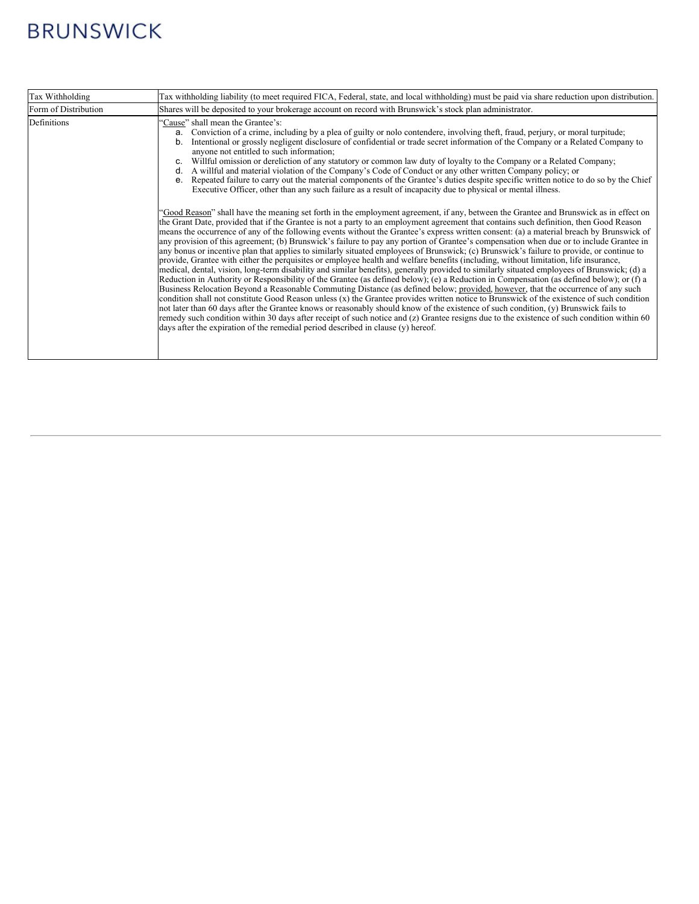| | |
|---|---|
| Tax Withholding | Tax withholding liability (to meet required FICA, Federal, state, and local withholding) must be paid via share reduction upon distribution. |
| Form of Distribution | Shares will be deposited to your brokerage account on record with Brunswick's stock plan administrator. |
| Definitions | "Cause" shall mean the Grantee's:<br>a. Conviction of a crime, including by a plea of guilty or nolo contendere, involving theft, fraud, perjury, or moral turpitude;<br>b. Intentional or grossly negligent disclosure of confidential or trade secret information of the Company or a Related Company to anyone not entitled to such information;<br>c. Willful omission or dereliction of any statutory or common law duty of loyalty to the Company or a Related Company;<br>d. A willful and material violation of the Company's Code of Conduct or any other written Company policy; or<br>e. Repeated failure to carry out the material components of the Grantee's duties despite specific written notice to do so by the Chief Executive Officer, other than any such failure as a result of incapacity due to physical or mental illness.<br><br>"Good Reason" shall have the meaning set forth in the employment agreement, if any, between the Grantee and Brunswick as in effect on the Grant Date, provided that if the Grantee is not a party to an employment agreement that contains such definition, then Good Reason means the occurrence of any of the following events without the Grantee's express written consent: (a) a material breach by Brunswick of any provision of this agreement; (b) Brunswick's failure to pay any portion of Grantee's compensation when due or to include Grantee in any bonus or incentive plan that applies to similarly situated employees of Brunswick; (c) Brunswick's failure to provide, or continue to provide, Grantee with either the perquisites or employee health and welfare benefits (including, without limitation, life insurance, medical, dental, vision, long-term disability and similar benefits), generally provided to similarly situated employees of Brunswick; (d) a Reduction in Authority or Responsibility of the Grantee (as defined below); (e) a Reduction in Compensation (as defined below); or (f) a Business Relocation Beyond a Reasonable Commuting Distance (as defined below; provided, however, that the occurrence of any such condition shall not constitute Good Reason unless (x) the Grantee provides written notice to Brunswick of the existence of such condition not later than 60 days after the Grantee knows or reasonably should know of the existence of such condition, (y) Brunswick fails to remedy such condition within 30 days after receipt of such notice and (z) Grantee resigns due to the existence of such condition within 60 days after the expiration of the remedial period described in clause (y) hereof. |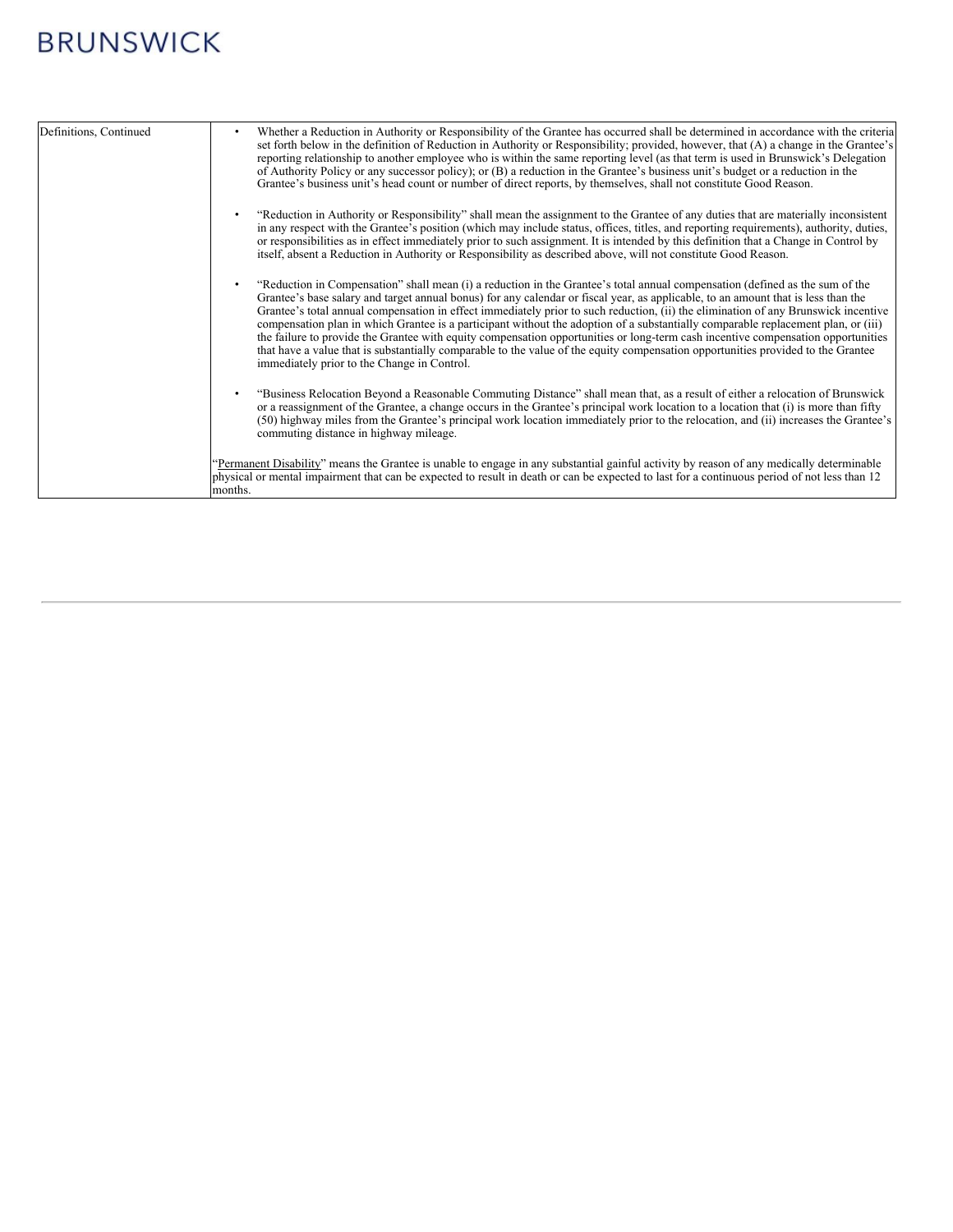| | |
|---|---|
| Definitions, Continued | • Whether a Reduction in Authority or Responsibility of the Grantee has occurred shall be determined in accordance with the criteria set forth below in the definition of Reduction in Authority or Responsibility; provided, however, that (A) a change in the Grantee's reporting relationship to another employee who is within the same reporting level (as that term is used in Brunswick's Delegation of Authority Policy or any successor policy); or (B) a reduction in the Grantee's business unit's budget or a reduction in the Grantee's business unit's head count or number of direct reports, by themselves, shall not constitute Good Reason.<br><br>• "Reduction in Authority or Responsibility" shall mean the assignment to the Grantee of any duties that are materially inconsistent in any respect with the Grantee's position (which may include status, offices, titles, and reporting requirements), authority, duties, or responsibilities as in effect immediately prior to such assignment. It is intended by this definition that a Change in Control by itself, absent a Reduction in Authority or Responsibility as described above, will not constitute Good Reason.<br><br>• "Reduction in Compensation" shall mean (i) a reduction in the Grantee's total annual compensation (defined as the sum of the Grantee's base salary and target annual bonus) for any calendar or fiscal year, as applicable, to an amount that is less than the Grantee's total annual compensation in effect immediately prior to such reduction, (ii) the elimination of any Brunswick incentive compensation plan in which Grantee is a participant without the adoption of a substantially comparable replacement plan, or (iii) the failure to provide the Grantee with equity compensation opportunities or long-term cash incentive compensation opportunities that have a value that is substantially comparable to the value of the equity compensation opportunities provided to the Grantee immediately prior to the Change in Control.<br><br>• "Business Relocation Beyond a Reasonable Commuting Distance" shall mean that, as a result of either a relocation of Brunswick or a reassignment of the Grantee, a change occurs in the Grantee's principal work location to a location that (i) is more than fifty (50) highway miles from the Grantee's principal work location immediately prior to the relocation, and (ii) increases the Grantee's commuting distance in highway mileage.<br><br>"Permanent Disability" means the Grantee is unable to engage in any substantial gainful activity by reason of any medically determinable physical or mental impairment that can be expected to result in death or can be expected to last for a continuous period of not less than 12 months. |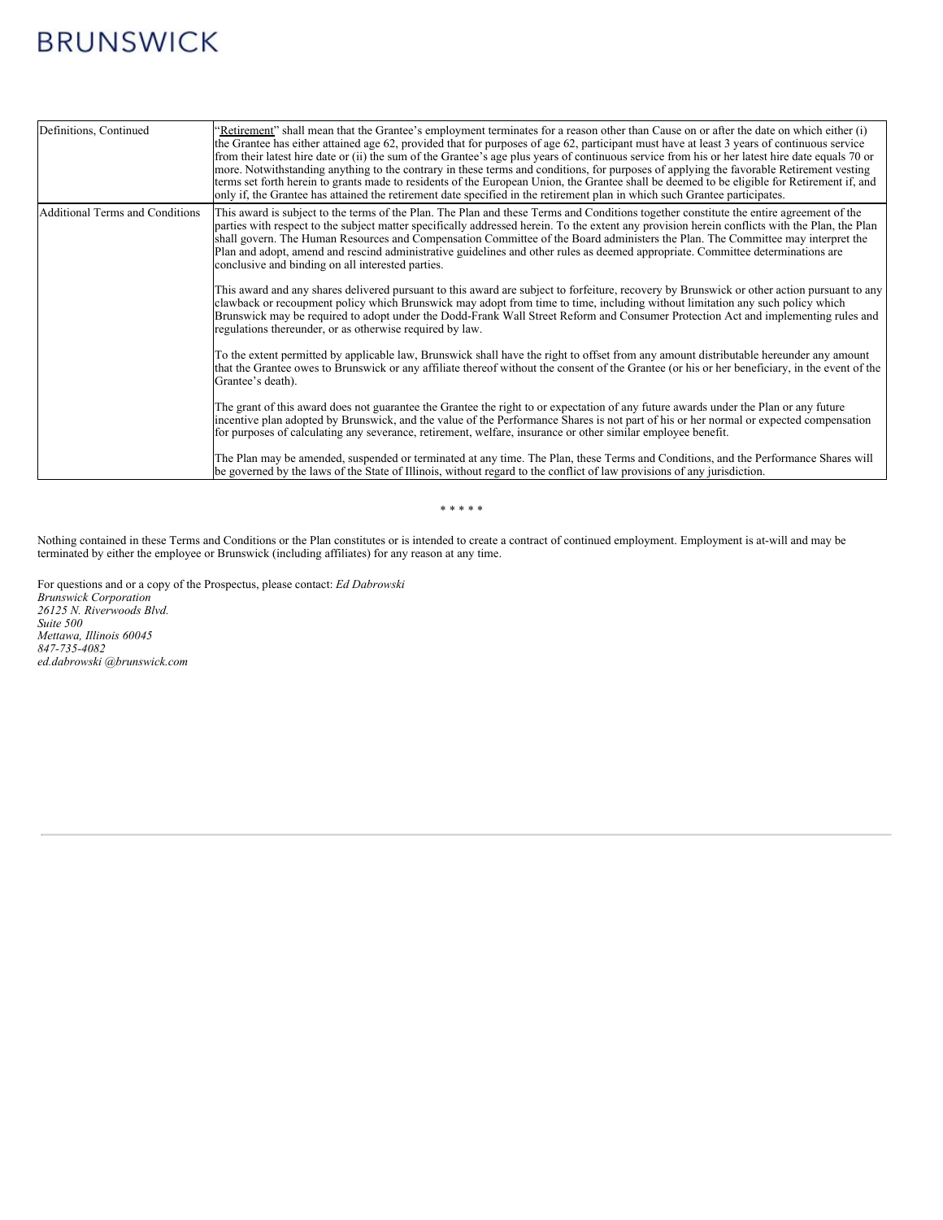BRUNSWICK

| | |
|---|---|
| Definitions, Continued | "Retirement" shall mean that the Grantee's employment terminates for a reason other than Cause on or after the date on which either (i) the Grantee has either attained age 62, provided that for purposes of age 62, participant must have at least 3 years of continuous service from their latest hire date or (ii) the sum of the Grantee's age plus years of continuous service from his or her latest hire date equals 70 or more. Notwithstanding anything to the contrary in these terms and conditions, for purposes of applying the favorable Retirement vesting terms set forth herein to grants made to residents of the European Union, the Grantee shall be deemed to be eligible for Retirement if, and only if, the Grantee has attained the retirement date specified in the retirement plan in which such Grantee participates. |
| Additional Terms and Conditions | This award is subject to the terms of the Plan. The Plan and these Terms and Conditions together constitute the entire agreement of the parties with respect to the subject matter specifically addressed herein. To the extent any provision herein conflicts with the Plan, the Plan shall govern. The Human Resources and Compensation Committee of the Board administers the Plan. The Committee may interpret the Plan and adopt, amend and rescind administrative guidelines and other rules as deemed appropriate. Committee determinations are conclusive and binding on all interested parties.<br><br>This award and any shares delivered pursuant to this award are subject to forfeiture, recovery by Brunswick or other action pursuant to any clawback or recoupment policy which Brunswick may adopt from time to time, including without limitation any such policy which Brunswick may be required to adopt under the Dodd-Frank Wall Street Reform and Consumer Protection Act and implementing rules and regulations thereunder, or as otherwise required by law.<br><br>To the extent permitted by applicable law, Brunswick shall have the right to offset from any amount distributable hereunder any amount that the Grantee owes to Brunswick or any affiliate thereof without the consent of the Grantee (or his or her beneficiary, in the event of the Grantee's death).<br><br>The grant of this award does not guarantee the Grantee the right to or expectation of any future awards under the Plan or any future incentive plan adopted by Brunswick, and the value of the Performance Shares is not part of his or her normal or expected compensation for purposes of calculating any severance, retirement, welfare, insurance or other similar employee benefit.<br><br>The Plan may be amended, suspended or terminated at any time. The Plan, these Terms and Conditions, and the Performance Shares will be governed by the laws of the State of Illinois, without regard to the conflict of law provisions of any jurisdiction. |

\* \* \* \* \*

Nothing contained in these Terms and Conditions or the Plan constitutes or is intended to create a contract of continued employment. Employment is at-will and may be terminated by either the employee or Brunswick (including affiliates) for any reason at any time.

For questions and or a copy of the Prospectus, please contact: *Ed Dabrowski*
*Brunswick Corporation*
*26125 N. Riverwoods Blvd.*
*Suite 500*
*Mettawa, Illinois 60045*
*847-735-4082*
*ed.dabrowski @brunswick.com*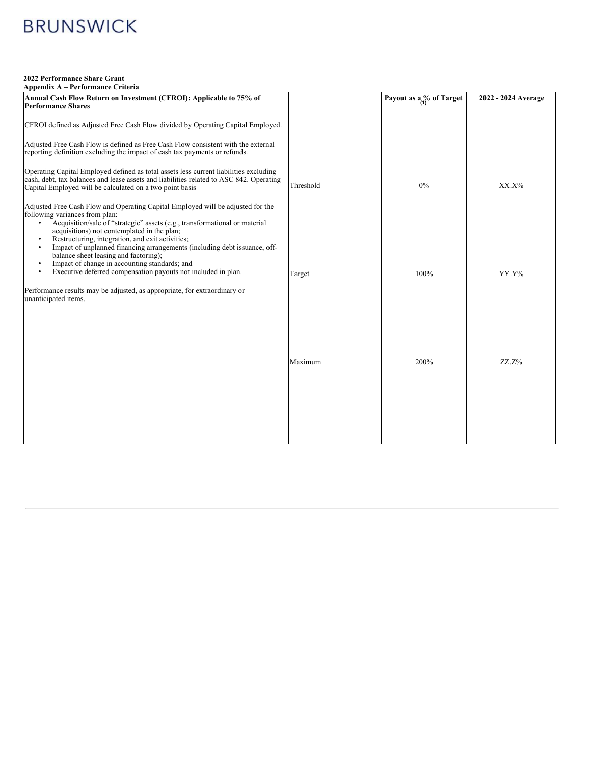**2022 Performance Share Grant**
**Appendix A – Performance Criteria**

| **Annual Cash Flow Return on Investment (CFROI): Applicable to 75% of Performance Shares** | | **Payout as a % of Target** (1) | **2022 - 2024 Average** |
|---|---|---|---|
| CFROI defined as Adjusted Free Cash Flow divided by Operating Capital Employed.<br><br>Adjusted Free Cash Flow is defined as Free Cash Flow consistent with the external reporting definition excluding the impact of cash tax payments or refunds.<br><br>Operating Capital Employed defined as total assets less current liabilities excluding cash, debt, tax balances and lease assets and liabilities related to ASC 842. Operating Capital Employed will be calculated on a two point basis<br><br>Adjusted Free Cash Flow and Operating Capital Employed will be adjusted for the following variances from plan:<br>• Acquisition/sale of "strategic" assets (e.g., transformational or material acquisitions) not contemplated in the plan;<br>• Restructuring, integration, and exit activities;<br>• Impact of unplanned financing arrangements (including debt issuance, off-balance sheet leasing and factoring);<br>• Impact of change in accounting standards; and<br>• Executive deferred compensation payouts not included in plan.<br><br>Performance results may be adjusted, as appropriate, for extraordinary or unanticipated items. | Threshold | 0% | XX.X% |
| | Target | 100% | YY.Y% |
| | Maximum | 200% | ZZ.Z% |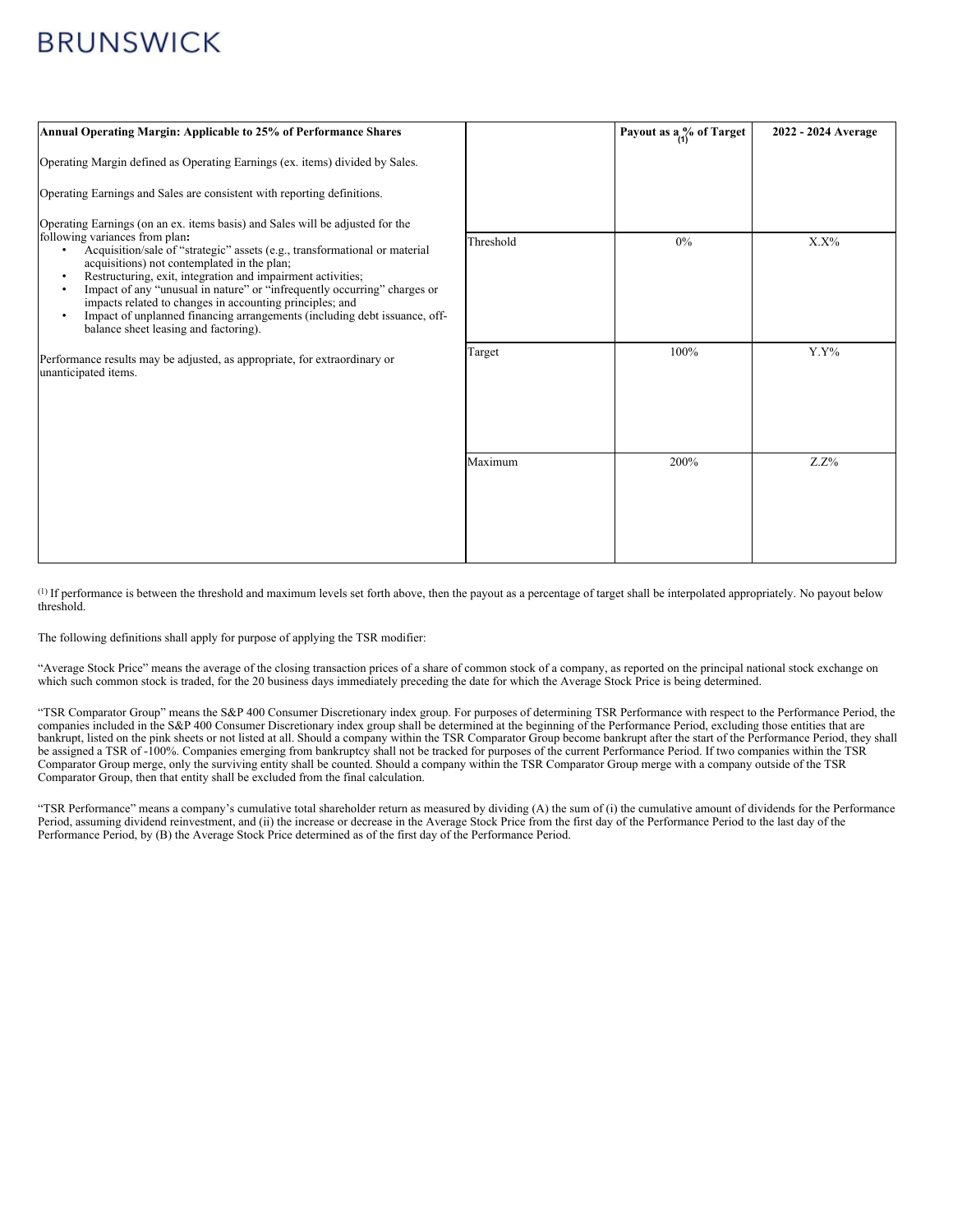| Annual Operating Margin: Applicable to 25% of Performance Shares | | Payout as a % of Target [(1)] | 2022 - 2024 Average |
|---|---|---|---|
| Operating Margin defined as Operating Earnings (ex. items) divided by Sales.<br><br>Operating Earnings and Sales are consistent with reporting definitions.<br><br>Operating Earnings (on an ex. items basis) and Sales will be adjusted for the following variances from plan:<br>• Acquisition/sale of "strategic" assets (e.g., transformational or material acquisitions) not contemplated in the plan;<br>• Restructuring, exit, integration and impairment activities;<br>• Impact of any "unusual in nature" or "infrequently occurring" charges or impacts related to changes in accounting principles; and<br>• Impact of unplanned financing arrangements (including debt issuance, off-balance sheet leasing and factoring).<br><br>Performance results may be adjusted, as appropriate, for extraordinary or unanticipated items. | Threshold | 0% | X.X% |
| | Target | 100% | Y.Y% |
| | Maximum | 200% | Z.Z% |

[(1)] If performance is between the threshold and maximum levels set forth above, then the payout as a percentage of target shall be interpolated appropriately. No payout below threshold.

The following definitions shall apply for purpose of applying the TSR modifier:

"Average Stock Price" means the average of the closing transaction prices of a share of common stock of a company, as reported on the principal national stock exchange on which such common stock is traded, for the 20 business days immediately preceding the date for which the Average Stock Price is being determined.

"TSR Comparator Group" means the S&P 400 Consumer Discretionary index group. For purposes of determining TSR Performance with respect to the Performance Period, the companies included in the S&P 400 Consumer Discretionary index group shall be determined at the beginning of the Performance Period, excluding those entities that are bankrupt, listed on the pink sheets or not listed at all. Should a company within the TSR Comparator Group become bankrupt after the start of the Performance Period, they shall be assigned a TSR of -100%. Companies emerging from bankruptcy shall not be tracked for purposes of the current Performance Period. If two companies within the TSR Comparator Group merge, only the surviving entity shall be counted. Should a company within the TSR Comparator Group merge with a company outside of the TSR Comparator Group, then that entity shall be excluded from the final calculation.

"TSR Performance" means a company's cumulative total shareholder return as measured by dividing (A) the sum of (i) the cumulative amount of dividends for the Performance Period, assuming dividend reinvestment, and (ii) the increase or decrease in the Average Stock Price from the first day of the Performance Period to the last day of the Performance Period, by (B) the Average Stock Price determined as of the first day of the Performance Period.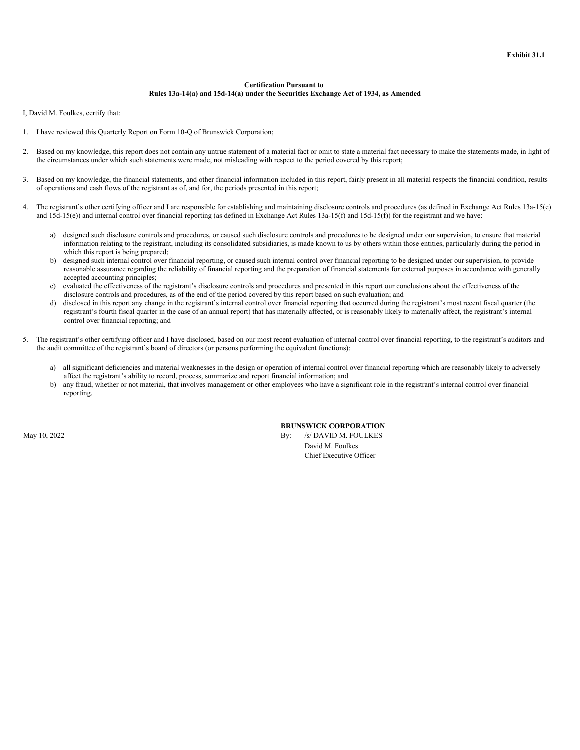**Exhibit 31.1**

**Certification Pursuant to**
**Rules 13a-14(a) and 15d-14(a) under the Securities Exchange Act of 1934, as Amended**

I, David M. Foulkes, certify that:

1. I have reviewed this Quarterly Report on Form 10-Q of Brunswick Corporation;

2. Based on my knowledge, this report does not contain any untrue statement of a material fact or omit to state a material fact necessary to make the statements made, in light of the circumstances under which such statements were made, not misleading with respect to the period covered by this report;

3. Based on my knowledge, the financial statements, and other financial information included in this report, fairly present in all material respects the financial condition, results of operations and cash flows of the registrant as of, and for, the periods presented in this report;

4. The registrant's other certifying officer and I are responsible for establishing and maintaining disclosure controls and procedures (as defined in Exchange Act Rules 13a-15(e) and 15d-15(e)) and internal control over financial reporting (as defined in Exchange Act Rules 13a-15(f) and 15d-15(f)) for the registrant and we have:

   a) designed such disclosure controls and procedures, or caused such disclosure controls and procedures to be designed under our supervision, to ensure that material information relating to the registrant, including its consolidated subsidiaries, is made known to us by others within those entities, particularly during the period in which this report is being prepared;
   b) designed such internal control over financial reporting, or caused such internal control over financial reporting to be designed under our supervision, to provide reasonable assurance regarding the reliability of financial reporting and the preparation of financial statements for external purposes in accordance with generally accepted accounting principles;
   c) evaluated the effectiveness of the registrant's disclosure controls and procedures and presented in this report our conclusions about the effectiveness of the disclosure controls and procedures, as of the end of the period covered by this report based on such evaluation; and
   d) disclosed in this report any change in the registrant's internal control over financial reporting that occurred during the registrant's most recent fiscal quarter (the registrant's fourth fiscal quarter in the case of an annual report) that has materially affected, or is reasonably likely to materially affect, the registrant's internal control over financial reporting; and

5. The registrant's other certifying officer and I have disclosed, based on our most recent evaluation of internal control over financial reporting, to the registrant's auditors and the audit committee of the registrant's board of directors (or persons performing the equivalent functions):

   a) all significant deficiencies and material weaknesses in the design or operation of internal control over financial reporting which are reasonably likely to adversely affect the registrant's ability to record, process, summarize and report financial information; and
   b) any fraud, whether or not material, that involves management or other employees who have a significant role in the registrant's internal control over financial reporting.

May 10, 2022

**BRUNSWICK CORPORATION**
By: /s/ DAVID M. FOULKES
David M. Foulkes
Chief Executive Officer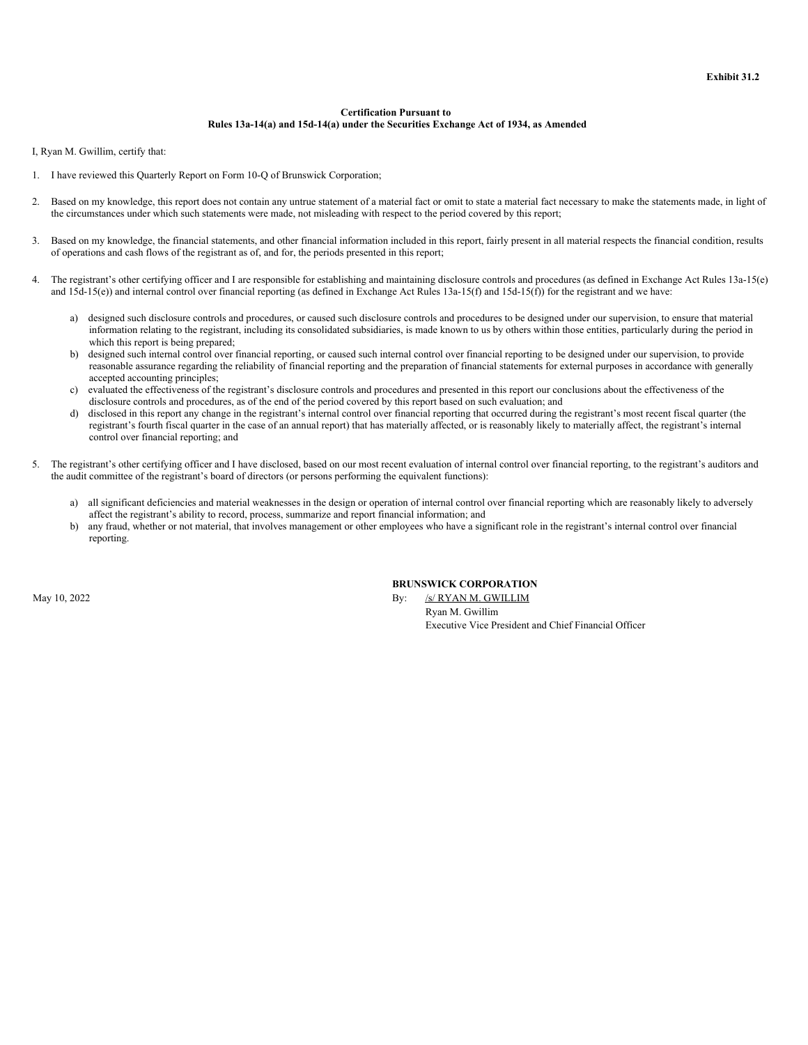**Exhibit 31.2**

**Certification Pursuant to**
**Rules 13a-14(a) and 15d-14(a) under the Securities Exchange Act of 1934, as Amended**

I, Ryan M. Gwillim, certify that:

1. I have reviewed this Quarterly Report on Form 10-Q of Brunswick Corporation;

2. Based on my knowledge, this report does not contain any untrue statement of a material fact or omit to state a material fact necessary to make the statements made, in light of the circumstances under which such statements were made, not misleading with respect to the period covered by this report;

3. Based on my knowledge, the financial statements, and other financial information included in this report, fairly present in all material respects the financial condition, results of operations and cash flows of the registrant as of, and for, the periods presented in this report;

4. The registrant's other certifying officer and I are responsible for establishing and maintaining disclosure controls and procedures (as defined in Exchange Act Rules 13a-15(e) and 15d-15(e)) and internal control over financial reporting (as defined in Exchange Act Rules 13a-15(f) and 15d-15(f)) for the registrant and we have:

   a) designed such disclosure controls and procedures, or caused such disclosure controls and procedures to be designed under our supervision, to ensure that material information relating to the registrant, including its consolidated subsidiaries, is made known to us by others within those entities, particularly during the period in which this report is being prepared;
   b) designed such internal control over financial reporting, or caused such internal control over financial reporting to be designed under our supervision, to provide reasonable assurance regarding the reliability of financial reporting and the preparation of financial statements for external purposes in accordance with generally accepted accounting principles;
   c) evaluated the effectiveness of the registrant's disclosure controls and procedures and presented in this report our conclusions about the effectiveness of the disclosure controls and procedures, as of the end of the period covered by this report based on such evaluation; and
   d) disclosed in this report any change in the registrant's internal control over financial reporting that occurred during the registrant's most recent fiscal quarter (the registrant's fourth fiscal quarter in the case of an annual report) that has materially affected, or is reasonably likely to materially affect, the registrant's internal control over financial reporting; and

5. The registrant's other certifying officer and I have disclosed, based on our most recent evaluation of internal control over financial reporting, to the registrant's auditors and the audit committee of the registrant's board of directors (or persons performing the equivalent functions):

   a) all significant deficiencies and material weaknesses in the design or operation of internal control over financial reporting which are reasonably likely to adversely affect the registrant's ability to record, process, summarize and report financial information; and
   b) any fraud, whether or not material, that involves management or other employees who have a significant role in the registrant's internal control over financial reporting.

**BRUNSWICK CORPORATION**

May 10, 2022

By: /s/ RYAN M. GWILLIM
Ryan M. Gwillim
Executive Vice President and Chief Financial Officer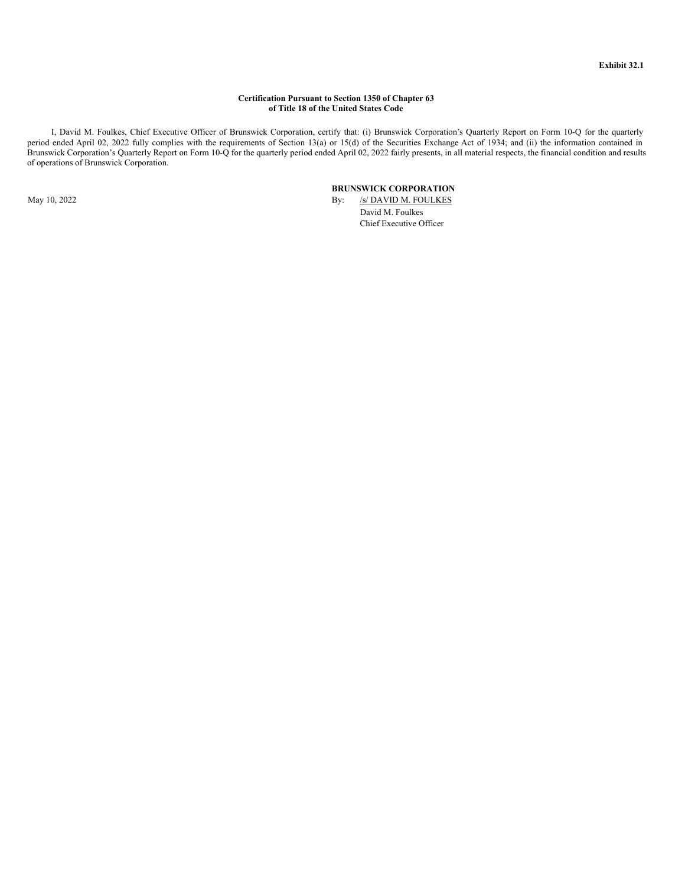**Exhibit 32.1**

**Certification Pursuant to Section 1350 of Chapter 63**
**of Title 18 of the United States Code**

I, David M. Foulkes, Chief Executive Officer of Brunswick Corporation, certify that: (i) Brunswick Corporation's Quarterly Report on Form 10-Q for the quarterly period ended April 02, 2022 fully complies with the requirements of Section 13(a) or 15(d) of the Securities Exchange Act of 1934; and (ii) the information contained in Brunswick Corporation's Quarterly Report on Form 10-Q for the quarterly period ended April 02, 2022 fairly presents, in all material respects, the financial condition and results of operations of Brunswick Corporation.

**BRUNSWICK CORPORATION**

May 10, 2022

By: /s/ DAVID M. FOULKES
David M. Foulkes
Chief Executive Officer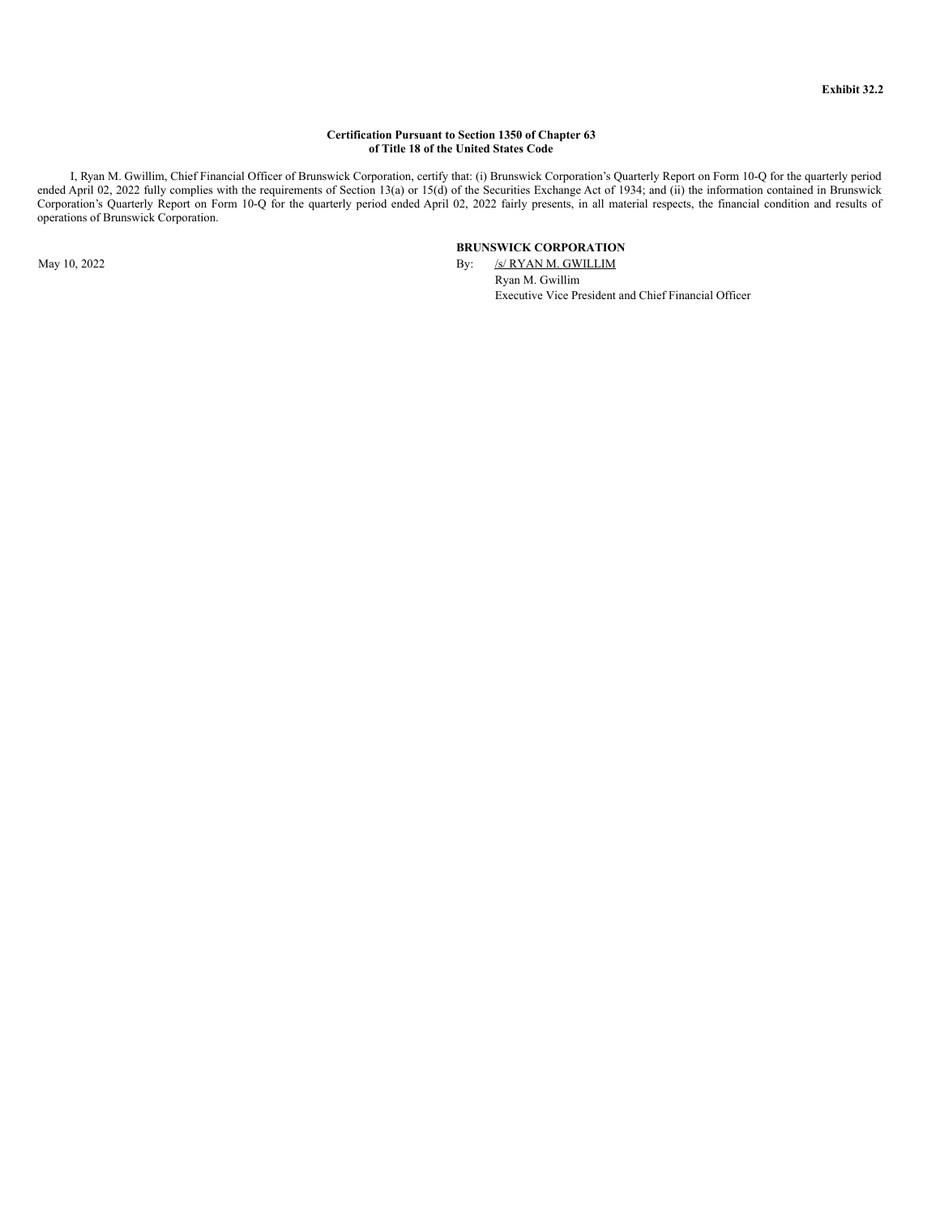**Exhibit 32.2**

**Certification Pursuant to Section 1350 of Chapter 63**
**of Title 18 of the United States Code**

I, Ryan M. Gwillim, Chief Financial Officer of Brunswick Corporation, certify that: (i) Brunswick Corporation’s Quarterly Report on Form 10-Q for the quarterly period ended April 02, 2022 fully complies with the requirements of Section 13(a) or 15(d) of the Securities Exchange Act of 1934; and (ii) the information contained in Brunswick Corporation’s Quarterly Report on Form 10-Q for the quarterly period ended April 02, 2022 fairly presents, in all material respects, the financial condition and results of operations of Brunswick Corporation.

**BRUNSWICK CORPORATION**

May 10, 2022

By: /s/ RYAN M. GWILLIM
Ryan M. Gwillim
Executive Vice President and Chief Financial Officer